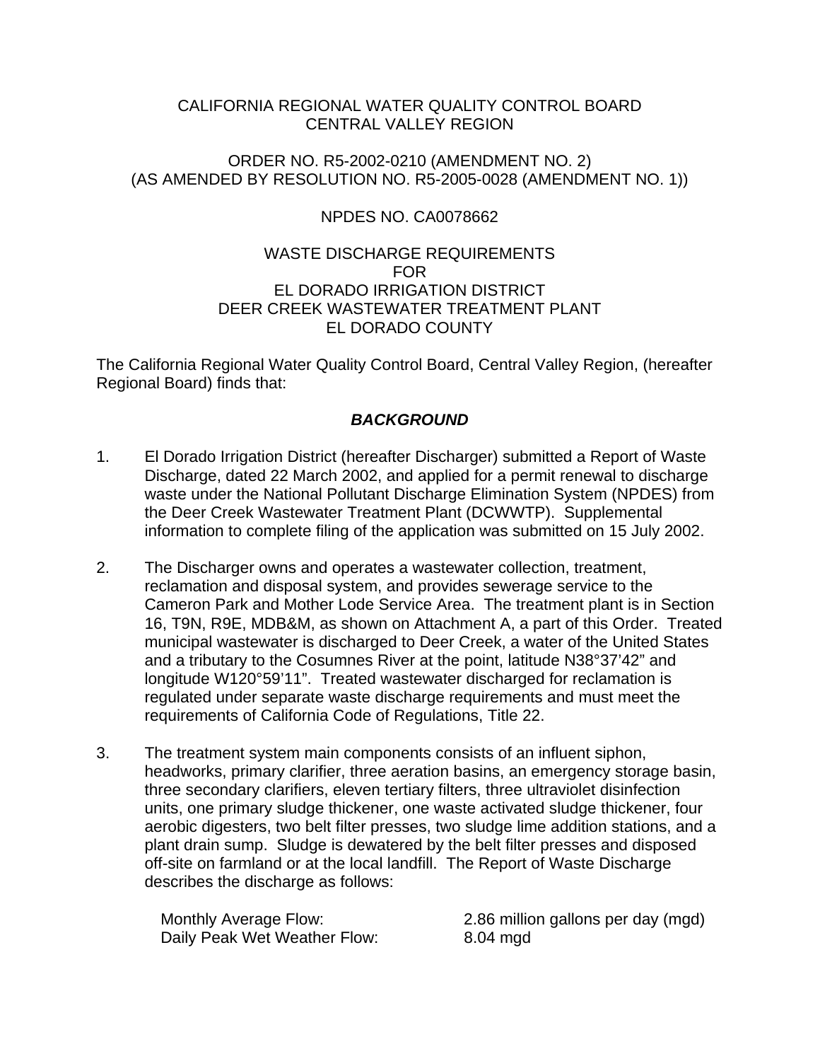CALIFORNIA REGIONAL WATER QUALITY CONTROL BOARD
CENTRAL VALLEY REGION

ORDER NO. R5-2002-0210 (AMENDMENT NO. 2)
(AS AMENDED BY RESOLUTION NO. R5-2005-0028 (AMENDMENT NO. 1))

NPDES NO. CA0078662

WASTE DISCHARGE REQUIREMENTS
FOR
EL DORADO IRRIGATION DISTRICT
DEER CREEK WASTEWATER TREATMENT PLANT
EL DORADO COUNTY

The California Regional Water Quality Control Board, Central Valley Region, (hereafter Regional Board) finds that:

## ***BACKGROUND***

1. El Dorado Irrigation District (hereafter Discharger) submitted a Report of Waste Discharge, dated 22 March 2002, and applied for a permit renewal to discharge waste under the National Pollutant Discharge Elimination System (NPDES) from the Deer Creek Wastewater Treatment Plant (DCWWTP). Supplemental information to complete filing of the application was submitted on 15 July 2002.

2. The Discharger owns and operates a wastewater collection, treatment, reclamation and disposal system, and provides sewerage service to the Cameron Park and Mother Lode Service Area. The treatment plant is in Section 16, T9N, R9E, MDB&M, as shown on Attachment A, a part of this Order. Treated municipal wastewater is discharged to Deer Creek, a water of the United States and a tributary to the Cosumnes River at the point, latitude N38°37'42" and longitude W120°59'11". Treated wastewater discharged for reclamation is regulated under separate waste discharge requirements and must meet the requirements of California Code of Regulations, Title 22.

3. The treatment system main components consists of an influent siphon, headworks, primary clarifier, three aeration basins, an emergency storage basin, three secondary clarifiers, eleven tertiary filters, three ultraviolet disinfection units, one primary sludge thickener, one waste activated sludge thickener, four aerobic digesters, two belt filter presses, two sludge lime addition stations, and a plant drain sump. Sludge is dewatered by the belt filter presses and disposed off-site on farmland or at the local landfill. The Report of Waste Discharge describes the discharge as follows:

| | |
|---|---|
| Monthly Average Flow: | 2.86 million gallons per day (mgd) |
| Daily Peak Wet Weather Flow: | 8.04 mgd |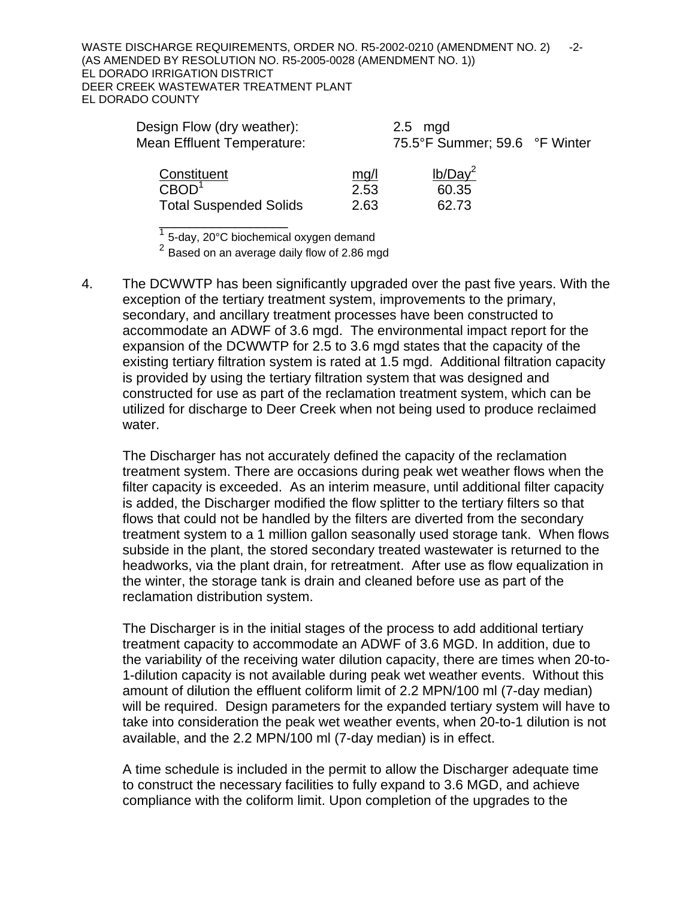Design Flow (dry weather): 2.5 mgd
Mean Effluent Temperature: 75.5°F Summer; 59.6 °F Winter

| Constituent | mg/l | lb/Day[2] |
|---|---|---|
| CBOD[1] | 2.53 | 60.35 |
| Total Suspended Solids | 2.63 | 62.73 |

[1] 5-day, 20°C biochemical oxygen demand
[2] Based on an average daily flow of 2.86 mgd

4. The DCWWTP has been significantly upgraded over the past five years. With the exception of the tertiary treatment system, improvements to the primary, secondary, and ancillary treatment processes have been constructed to accommodate an ADWF of 3.6 mgd. The environmental impact report for the expansion of the DCWWTP for 2.5 to 3.6 mgd states that the capacity of the existing tertiary filtration system is rated at 1.5 mgd. Additional filtration capacity is provided by using the tertiary filtration system that was designed and constructed for use as part of the reclamation treatment system, which can be utilized for discharge to Deer Creek when not being used to produce reclaimed water.

   The Discharger has not accurately defined the capacity of the reclamation treatment system. There are occasions during peak wet weather flows when the filter capacity is exceeded. As an interim measure, until additional filter capacity is added, the Discharger modified the flow splitter to the tertiary filters so that flows that could not be handled by the filters are diverted from the secondary treatment system to a 1 million gallon seasonally used storage tank. When flows subside in the plant, the stored secondary treated wastewater is returned to the headworks, via the plant drain, for retreatment. After use as flow equalization in the winter, the storage tank is drain and cleaned before use as part of the reclamation distribution system.

   The Discharger is in the initial stages of the process to add additional tertiary treatment capacity to accommodate an ADWF of 3.6 MGD. In addition, due to the variability of the receiving water dilution capacity, there are times when 20-to-1-dilution capacity is not available during peak wet weather events. Without this amount of dilution the effluent coliform limit of 2.2 MPN/100 ml (7-day median) will be required. Design parameters for the expanded tertiary system will have to take into consideration the peak wet weather events, when 20-to-1 dilution is not available, and the 2.2 MPN/100 ml (7-day median) is in effect.

   A time schedule is included in the permit to allow the Discharger adequate time to construct the necessary facilities to fully expand to 3.6 MGD, and achieve compliance with the coliform limit. Upon completion of the upgrades to the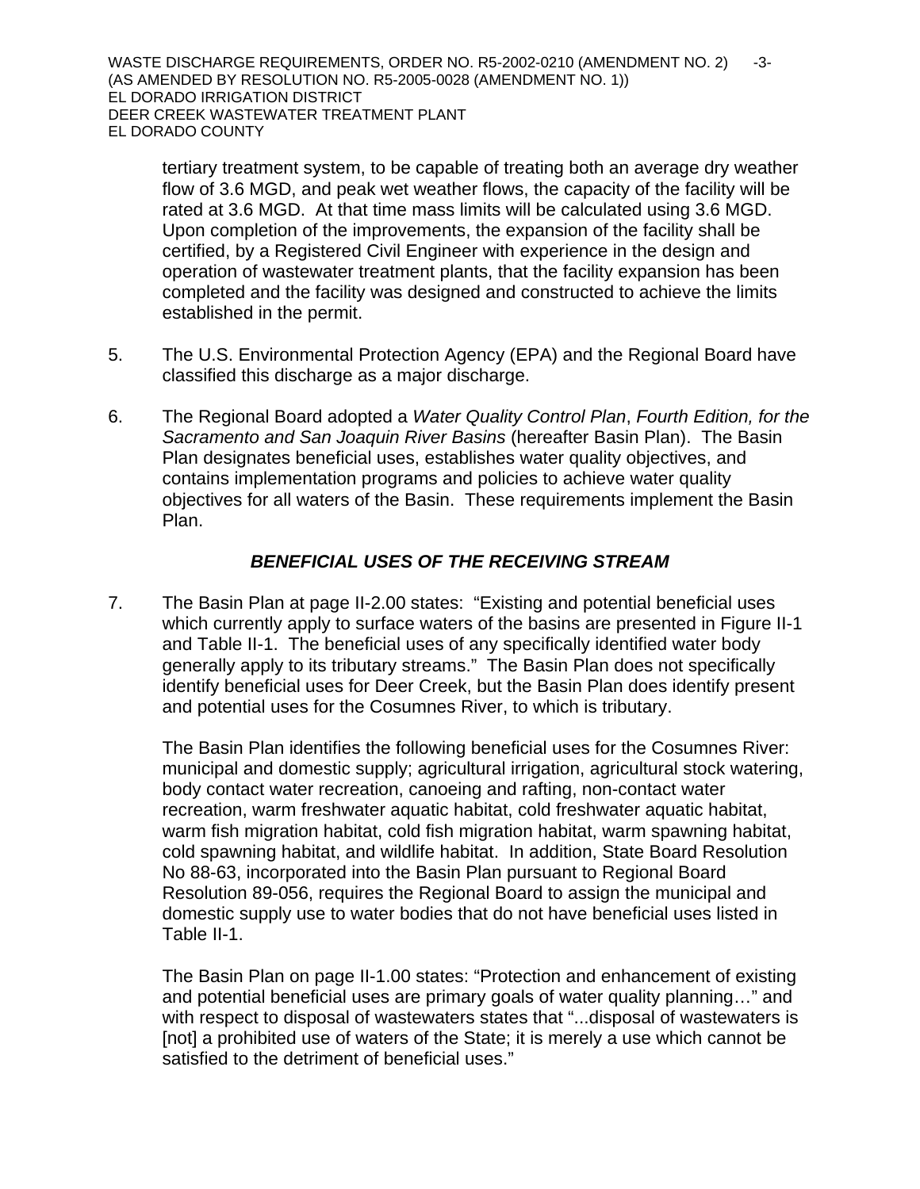tertiary treatment system, to be capable of treating both an average dry weather flow of 3.6 MGD, and peak wet weather flows, the capacity of the facility will be rated at 3.6 MGD. At that time mass limits will be calculated using 3.6 MGD. Upon completion of the improvements, the expansion of the facility shall be certified, by a Registered Civil Engineer with experience in the design and operation of wastewater treatment plants, that the facility expansion has been completed and the facility was designed and constructed to achieve the limits established in the permit.

5. The U.S. Environmental Protection Agency (EPA) and the Regional Board have classified this discharge as a major discharge.

6. The Regional Board adopted a *Water Quality Control Plan*, *Fourth Edition, for the Sacramento and San Joaquin River Basins* (hereafter Basin Plan). The Basin Plan designates beneficial uses, establishes water quality objectives, and contains implementation programs and policies to achieve water quality objectives for all waters of the Basin. These requirements implement the Basin Plan.

### *BENEFICIAL USES OF THE RECEIVING STREAM*

7. The Basin Plan at page II-2.00 states: "Existing and potential beneficial uses which currently apply to surface waters of the basins are presented in Figure II-1 and Table II-1. The beneficial uses of any specifically identified water body generally apply to its tributary streams." The Basin Plan does not specifically identify beneficial uses for Deer Creek, but the Basin Plan does identify present and potential uses for the Cosumnes River, to which is tributary.

   The Basin Plan identifies the following beneficial uses for the Cosumnes River: municipal and domestic supply; agricultural irrigation, agricultural stock watering, body contact water recreation, canoeing and rafting, non-contact water recreation, warm freshwater aquatic habitat, cold freshwater aquatic habitat, warm fish migration habitat, cold fish migration habitat, warm spawning habitat, cold spawning habitat, and wildlife habitat. In addition, State Board Resolution No 88-63, incorporated into the Basin Plan pursuant to Regional Board Resolution 89-056, requires the Regional Board to assign the municipal and domestic supply use to water bodies that do not have beneficial uses listed in Table II-1.

   The Basin Plan on page II-1.00 states: "Protection and enhancement of existing and potential beneficial uses are primary goals of water quality planning…" and with respect to disposal of wastewaters states that "...disposal of wastewaters is [not] a prohibited use of waters of the State; it is merely a use which cannot be satisfied to the detriment of beneficial uses."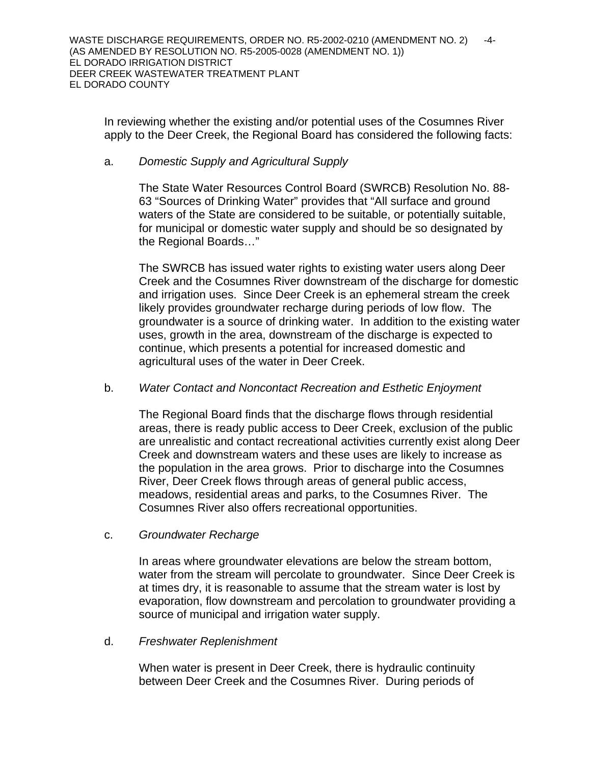In reviewing whether the existing and/or potential uses of the Cosumnes River apply to the Deer Creek, the Regional Board has considered the following facts:

a. *Domestic Supply and Agricultural Supply*

   The State Water Resources Control Board (SWRCB) Resolution No. 88-63 "Sources of Drinking Water" provides that "All surface and ground waters of the State are considered to be suitable, or potentially suitable, for municipal or domestic water supply and should be so designated by the Regional Boards…"

   The SWRCB has issued water rights to existing water users along Deer Creek and the Cosumnes River downstream of the discharge for domestic and irrigation uses. Since Deer Creek is an ephemeral stream the creek likely provides groundwater recharge during periods of low flow. The groundwater is a source of drinking water. In addition to the existing water uses, growth in the area, downstream of the discharge is expected to continue, which presents a potential for increased domestic and agricultural uses of the water in Deer Creek.

b. *Water Contact and Noncontact Recreation and Esthetic Enjoyment*

   The Regional Board finds that the discharge flows through residential areas, there is ready public access to Deer Creek, exclusion of the public are unrealistic and contact recreational activities currently exist along Deer Creek and downstream waters and these uses are likely to increase as the population in the area grows. Prior to discharge into the Cosumnes River, Deer Creek flows through areas of general public access, meadows, residential areas and parks, to the Cosumnes River. The Cosumnes River also offers recreational opportunities.

c. *Groundwater Recharge*

   In areas where groundwater elevations are below the stream bottom, water from the stream will percolate to groundwater. Since Deer Creek is at times dry, it is reasonable to assume that the stream water is lost by evaporation, flow downstream and percolation to groundwater providing a source of municipal and irrigation water supply.

d. *Freshwater Replenishment*

   When water is present in Deer Creek, there is hydraulic continuity between Deer Creek and the Cosumnes River. During periods of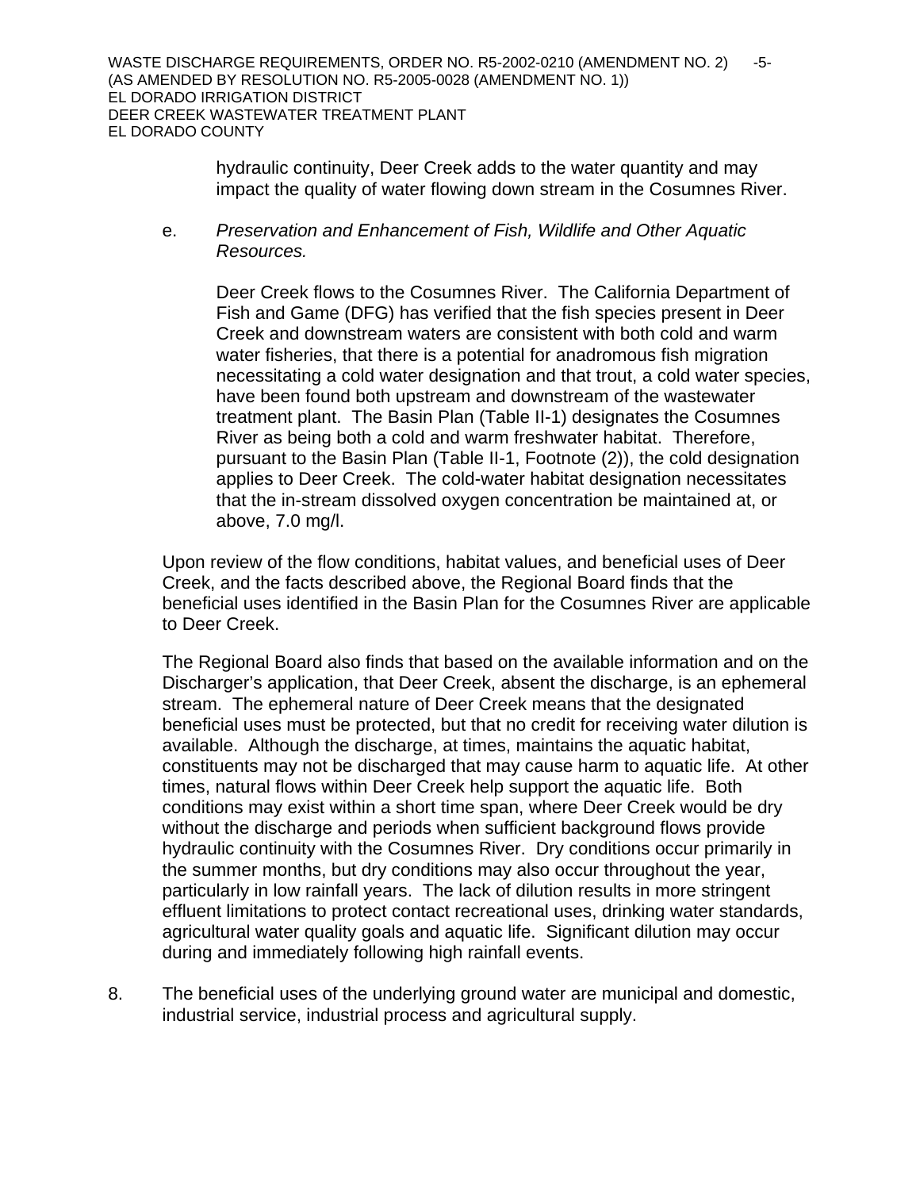hydraulic continuity, Deer Creek adds to the water quantity and may impact the quality of water flowing down stream in the Cosumnes River.

e. *Preservation and Enhancement of Fish, Wildlife and Other Aquatic Resources.*

   Deer Creek flows to the Cosumnes River. The California Department of Fish and Game (DFG) has verified that the fish species present in Deer Creek and downstream waters are consistent with both cold and warm water fisheries, that there is a potential for anadromous fish migration necessitating a cold water designation and that trout, a cold water species, have been found both upstream and downstream of the wastewater treatment plant. The Basin Plan (Table II-1) designates the Cosumnes River as being both a cold and warm freshwater habitat. Therefore, pursuant to the Basin Plan (Table II-1, Footnote (2)), the cold designation applies to Deer Creek. The cold-water habitat designation necessitates that the in-stream dissolved oxygen concentration be maintained at, or above, 7.0 mg/l.

Upon review of the flow conditions, habitat values, and beneficial uses of Deer Creek, and the facts described above, the Regional Board finds that the beneficial uses identified in the Basin Plan for the Cosumnes River are applicable to Deer Creek.

The Regional Board also finds that based on the available information and on the Discharger's application, that Deer Creek, absent the discharge, is an ephemeral stream. The ephemeral nature of Deer Creek means that the designated beneficial uses must be protected, but that no credit for receiving water dilution is available. Although the discharge, at times, maintains the aquatic habitat, constituents may not be discharged that may cause harm to aquatic life. At other times, natural flows within Deer Creek help support the aquatic life. Both conditions may exist within a short time span, where Deer Creek would be dry without the discharge and periods when sufficient background flows provide hydraulic continuity with the Cosumnes River. Dry conditions occur primarily in the summer months, but dry conditions may also occur throughout the year, particularly in low rainfall years. The lack of dilution results in more stringent effluent limitations to protect contact recreational uses, drinking water standards, agricultural water quality goals and aquatic life. Significant dilution may occur during and immediately following high rainfall events.

8. The beneficial uses of the underlying ground water are municipal and domestic, industrial service, industrial process and agricultural supply.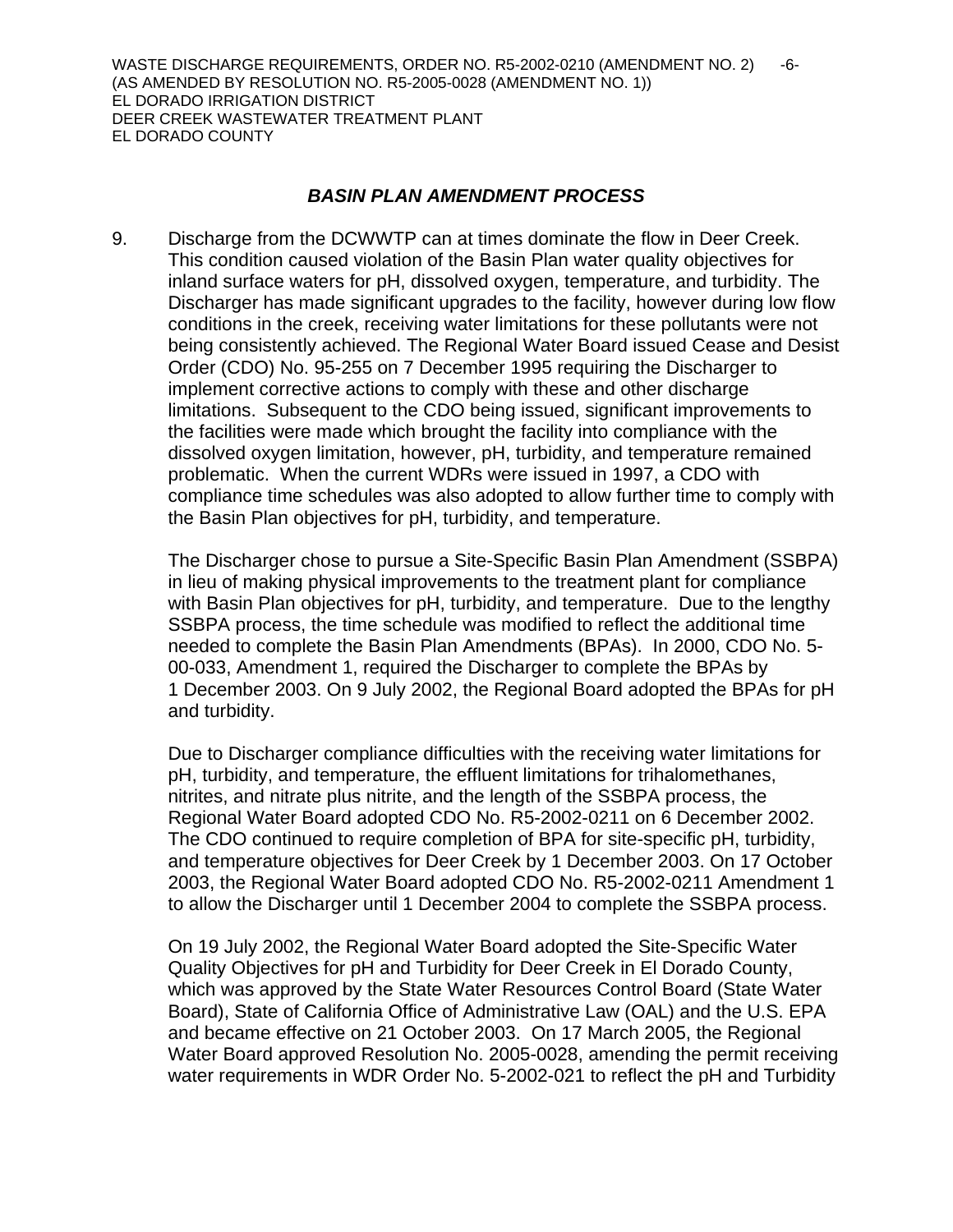### *BASIN PLAN AMENDMENT PROCESS*

9. Discharge from the DCWWTP can at times dominate the flow in Deer Creek. This condition caused violation of the Basin Plan water quality objectives for inland surface waters for pH, dissolved oxygen, temperature, and turbidity. The Discharger has made significant upgrades to the facility, however during low flow conditions in the creek, receiving water limitations for these pollutants were not being consistently achieved. The Regional Water Board issued Cease and Desist Order (CDO) No. 95-255 on 7 December 1995 requiring the Discharger to implement corrective actions to comply with these and other discharge limitations. Subsequent to the CDO being issued, significant improvements to the facilities were made which brought the facility into compliance with the dissolved oxygen limitation, however, pH, turbidity, and temperature remained problematic. When the current WDRs were issued in 1997, a CDO with compliance time schedules was also adopted to allow further time to comply with the Basin Plan objectives for pH, turbidity, and temperature.

   The Discharger chose to pursue a Site-Specific Basin Plan Amendment (SSBPA) in lieu of making physical improvements to the treatment plant for compliance with Basin Plan objectives for pH, turbidity, and temperature. Due to the lengthy SSBPA process, the time schedule was modified to reflect the additional time needed to complete the Basin Plan Amendments (BPAs). In 2000, CDO No. 5-00-033, Amendment 1, required the Discharger to complete the BPAs by 1 December 2003. On 9 July 2002, the Regional Board adopted the BPAs for pH and turbidity.

   Due to Discharger compliance difficulties with the receiving water limitations for pH, turbidity, and temperature, the effluent limitations for trihalomethanes, nitrites, and nitrate plus nitrite, and the length of the SSBPA process, the Regional Water Board adopted CDO No. R5-2002-0211 on 6 December 2002. The CDO continued to require completion of BPA for site-specific pH, turbidity, and temperature objectives for Deer Creek by 1 December 2003. On 17 October 2003, the Regional Water Board adopted CDO No. R5-2002-0211 Amendment 1 to allow the Discharger until 1 December 2004 to complete the SSBPA process.

   On 19 July 2002, the Regional Water Board adopted the Site-Specific Water Quality Objectives for pH and Turbidity for Deer Creek in El Dorado County, which was approved by the State Water Resources Control Board (State Water Board), State of California Office of Administrative Law (OAL) and the U.S. EPA and became effective on 21 October 2003. On 17 March 2005, the Regional Water Board approved Resolution No. 2005-0028, amending the permit receiving water requirements in WDR Order No. 5-2002-021 to reflect the pH and Turbidity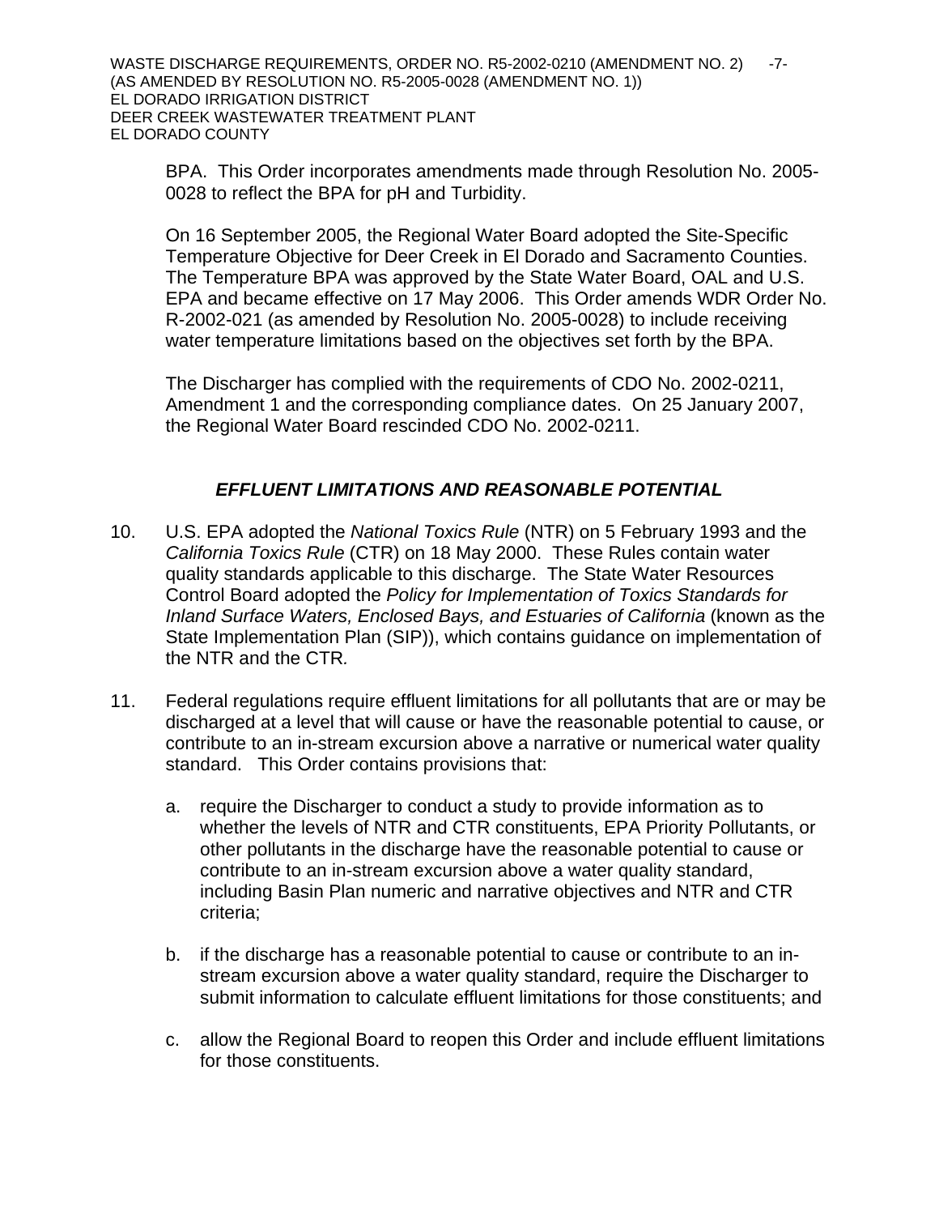BPA. This Order incorporates amendments made through Resolution No. 2005-0028 to reflect the BPA for pH and Turbidity.

On 16 September 2005, the Regional Water Board adopted the Site-Specific Temperature Objective for Deer Creek in El Dorado and Sacramento Counties. The Temperature BPA was approved by the State Water Board, OAL and U.S. EPA and became effective on 17 May 2006. This Order amends WDR Order No. R-2002-021 (as amended by Resolution No. 2005-0028) to include receiving water temperature limitations based on the objectives set forth by the BPA.

The Discharger has complied with the requirements of CDO No. 2002-0211, Amendment 1 and the corresponding compliance dates. On 25 January 2007, the Regional Water Board rescinded CDO No. 2002-0211.

## *EFFLUENT LIMITATIONS AND REASONABLE POTENTIAL*

10. U.S. EPA adopted the *National Toxics Rule* (NTR) on 5 February 1993 and the *California Toxics Rule* (CTR) on 18 May 2000. These Rules contain water quality standards applicable to this discharge. The State Water Resources Control Board adopted the *Policy for Implementation of Toxics Standards for Inland Surface Waters, Enclosed Bays, and Estuaries of California* (known as the State Implementation Plan (SIP)), which contains guidance on implementation of the NTR and the CTR.

11. Federal regulations require effluent limitations for all pollutants that are or may be discharged at a level that will cause or have the reasonable potential to cause, or contribute to an in-stream excursion above a narrative or numerical water quality standard. This Order contains provisions that:

    a. require the Discharger to conduct a study to provide information as to whether the levels of NTR and CTR constituents, EPA Priority Pollutants, or other pollutants in the discharge have the reasonable potential to cause or contribute to an in-stream excursion above a water quality standard, including Basin Plan numeric and narrative objectives and NTR and CTR criteria;

    b. if the discharge has a reasonable potential to cause or contribute to an in-stream excursion above a water quality standard, require the Discharger to submit information to calculate effluent limitations for those constituents; and

    c. allow the Regional Board to reopen this Order and include effluent limitations for those constituents.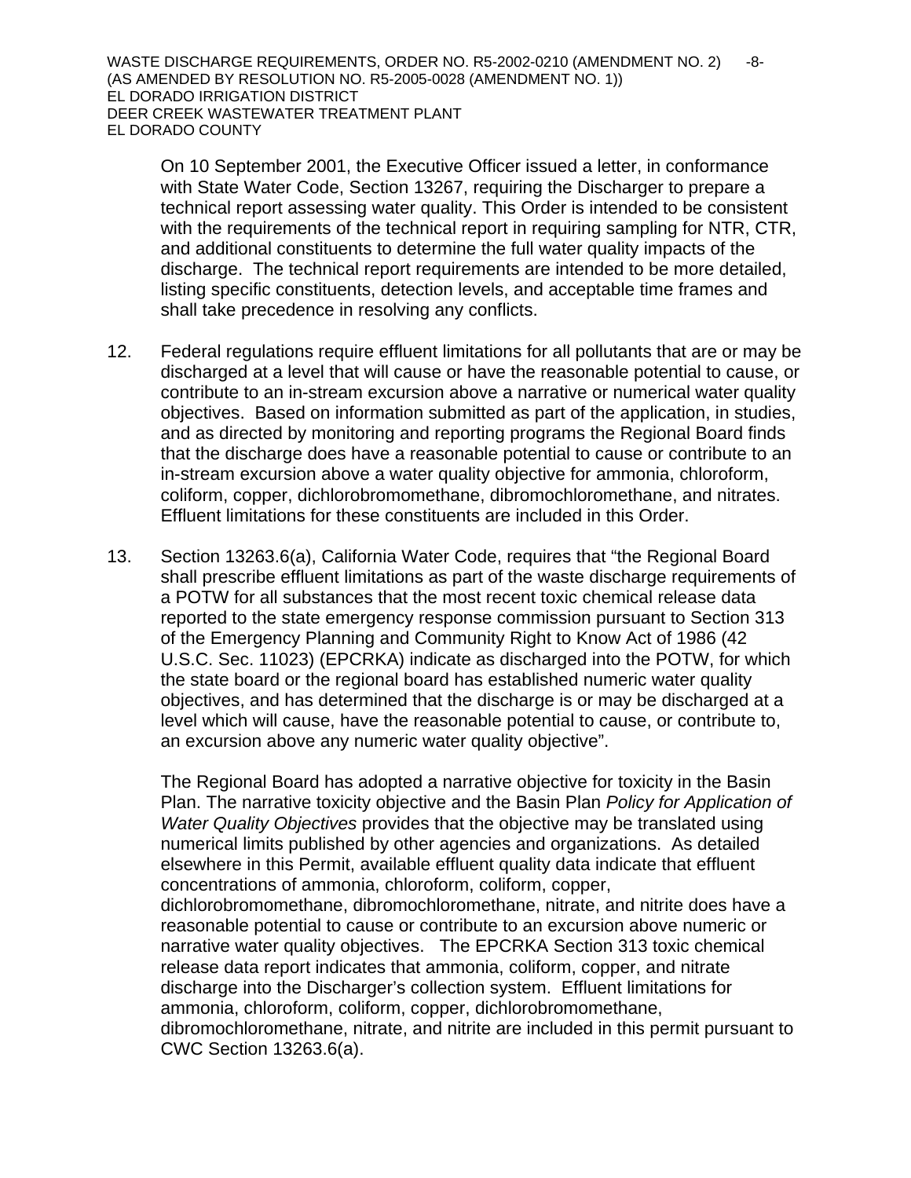On 10 September 2001, the Executive Officer issued a letter, in conformance with State Water Code, Section 13267, requiring the Discharger to prepare a technical report assessing water quality. This Order is intended to be consistent with the requirements of the technical report in requiring sampling for NTR, CTR, and additional constituents to determine the full water quality impacts of the discharge. The technical report requirements are intended to be more detailed, listing specific constituents, detection levels, and acceptable time frames and shall take precedence in resolving any conflicts.

12. Federal regulations require effluent limitations for all pollutants that are or may be discharged at a level that will cause or have the reasonable potential to cause, or contribute to an in-stream excursion above a narrative or numerical water quality objectives. Based on information submitted as part of the application, in studies, and as directed by monitoring and reporting programs the Regional Board finds that the discharge does have a reasonable potential to cause or contribute to an in-stream excursion above a water quality objective for ammonia, chloroform, coliform, copper, dichlorobromomethane, dibromochloromethane, and nitrates. Effluent limitations for these constituents are included in this Order.

13. Section 13263.6(a), California Water Code, requires that "the Regional Board shall prescribe effluent limitations as part of the waste discharge requirements of a POTW for all substances that the most recent toxic chemical release data reported to the state emergency response commission pursuant to Section 313 of the Emergency Planning and Community Right to Know Act of 1986 (42 U.S.C. Sec. 11023) (EPCRKA) indicate as discharged into the POTW, for which the state board or the regional board has established numeric water quality objectives, and has determined that the discharge is or may be discharged at a level which will cause, have the reasonable potential to cause, or contribute to, an excursion above any numeric water quality objective".

    The Regional Board has adopted a narrative objective for toxicity in the Basin Plan. The narrative toxicity objective and the Basin Plan *Policy for Application of Water Quality Objectives* provides that the objective may be translated using numerical limits published by other agencies and organizations. As detailed elsewhere in this Permit, available effluent quality data indicate that effluent concentrations of ammonia, chloroform, coliform, copper, dichlorobromomethane, dibromochloromethane, nitrate, and nitrite does have a reasonable potential to cause or contribute to an excursion above numeric or narrative water quality objectives. The EPCRKA Section 313 toxic chemical release data report indicates that ammonia, coliform, copper, and nitrate discharge into the Discharger's collection system. Effluent limitations for ammonia, chloroform, coliform, copper, dichlorobromomethane, dibromochloromethane, nitrate, and nitrite are included in this permit pursuant to CWC Section 13263.6(a).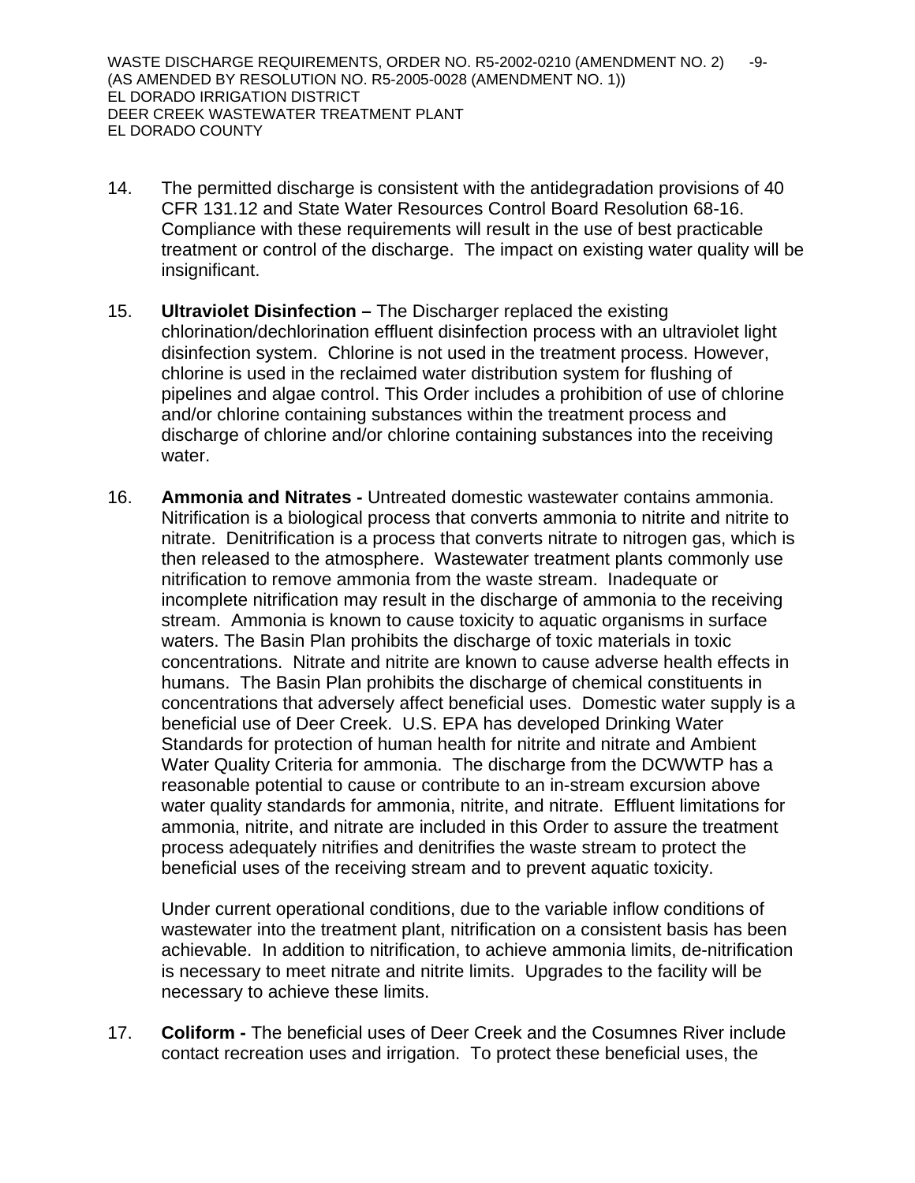14. The permitted discharge is consistent with the antidegradation provisions of 40 CFR 131.12 and State Water Resources Control Board Resolution 68-16. Compliance with these requirements will result in the use of best practicable treatment or control of the discharge. The impact on existing water quality will be insignificant.

15. **Ultraviolet Disinfection –** The Discharger replaced the existing chlorination/dechlorination effluent disinfection process with an ultraviolet light disinfection system. Chlorine is not used in the treatment process. However, chlorine is used in the reclaimed water distribution system for flushing of pipelines and algae control. This Order includes a prohibition of use of chlorine and/or chlorine containing substances within the treatment process and discharge of chlorine and/or chlorine containing substances into the receiving water.

16. **Ammonia and Nitrates -** Untreated domestic wastewater contains ammonia. Nitrification is a biological process that converts ammonia to nitrite and nitrite to nitrate. Denitrification is a process that converts nitrate to nitrogen gas, which is then released to the atmosphere. Wastewater treatment plants commonly use nitrification to remove ammonia from the waste stream. Inadequate or incomplete nitrification may result in the discharge of ammonia to the receiving stream. Ammonia is known to cause toxicity to aquatic organisms in surface waters. The Basin Plan prohibits the discharge of toxic materials in toxic concentrations. Nitrate and nitrite are known to cause adverse health effects in humans. The Basin Plan prohibits the discharge of chemical constituents in concentrations that adversely affect beneficial uses. Domestic water supply is a beneficial use of Deer Creek. U.S. EPA has developed Drinking Water Standards for protection of human health for nitrite and nitrate and Ambient Water Quality Criteria for ammonia. The discharge from the DCWWTP has a reasonable potential to cause or contribute to an in-stream excursion above water quality standards for ammonia, nitrite, and nitrate. Effluent limitations for ammonia, nitrite, and nitrate are included in this Order to assure the treatment process adequately nitrifies and denitrifies the waste stream to protect the beneficial uses of the receiving stream and to prevent aquatic toxicity.

    Under current operational conditions, due to the variable inflow conditions of wastewater into the treatment plant, nitrification on a consistent basis has been achievable. In addition to nitrification, to achieve ammonia limits, de-nitrification is necessary to meet nitrate and nitrite limits. Upgrades to the facility will be necessary to achieve these limits.

17. **Coliform -** The beneficial uses of Deer Creek and the Cosumnes River include contact recreation uses and irrigation. To protect these beneficial uses, the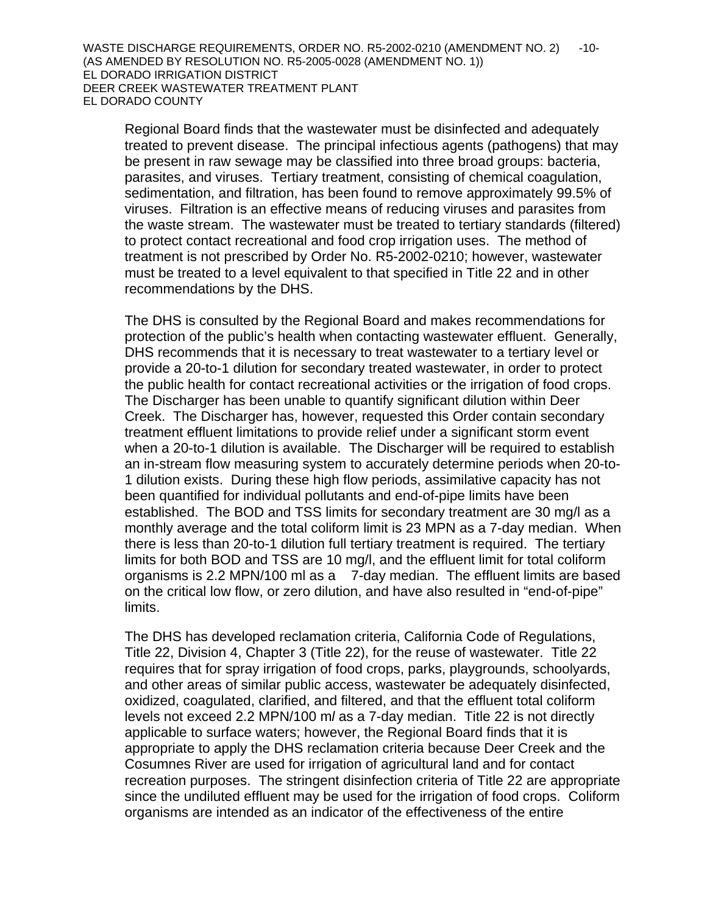Regional Board finds that the wastewater must be disinfected and adequately treated to prevent disease. The principal infectious agents (pathogens) that may be present in raw sewage may be classified into three broad groups: bacteria, parasites, and viruses. Tertiary treatment, consisting of chemical coagulation, sedimentation, and filtration, has been found to remove approximately 99.5% of viruses. Filtration is an effective means of reducing viruses and parasites from the waste stream. The wastewater must be treated to tertiary standards (filtered) to protect contact recreational and food crop irrigation uses. The method of treatment is not prescribed by Order No. R5-2002-0210; however, wastewater must be treated to a level equivalent to that specified in Title 22 and in other recommendations by the DHS.

The DHS is consulted by the Regional Board and makes recommendations for protection of the public's health when contacting wastewater effluent. Generally, DHS recommends that it is necessary to treat wastewater to a tertiary level or provide a 20-to-1 dilution for secondary treated wastewater, in order to protect the public health for contact recreational activities or the irrigation of food crops. The Discharger has been unable to quantify significant dilution within Deer Creek. The Discharger has, however, requested this Order contain secondary treatment effluent limitations to provide relief under a significant storm event when a 20-to-1 dilution is available. The Discharger will be required to establish an in-stream flow measuring system to accurately determine periods when 20-to-1 dilution exists. During these high flow periods, assimilative capacity has not been quantified for individual pollutants and end-of-pipe limits have been established. The BOD and TSS limits for secondary treatment are 30 mg/l as a monthly average and the total coliform limit is 23 MPN as a 7-day median. When there is less than 20-to-1 dilution full tertiary treatment is required. The tertiary limits for both BOD and TSS are 10 mg/l, and the effluent limit for total coliform organisms is 2.2 MPN/100 ml as a 7-day median. The effluent limits are based on the critical low flow, or zero dilution, and have also resulted in "end-of-pipe" limits.

The DHS has developed reclamation criteria, California Code of Regulations, Title 22, Division 4, Chapter 3 (Title 22), for the reuse of wastewater. Title 22 requires that for spray irrigation of food crops, parks, playgrounds, schoolyards, and other areas of similar public access, wastewater be adequately disinfected, oxidized, coagulated, clarified, and filtered, and that the effluent total coliform levels not exceed 2.2 MPN/100 ml as a 7-day median. Title 22 is not directly applicable to surface waters; however, the Regional Board finds that it is appropriate to apply the DHS reclamation criteria because Deer Creek and the Cosumnes River are used for irrigation of agricultural land and for contact recreation purposes. The stringent disinfection criteria of Title 22 are appropriate since the undiluted effluent may be used for the irrigation of food crops. Coliform organisms are intended as an indicator of the effectiveness of the entire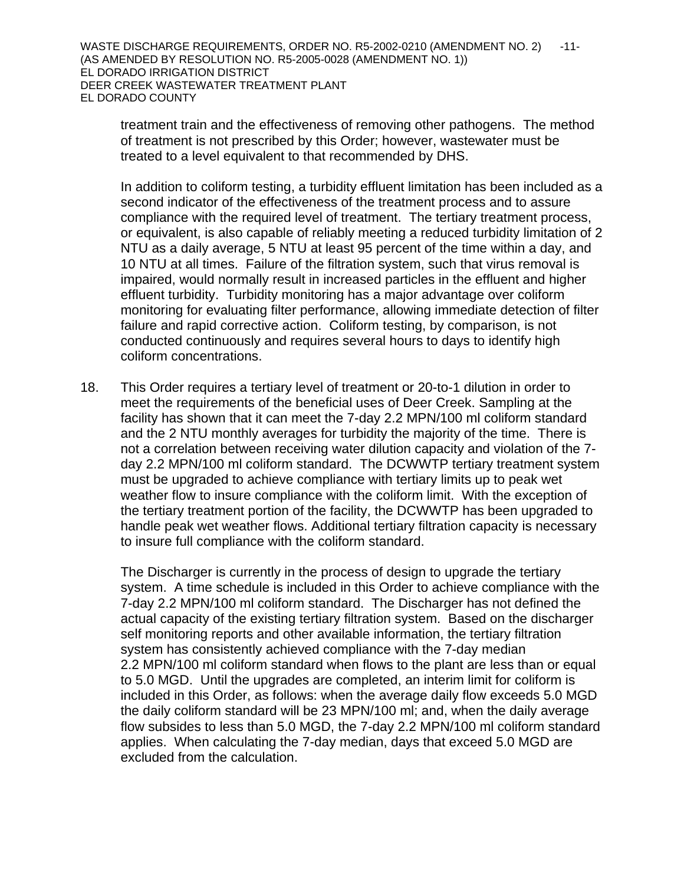treatment train and the effectiveness of removing other pathogens. The method of treatment is not prescribed by this Order; however, wastewater must be treated to a level equivalent to that recommended by DHS.

In addition to coliform testing, a turbidity effluent limitation has been included as a second indicator of the effectiveness of the treatment process and to assure compliance with the required level of treatment. The tertiary treatment process, or equivalent, is also capable of reliably meeting a reduced turbidity limitation of 2 NTU as a daily average, 5 NTU at least 95 percent of the time within a day, and 10 NTU at all times. Failure of the filtration system, such that virus removal is impaired, would normally result in increased particles in the effluent and higher effluent turbidity. Turbidity monitoring has a major advantage over coliform monitoring for evaluating filter performance, allowing immediate detection of filter failure and rapid corrective action. Coliform testing, by comparison, is not conducted continuously and requires several hours to days to identify high coliform concentrations.

18. This Order requires a tertiary level of treatment or 20-to-1 dilution in order to meet the requirements of the beneficial uses of Deer Creek. Sampling at the facility has shown that it can meet the 7-day 2.2 MPN/100 ml coliform standard and the 2 NTU monthly averages for turbidity the majority of the time. There is not a correlation between receiving water dilution capacity and violation of the 7-day 2.2 MPN/100 ml coliform standard. The DCWWTP tertiary treatment system must be upgraded to achieve compliance with tertiary limits up to peak wet weather flow to insure compliance with the coliform limit. With the exception of the tertiary treatment portion of the facility, the DCWWTP has been upgraded to handle peak wet weather flows. Additional tertiary filtration capacity is necessary to insure full compliance with the coliform standard.

    The Discharger is currently in the process of design to upgrade the tertiary system. A time schedule is included in this Order to achieve compliance with the 7-day 2.2 MPN/100 ml coliform standard. The Discharger has not defined the actual capacity of the existing tertiary filtration system. Based on the discharger self monitoring reports and other available information, the tertiary filtration system has consistently achieved compliance with the 7-day median 2.2 MPN/100 ml coliform standard when flows to the plant are less than or equal to 5.0 MGD. Until the upgrades are completed, an interim limit for coliform is included in this Order, as follows: when the average daily flow exceeds 5.0 MGD the daily coliform standard will be 23 MPN/100 ml; and, when the daily average flow subsides to less than 5.0 MGD, the 7-day 2.2 MPN/100 ml coliform standard applies. When calculating the 7-day median, days that exceed 5.0 MGD are excluded from the calculation.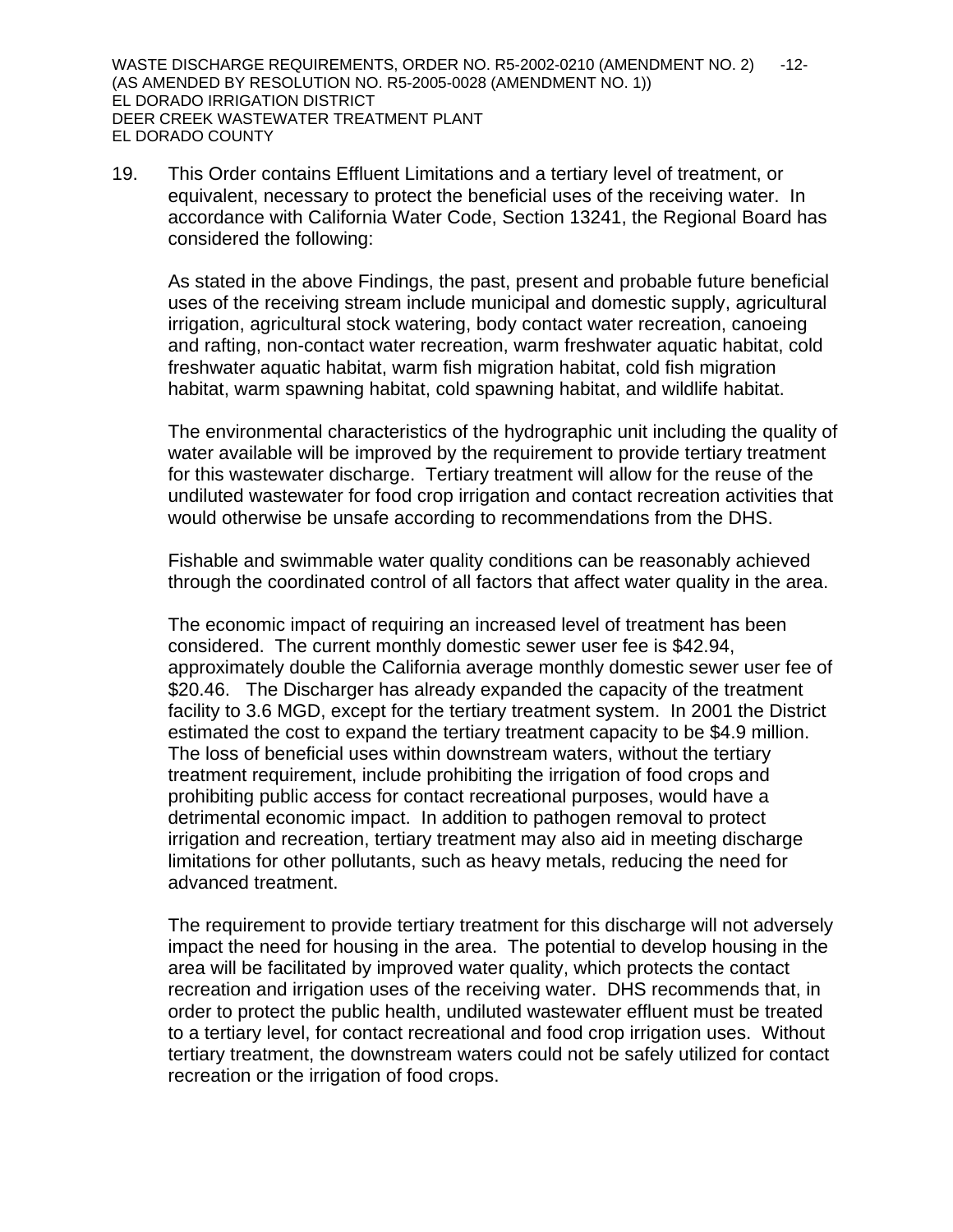19. This Order contains Effluent Limitations and a tertiary level of treatment, or equivalent, necessary to protect the beneficial uses of the receiving water. In accordance with California Water Code, Section 13241, the Regional Board has considered the following:

    As stated in the above Findings, the past, present and probable future beneficial uses of the receiving stream include municipal and domestic supply, agricultural irrigation, agricultural stock watering, body contact water recreation, canoeing and rafting, non-contact water recreation, warm freshwater aquatic habitat, cold freshwater aquatic habitat, warm fish migration habitat, cold fish migration habitat, warm spawning habitat, cold spawning habitat, and wildlife habitat.

    The environmental characteristics of the hydrographic unit including the quality of water available will be improved by the requirement to provide tertiary treatment for this wastewater discharge. Tertiary treatment will allow for the reuse of the undiluted wastewater for food crop irrigation and contact recreation activities that would otherwise be unsafe according to recommendations from the DHS.

    Fishable and swimmable water quality conditions can be reasonably achieved through the coordinated control of all factors that affect water quality in the area.

    The economic impact of requiring an increased level of treatment has been considered. The current monthly domestic sewer user fee is $42.94, approximately double the California average monthly domestic sewer user fee of $20.46. The Discharger has already expanded the capacity of the treatment facility to 3.6 MGD, except for the tertiary treatment system. In 2001 the District estimated the cost to expand the tertiary treatment capacity to be $4.9 million. The loss of beneficial uses within downstream waters, without the tertiary treatment requirement, include prohibiting the irrigation of food crops and prohibiting public access for contact recreational purposes, would have a detrimental economic impact. In addition to pathogen removal to protect irrigation and recreation, tertiary treatment may also aid in meeting discharge limitations for other pollutants, such as heavy metals, reducing the need for advanced treatment.

    The requirement to provide tertiary treatment for this discharge will not adversely impact the need for housing in the area. The potential to develop housing in the area will be facilitated by improved water quality, which protects the contact recreation and irrigation uses of the receiving water. DHS recommends that, in order to protect the public health, undiluted wastewater effluent must be treated to a tertiary level, for contact recreational and food crop irrigation uses. Without tertiary treatment, the downstream waters could not be safely utilized for contact recreation or the irrigation of food crops.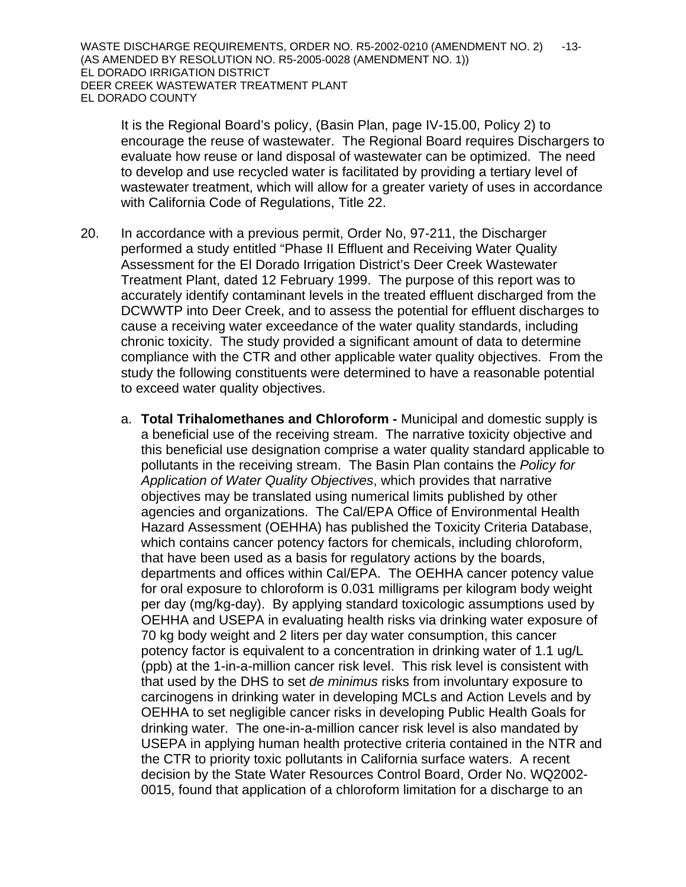It is the Regional Board's policy, (Basin Plan, page IV-15.00, Policy 2) to encourage the reuse of wastewater. The Regional Board requires Dischargers to evaluate how reuse or land disposal of wastewater can be optimized. The need to develop and use recycled water is facilitated by providing a tertiary level of wastewater treatment, which will allow for a greater variety of uses in accordance with California Code of Regulations, Title 22.

20. In accordance with a previous permit, Order No, 97-211, the Discharger performed a study entitled "Phase II Effluent and Receiving Water Quality Assessment for the El Dorado Irrigation District's Deer Creek Wastewater Treatment Plant, dated 12 February 1999. The purpose of this report was to accurately identify contaminant levels in the treated effluent discharged from the DCWWTP into Deer Creek, and to assess the potential for effluent discharges to cause a receiving water exceedance of the water quality standards, including chronic toxicity. The study provided a significant amount of data to determine compliance with the CTR and other applicable water quality objectives. From the study the following constituents were determined to have a reasonable potential to exceed water quality objectives.

    a. **Total Trihalomethanes and Chloroform -** Municipal and domestic supply is a beneficial use of the receiving stream. The narrative toxicity objective and this beneficial use designation comprise a water quality standard applicable to pollutants in the receiving stream. The Basin Plan contains the *Policy for Application of Water Quality Objectives*, which provides that narrative objectives may be translated using numerical limits published by other agencies and organizations. The Cal/EPA Office of Environmental Health Hazard Assessment (OEHHA) has published the Toxicity Criteria Database, which contains cancer potency factors for chemicals, including chloroform, that have been used as a basis for regulatory actions by the boards, departments and offices within Cal/EPA. The OEHHA cancer potency value for oral exposure to chloroform is 0.031 milligrams per kilogram body weight per day (mg/kg-day). By applying standard toxicologic assumptions used by OEHHA and USEPA in evaluating health risks via drinking water exposure of 70 kg body weight and 2 liters per day water consumption, this cancer potency factor is equivalent to a concentration in drinking water of 1.1 ug/L (ppb) at the 1-in-a-million cancer risk level. This risk level is consistent with that used by the DHS to set *de minimus* risks from involuntary exposure to carcinogens in drinking water in developing MCLs and Action Levels and by OEHHA to set negligible cancer risks in developing Public Health Goals for drinking water. The one-in-a-million cancer risk level is also mandated by USEPA in applying human health protective criteria contained in the NTR and the CTR to priority toxic pollutants in California surface waters. A recent decision by the State Water Resources Control Board, Order No. WQ2002-0015, found that application of a chloroform limitation for a discharge to an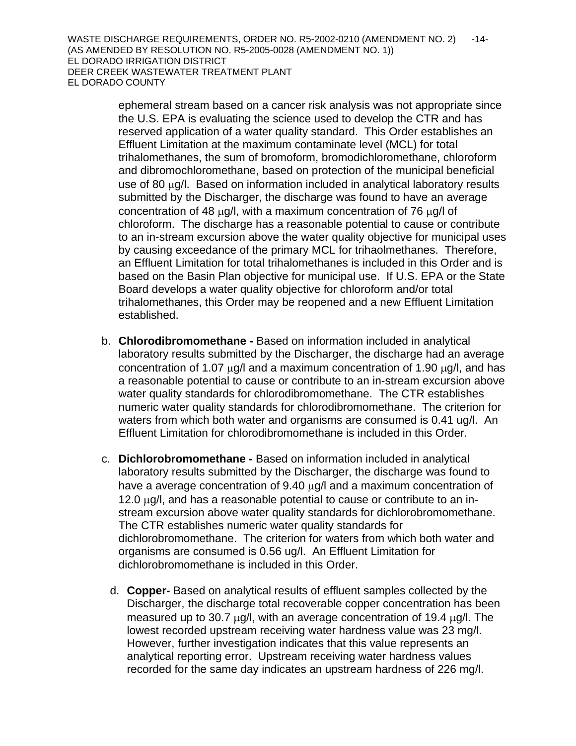ephemeral stream based on a cancer risk analysis was not appropriate since the U.S. EPA is evaluating the science used to develop the CTR and has reserved application of a water quality standard. This Order establishes an Effluent Limitation at the maximum contaminate level (MCL) for total trihalomethanes, the sum of bromoform, bromodichloromethane, chloroform and dibromochloromethane, based on protection of the municipal beneficial use of 80 μg/l. Based on information included in analytical laboratory results submitted by the Discharger, the discharge was found to have an average concentration of 48 μg/l, with a maximum concentration of 76 μg/l of chloroform. The discharge has a reasonable potential to cause or contribute to an in-stream excursion above the water quality objective for municipal uses by causing exceedance of the primary MCL for trihaolmethanes. Therefore, an Effluent Limitation for total trihalomethanes is included in this Order and is based on the Basin Plan objective for municipal use. If U.S. EPA or the State Board develops a water quality objective for chloroform and/or total trihalomethanes, this Order may be reopened and a new Effluent Limitation established.

b. **Chlorodibromomethane -** Based on information included in analytical laboratory results submitted by the Discharger, the discharge had an average concentration of 1.07 μg/l and a maximum concentration of 1.90 μg/l, and has a reasonable potential to cause or contribute to an in-stream excursion above water quality standards for chlorodibromomethane. The CTR establishes numeric water quality standards for chlorodibromomethane. The criterion for waters from which both water and organisms are consumed is 0.41 ug/l. An Effluent Limitation for chlorodibromomethane is included in this Order.

c. **Dichlorobromomethane -** Based on information included in analytical laboratory results submitted by the Discharger, the discharge was found to have a average concentration of 9.40 μg/l and a maximum concentration of 12.0 μg/l, and has a reasonable potential to cause or contribute to an in-stream excursion above water quality standards for dichlorobromomethane. The CTR establishes numeric water quality standards for dichlorobromomethane. The criterion for waters from which both water and organisms are consumed is 0.56 ug/l. An Effluent Limitation for dichlorobromomethane is included in this Order.

d. **Copper-** Based on analytical results of effluent samples collected by the Discharger, the discharge total recoverable copper concentration has been measured up to 30.7 μg/l, with an average concentration of 19.4 μg/l. The lowest recorded upstream receiving water hardness value was 23 mg/l. However, further investigation indicates that this value represents an analytical reporting error. Upstream receiving water hardness values recorded for the same day indicates an upstream hardness of 226 mg/l.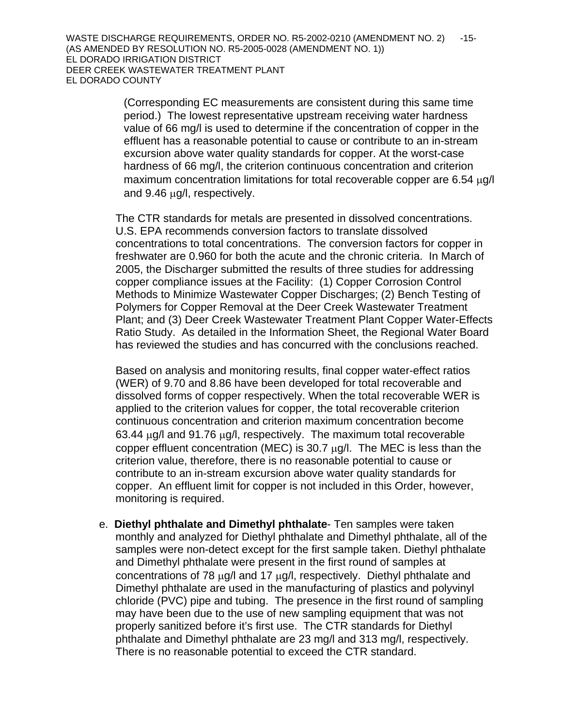(Corresponding EC measurements are consistent during this same time period.) The lowest representative upstream receiving water hardness value of 66 mg/l is used to determine if the concentration of copper in the effluent has a reasonable potential to cause or contribute to an in-stream excursion above water quality standards for copper. At the worst-case hardness of 66 mg/l, the criterion continuous concentration and criterion maximum concentration limitations for total recoverable copper are 6.54 μg/l and 9.46 μg/l, respectively.

The CTR standards for metals are presented in dissolved concentrations. U.S. EPA recommends conversion factors to translate dissolved concentrations to total concentrations. The conversion factors for copper in freshwater are 0.960 for both the acute and the chronic criteria. In March of 2005, the Discharger submitted the results of three studies for addressing copper compliance issues at the Facility: (1) Copper Corrosion Control Methods to Minimize Wastewater Copper Discharges; (2) Bench Testing of Polymers for Copper Removal at the Deer Creek Wastewater Treatment Plant; and (3) Deer Creek Wastewater Treatment Plant Copper Water-Effects Ratio Study. As detailed in the Information Sheet, the Regional Water Board has reviewed the studies and has concurred with the conclusions reached.

Based on analysis and monitoring results, final copper water-effect ratios (WER) of 9.70 and 8.86 have been developed for total recoverable and dissolved forms of copper respectively. When the total recoverable WER is applied to the criterion values for copper, the total recoverable criterion continuous concentration and criterion maximum concentration become 63.44 μg/l and 91.76 μg/l, respectively. The maximum total recoverable copper effluent concentration (MEC) is 30.7 μg/l. The MEC is less than the criterion value, therefore, there is no reasonable potential to cause or contribute to an in-stream excursion above water quality standards for copper. An effluent limit for copper is not included in this Order, however, monitoring is required.

e. **Diethyl phthalate and Dimethyl phthalate**- Ten samples were taken monthly and analyzed for Diethyl phthalate and Dimethyl phthalate, all of the samples were non-detect except for the first sample taken. Diethyl phthalate and Dimethyl phthalate were present in the first round of samples at concentrations of 78 μg/l and 17 μg/l, respectively. Diethyl phthalate and Dimethyl phthalate are used in the manufacturing of plastics and polyvinyl chloride (PVC) pipe and tubing. The presence in the first round of sampling may have been due to the use of new sampling equipment that was not properly sanitized before it's first use. The CTR standards for Diethyl phthalate and Dimethyl phthalate are 23 mg/l and 313 mg/l, respectively. There is no reasonable potential to exceed the CTR standard.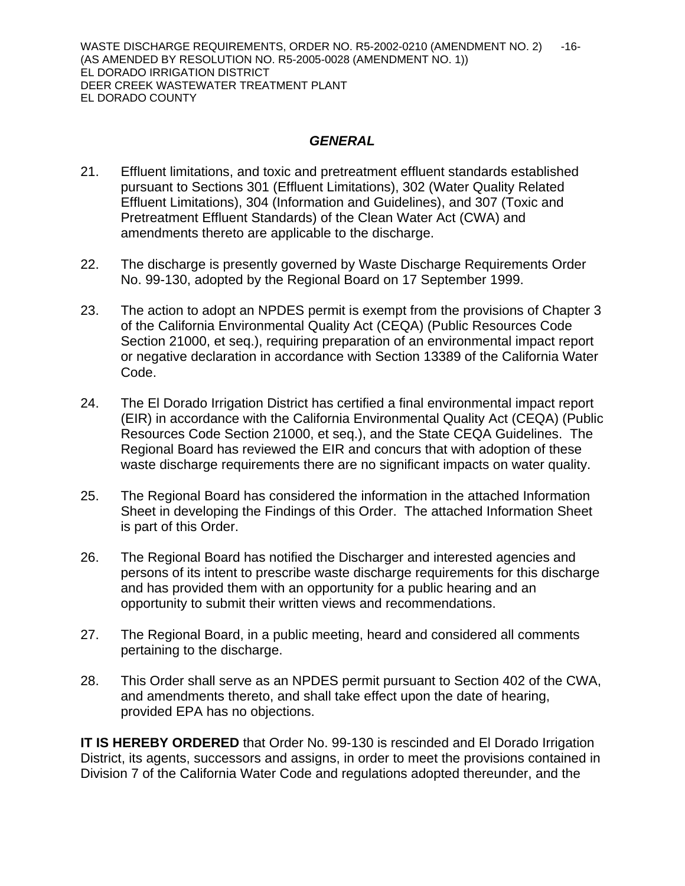### *GENERAL*

21. Effluent limitations, and toxic and pretreatment effluent standards established pursuant to Sections 301 (Effluent Limitations), 302 (Water Quality Related Effluent Limitations), 304 (Information and Guidelines), and 307 (Toxic and Pretreatment Effluent Standards) of the Clean Water Act (CWA) and amendments thereto are applicable to the discharge.

22. The discharge is presently governed by Waste Discharge Requirements Order No. 99-130, adopted by the Regional Board on 17 September 1999.

23. The action to adopt an NPDES permit is exempt from the provisions of Chapter 3 of the California Environmental Quality Act (CEQA) (Public Resources Code Section 21000, et seq.), requiring preparation of an environmental impact report or negative declaration in accordance with Section 13389 of the California Water Code.

24. The El Dorado Irrigation District has certified a final environmental impact report (EIR) in accordance with the California Environmental Quality Act (CEQA) (Public Resources Code Section 21000, et seq.), and the State CEQA Guidelines. The Regional Board has reviewed the EIR and concurs that with adoption of these waste discharge requirements there are no significant impacts on water quality.

25. The Regional Board has considered the information in the attached Information Sheet in developing the Findings of this Order. The attached Information Sheet is part of this Order.

26. The Regional Board has notified the Discharger and interested agencies and persons of its intent to prescribe waste discharge requirements for this discharge and has provided them with an opportunity for a public hearing and an opportunity to submit their written views and recommendations.

27. The Regional Board, in a public meeting, heard and considered all comments pertaining to the discharge.

28. This Order shall serve as an NPDES permit pursuant to Section 402 of the CWA, and amendments thereto, and shall take effect upon the date of hearing, provided EPA has no objections.

**IT IS HEREBY ORDERED** that Order No. 99-130 is rescinded and El Dorado Irrigation District, its agents, successors and assigns, in order to meet the provisions contained in Division 7 of the California Water Code and regulations adopted thereunder, and the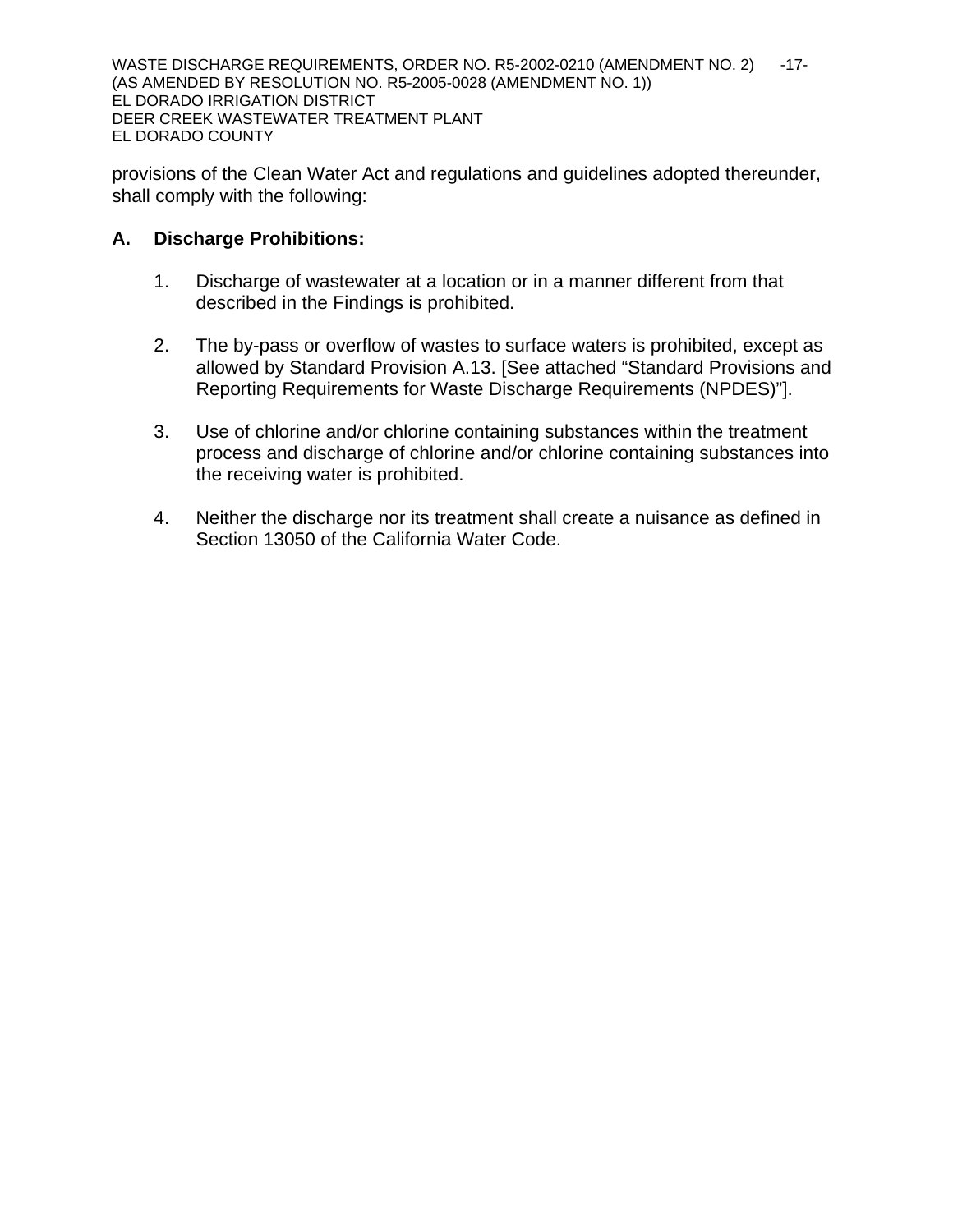provisions of the Clean Water Act and regulations and guidelines adopted thereunder, shall comply with the following:

## A. Discharge Prohibitions:

1. Discharge of wastewater at a location or in a manner different from that described in the Findings is prohibited.

2. The by-pass or overflow of wastes to surface waters is prohibited, except as allowed by Standard Provision A.13. [See attached "Standard Provisions and Reporting Requirements for Waste Discharge Requirements (NPDES)"].

3. Use of chlorine and/or chlorine containing substances within the treatment process and discharge of chlorine and/or chlorine containing substances into the receiving water is prohibited.

4. Neither the discharge nor its treatment shall create a nuisance as defined in Section 13050 of the California Water Code.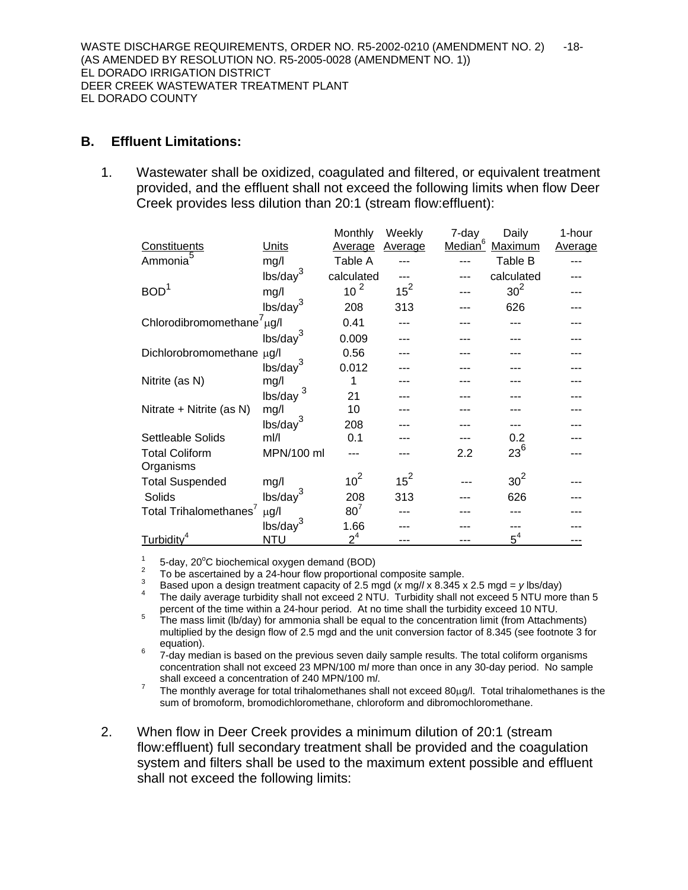## B. Effluent Limitations:

1. Wastewater shall be oxidized, coagulated and filtered, or equivalent treatment provided, and the effluent shall not exceed the following limits when flow Deer Creek provides less dilution than 20:1 (stream flow:effluent):

| Constituents | Units | Monthly Average | Weekly Average | 7-day Median[6] | Daily Maximum | 1-hour Average |
|---|---|---|---|---|---|---|
| Ammonia[5] | mg/l | Table A | --- | --- | Table B | --- |
| | lbs/day[3] | calculated | --- | --- | calculated | --- |
| BOD[1] | mg/l | 10[2] | 15[2] | --- | 30[2] | --- |
| | lbs/day[3] | 208 | 313 | --- | 626 | --- |
| Chlorodibromomethane[7] | µg/l | 0.41 | --- | --- | --- | --- |
| | lbs/day[3] | 0.009 | --- | --- | --- | --- |
| Dichlorobromomethane | µg/l | 0.56 | --- | --- | --- | --- |
| | lbs/day[3] | 0.012 | --- | --- | --- | --- |
| Nitrite (as N) | mg/l | 1 | --- | --- | --- | --- |
| | lbs/day[3] | 21 | --- | --- | --- | --- |
| Nitrate + Nitrite (as N) | mg/l | 10 | --- | --- | --- | --- |
| | lbs/day[3] | 208 | --- | --- | --- | --- |
| Settleable Solids | ml/l | 0.1 | --- | --- | 0.2 | --- |
| Total Coliform Organisms | MPN/100 ml | --- | --- | 2.2 | 23[6] | --- |
| Total Suspended Solids | mg/l | 10[2] | 15[2] | --- | 30[2] | --- |
| | lbs/day[3] | 208 | 313 | --- | 626 | --- |
| Total Trihalomethanes[7] | µg/l | 80[7] | --- | --- | --- | --- |
| | lbs/day[3] | 1.66 | --- | --- | --- | --- |
| Turbidity[4] | NTU | 2[4] | --- | --- | 5[4] | --- |

[1] 5-day, 20°C biochemical oxygen demand (BOD)
[2] To be ascertained by a 24-hour flow proportional composite sample.
[3] Based upon a design treatment capacity of 2.5 mgd (*x* mg/l x 8.345 x 2.5 mgd = *y* lbs/day)
[4] The daily average turbidity shall not exceed 2 NTU. Turbidity shall not exceed 5 NTU more than 5 percent of the time within a 24-hour period. At no time shall the turbidity exceed 10 NTU.
[5] The mass limit (lb/day) for ammonia shall be equal to the concentration limit (from Attachments) multiplied by the design flow of 2.5 mgd and the unit conversion factor of 8.345 (see footnote 3 for equation).
[6] 7-day median is based on the previous seven daily sample results. The total coliform organisms concentration shall not exceed 23 MPN/100 ml more than once in any 30-day period. No sample shall exceed a concentration of 240 MPN/100 ml.
[7] The monthly average for total trihalomethanes shall not exceed 80µg/l. Total trihalomethanes is the sum of bromoform, bromodichloromethane, chloroform and dibromochloromethane.

2. When flow in Deer Creek provides a minimum dilution of 20:1 (stream flow:effluent) full secondary treatment shall be provided and the coagulation system and filters shall be used to the maximum extent possible and effluent shall not exceed the following limits: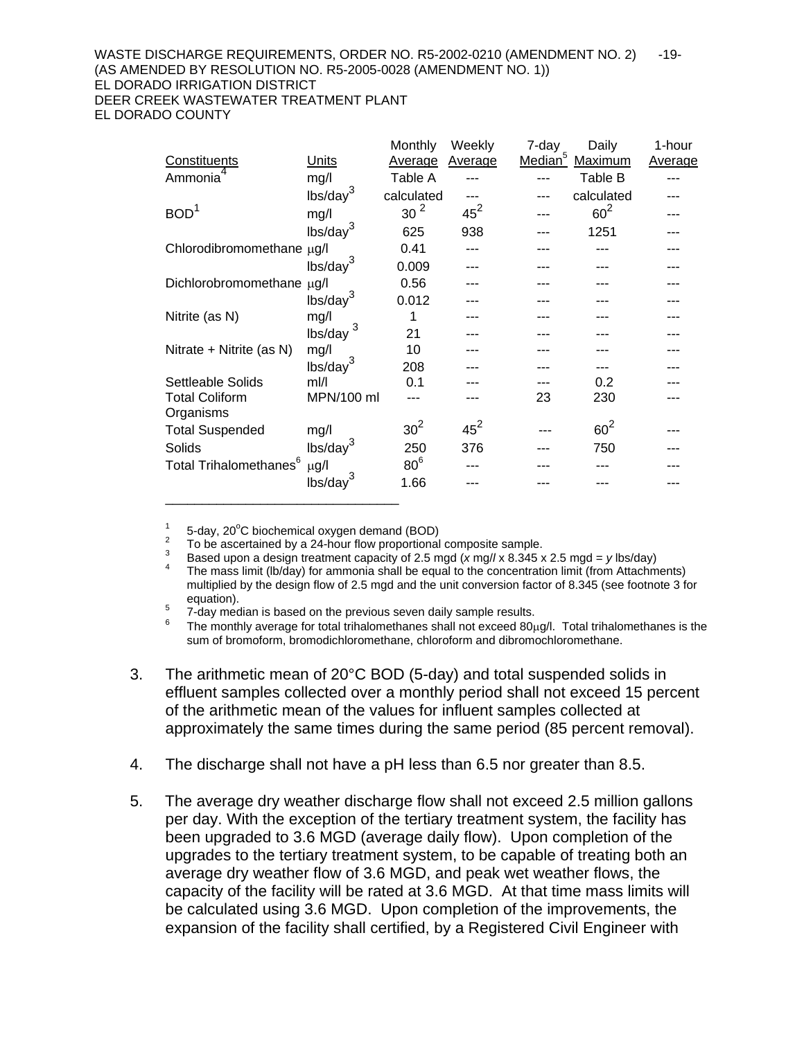| Constituents | Units | Monthly Average | Weekly Average | 7-day Median[5] | Daily Maximum | 1-hour Average |
|---|---|---|---|---|---|---|
| Ammonia[4] | mg/l | Table A | --- | --- | Table B | --- |
| | lbs/day[3] | calculated | --- | --- | calculated | --- |
| BOD[1] | mg/l | 30 [2] | 45[2] | --- | 60[2] | --- |
| | lbs/day[3] | 625 | 938 | --- | 1251 | --- |
| Chlorodibromomethane | μg/l | 0.41 | --- | --- | --- | --- |
| | lbs/day[3] | 0.009 | --- | --- | --- | --- |
| Dichlorobromomethane | μg/l | 0.56 | --- | --- | --- | --- |
| | lbs/day[3] | 0.012 | --- | --- | --- | --- |
| Nitrite (as N) | mg/l | 1 | --- | --- | --- | --- |
| | lbs/day [3] | 21 | --- | --- | --- | --- |
| Nitrate + Nitrite (as N) | mg/l | 10 | --- | --- | --- | --- |
| | lbs/day[3] | 208 | --- | --- | --- | --- |
| Settleable Solids | ml/l | 0.1 | --- | --- | 0.2 | --- |
| Total Coliform Organisms | MPN/100 ml | --- | --- | 23 | 230 | --- |
| Total Suspended | mg/l | 30[2] | 45[2] | --- | 60[2] | --- |
| Solids | lbs/day[3] | 250 | 376 | --- | 750 | --- |
| Total Trihalomethanes[6] | μg/l | 80[6] | --- | --- | --- | --- |
| | lbs/day[3] | 1.66 | --- | --- | --- | --- |

[1] 5-day, 20°C biochemical oxygen demand (BOD)
[2] To be ascertained by a 24-hour flow proportional composite sample.
[3] Based upon a design treatment capacity of 2.5 mgd (*x* mg/*l* x 8.345 x 2.5 mgd = *y* lbs/day)
[4] The mass limit (lb/day) for ammonia shall be equal to the concentration limit (from Attachments) multiplied by the design flow of 2.5 mgd and the unit conversion factor of 8.345 (see footnote 3 for equation).
[5] 7-day median is based on the previous seven daily sample results.
[6] The monthly average for total trihalomethanes shall not exceed 80μg/l. Total trihalomethanes is the sum of bromoform, bromodichloromethane, chloroform and dibromochloromethane.

3. The arithmetic mean of 20°C BOD (5-day) and total suspended solids in effluent samples collected over a monthly period shall not exceed 15 percent of the arithmetic mean of the values for influent samples collected at approximately the same times during the same period (85 percent removal).

4. The discharge shall not have a pH less than 6.5 nor greater than 8.5.

5. The average dry weather discharge flow shall not exceed 2.5 million gallons per day. With the exception of the tertiary treatment system, the facility has been upgraded to 3.6 MGD (average daily flow). Upon completion of the upgrades to the tertiary treatment system, to be capable of treating both an average dry weather flow of 3.6 MGD, and peak wet weather flows, the capacity of the facility will be rated at 3.6 MGD. At that time mass limits will be calculated using 3.6 MGD. Upon completion of the improvements, the expansion of the facility shall certified, by a Registered Civil Engineer with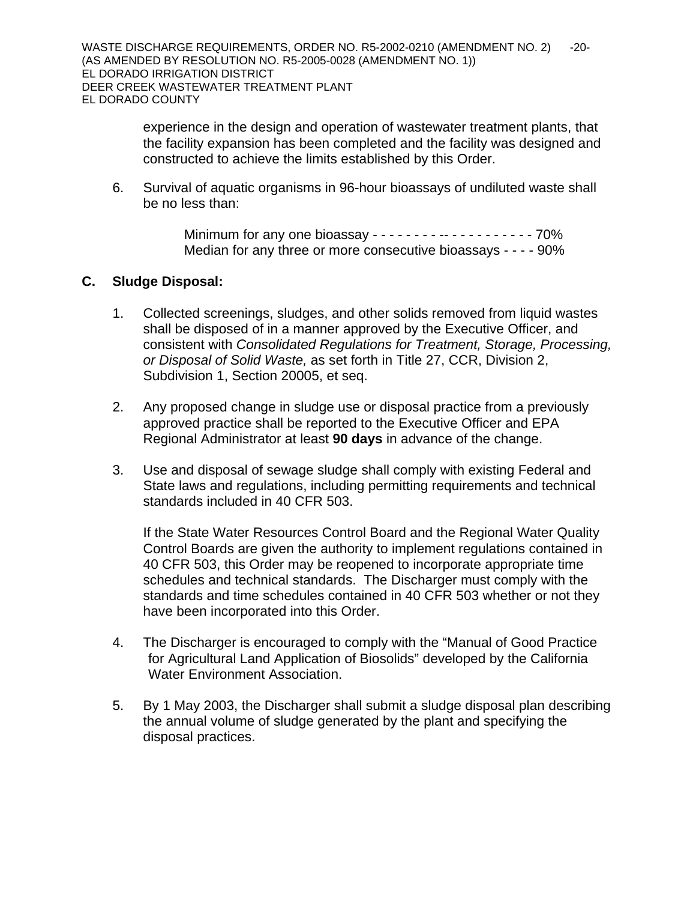experience in the design and operation of wastewater treatment plants, that the facility expansion has been completed and the facility was designed and constructed to achieve the limits established by this Order.

6. Survival of aquatic organisms in 96-hour bioassays of undiluted waste shall be no less than:

   Minimum for any one bioassay - - - - - - - -- - - - - - - - - - - 70%
   Median for any three or more consecutive bioassays - - - - 90%

## C. Sludge Disposal:

1. Collected screenings, sludges, and other solids removed from liquid wastes shall be disposed of in a manner approved by the Executive Officer, and consistent with *Consolidated Regulations for Treatment, Storage, Processing, or Disposal of Solid Waste,* as set forth in Title 27, CCR, Division 2, Subdivision 1, Section 20005, et seq.

2. Any proposed change in sludge use or disposal practice from a previously approved practice shall be reported to the Executive Officer and EPA Regional Administrator at least **90 days** in advance of the change.

3. Use and disposal of sewage sludge shall comply with existing Federal and State laws and regulations, including permitting requirements and technical standards included in 40 CFR 503.

   If the State Water Resources Control Board and the Regional Water Quality Control Boards are given the authority to implement regulations contained in 40 CFR 503, this Order may be reopened to incorporate appropriate time schedules and technical standards. The Discharger must comply with the standards and time schedules contained in 40 CFR 503 whether or not they have been incorporated into this Order.

4. The Discharger is encouraged to comply with the "Manual of Good Practice for Agricultural Land Application of Biosolids" developed by the California Water Environment Association.

5. By 1 May 2003, the Discharger shall submit a sludge disposal plan describing the annual volume of sludge generated by the plant and specifying the disposal practices.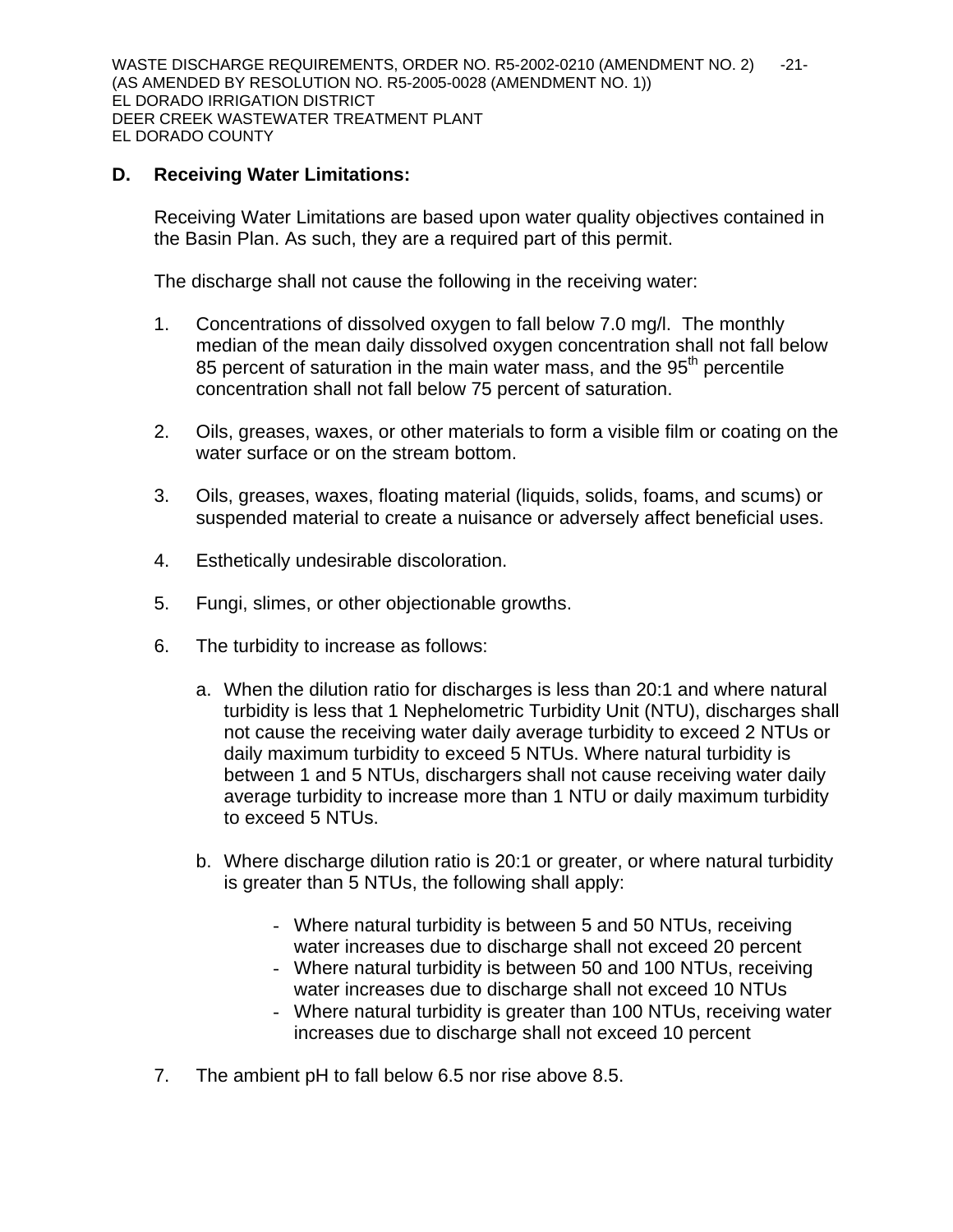**D. Receiving Water Limitations:**

Receiving Water Limitations are based upon water quality objectives contained in the Basin Plan. As such, they are a required part of this permit.

The discharge shall not cause the following in the receiving water:

1. Concentrations of dissolved oxygen to fall below 7.0 mg/l. The monthly median of the mean daily dissolved oxygen concentration shall not fall below 85 percent of saturation in the main water mass, and the 95th percentile concentration shall not fall below 75 percent of saturation.

2. Oils, greases, waxes, or other materials to form a visible film or coating on the water surface or on the stream bottom.

3. Oils, greases, waxes, floating material (liquids, solids, foams, and scums) or suspended material to create a nuisance or adversely affect beneficial uses.

4. Esthetically undesirable discoloration.

5. Fungi, slimes, or other objectionable growths.

6. The turbidity to increase as follows:

   a. When the dilution ratio for discharges is less than 20:1 and where natural turbidity is less that 1 Nephelometric Turbidity Unit (NTU), discharges shall not cause the receiving water daily average turbidity to exceed 2 NTUs or daily maximum turbidity to exceed 5 NTUs. Where natural turbidity is between 1 and 5 NTUs, dischargers shall not cause receiving water daily average turbidity to increase more than 1 NTU or daily maximum turbidity to exceed 5 NTUs.

   b. Where discharge dilution ratio is 20:1 or greater, or where natural turbidity is greater than 5 NTUs, the following shall apply:

      - Where natural turbidity is between 5 and 50 NTUs, receiving water increases due to discharge shall not exceed 20 percent
      - Where natural turbidity is between 50 and 100 NTUs, receiving water increases due to discharge shall not exceed 10 NTUs
      - Where natural turbidity is greater than 100 NTUs, receiving water increases due to discharge shall not exceed 10 percent

7. The ambient pH to fall below 6.5 nor rise above 8.5.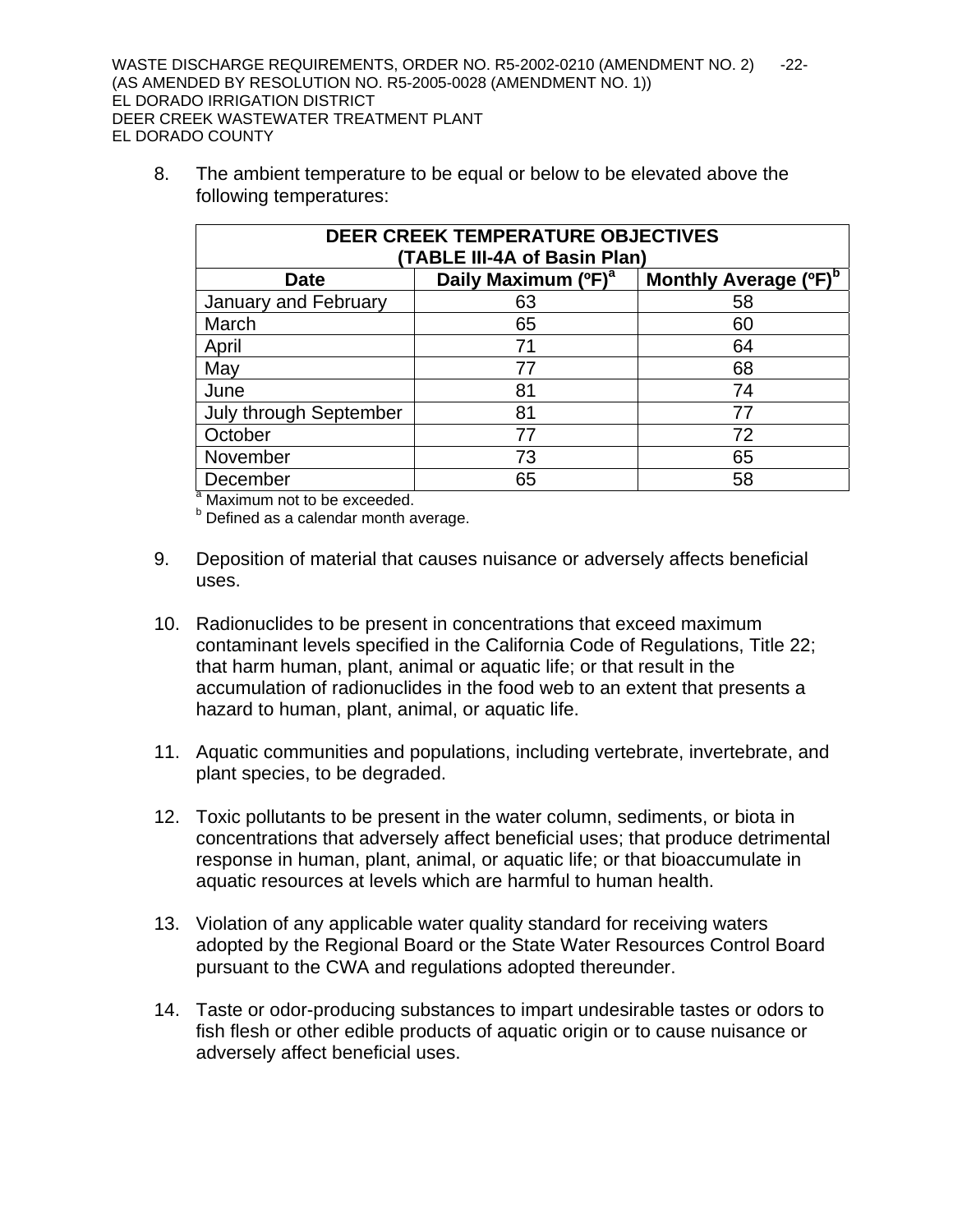8. The ambient temperature to be equal or below to be elevated above the following temperatures:

| DEER CREEK TEMPERATURE OBJECTIVES (TABLE III-4A of Basin Plan) | | |
|---|---|---|
| Date | Daily Maximum (ºF)[a] | Monthly Average (ºF)[b] |
| January and February | 63 | 58 |
| March | 65 | 60 |
| April | 71 | 64 |
| May | 77 | 68 |
| June | 81 | 74 |
| July through September | 81 | 77 |
| October | 77 | 72 |
| November | 73 | 65 |
| December | 65 | 58 |

[a] Maximum not to be exceeded.
[b] Defined as a calendar month average.

9. Deposition of material that causes nuisance or adversely affects beneficial uses.

10. Radionuclides to be present in concentrations that exceed maximum contaminant levels specified in the California Code of Regulations, Title 22; that harm human, plant, animal or aquatic life; or that result in the accumulation of radionuclides in the food web to an extent that presents a hazard to human, plant, animal, or aquatic life.

11. Aquatic communities and populations, including vertebrate, invertebrate, and plant species, to be degraded.

12. Toxic pollutants to be present in the water column, sediments, or biota in concentrations that adversely affect beneficial uses; that produce detrimental response in human, plant, animal, or aquatic life; or that bioaccumulate in aquatic resources at levels which are harmful to human health.

13. Violation of any applicable water quality standard for receiving waters adopted by the Regional Board or the State Water Resources Control Board pursuant to the CWA and regulations adopted thereunder.

14. Taste or odor-producing substances to impart undesirable tastes or odors to fish flesh or other edible products of aquatic origin or to cause nuisance or adversely affect beneficial uses.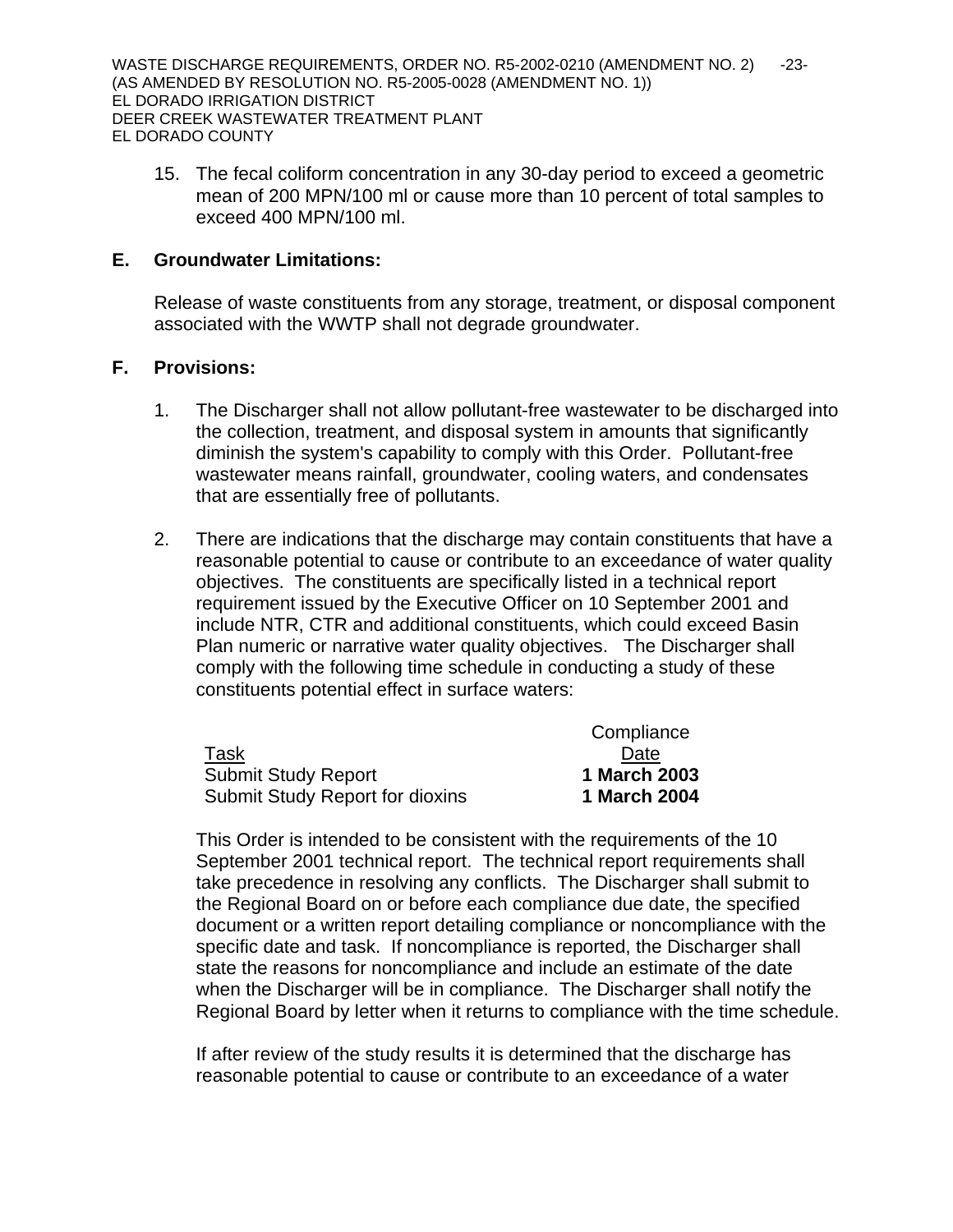15. The fecal coliform concentration in any 30-day period to exceed a geometric mean of 200 MPN/100 ml or cause more than 10 percent of total samples to exceed 400 MPN/100 ml.

## E. Groundwater Limitations:

Release of waste constituents from any storage, treatment, or disposal component associated with the WWTP shall not degrade groundwater.

## F. Provisions:

1. The Discharger shall not allow pollutant-free wastewater to be discharged into the collection, treatment, and disposal system in amounts that significantly diminish the system's capability to comply with this Order. Pollutant-free wastewater means rainfall, groundwater, cooling waters, and condensates that are essentially free of pollutants.

2. There are indications that the discharge may contain constituents that have a reasonable potential to cause or contribute to an exceedance of water quality objectives. The constituents are specifically listed in a technical report requirement issued by the Executive Officer on 10 September 2001 and include NTR, CTR and additional constituents, which could exceed Basin Plan numeric or narrative water quality objectives. The Discharger shall comply with the following time schedule in conducting a study of these constituents potential effect in surface waters:

| Task | Compliance Date |
|---|---|
| Submit Study Report | **1 March 2003** |
| Submit Study Report for dioxins | **1 March 2004** |

   This Order is intended to be consistent with the requirements of the 10 September 2001 technical report. The technical report requirements shall take precedence in resolving any conflicts. The Discharger shall submit to the Regional Board on or before each compliance due date, the specified document or a written report detailing compliance or noncompliance with the specific date and task. If noncompliance is reported, the Discharger shall state the reasons for noncompliance and include an estimate of the date when the Discharger will be in compliance. The Discharger shall notify the Regional Board by letter when it returns to compliance with the time schedule.

   If after review of the study results it is determined that the discharge has reasonable potential to cause or contribute to an exceedance of a water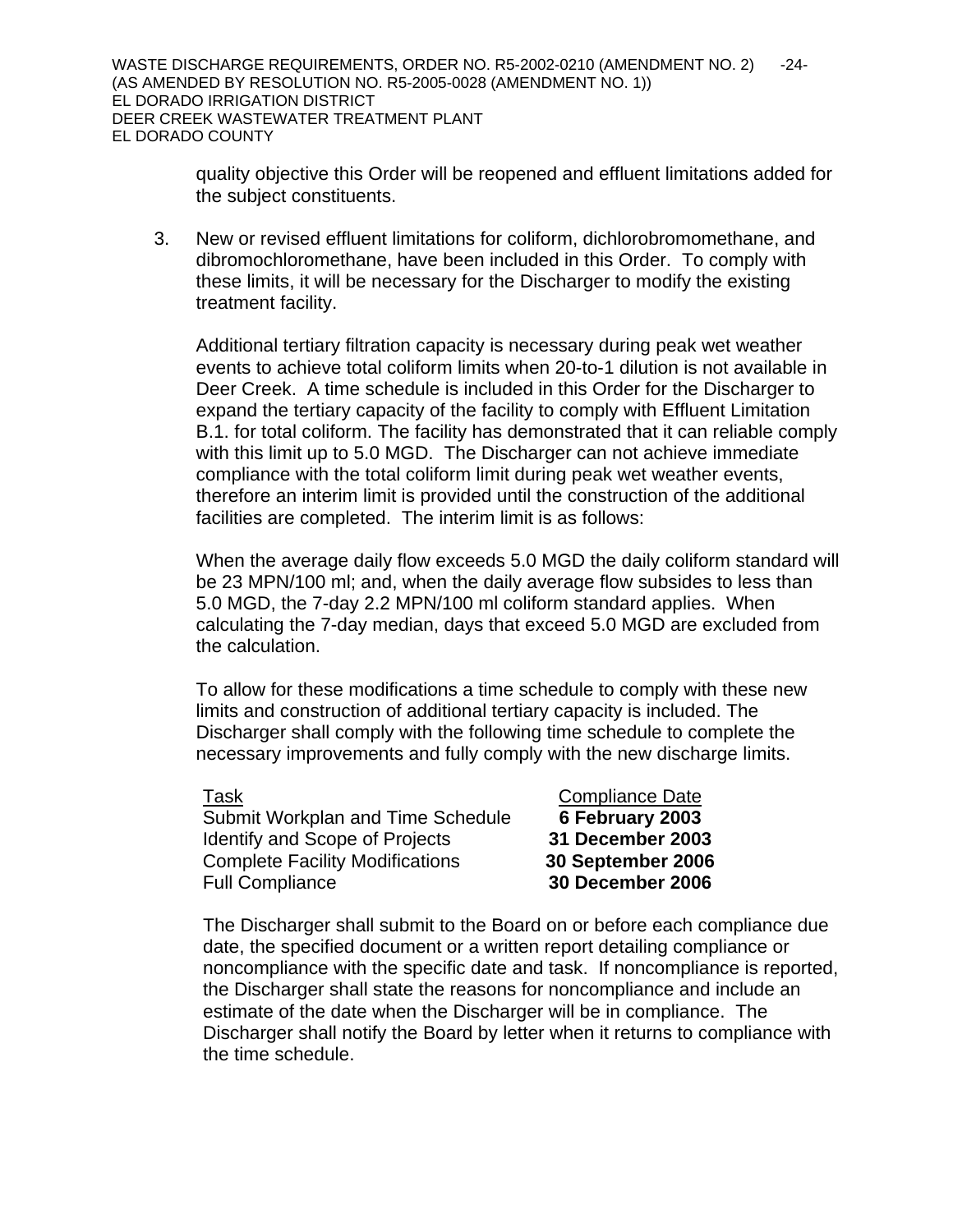quality objective this Order will be reopened and effluent limitations added for the subject constituents.

3. New or revised effluent limitations for coliform, dichlorobromomethane, and dibromochloromethane, have been included in this Order. To comply with these limits, it will be necessary for the Discharger to modify the existing treatment facility.

   Additional tertiary filtration capacity is necessary during peak wet weather events to achieve total coliform limits when 20-to-1 dilution is not available in Deer Creek. A time schedule is included in this Order for the Discharger to expand the tertiary capacity of the facility to comply with Effluent Limitation B.1. for total coliform. The facility has demonstrated that it can reliable comply with this limit up to 5.0 MGD. The Discharger can not achieve immediate compliance with the total coliform limit during peak wet weather events, therefore an interim limit is provided until the construction of the additional facilities are completed. The interim limit is as follows:

   When the average daily flow exceeds 5.0 MGD the daily coliform standard will be 23 MPN/100 ml; and, when the daily average flow subsides to less than 5.0 MGD, the 7-day 2.2 MPN/100 ml coliform standard applies. When calculating the 7-day median, days that exceed 5.0 MGD are excluded from the calculation.

   To allow for these modifications a time schedule to comply with these new limits and construction of additional tertiary capacity is included. The Discharger shall comply with the following time schedule to complete the necessary improvements and fully comply with the new discharge limits.

| Task | Compliance Date |
|---|---|
| Submit Workplan and Time Schedule | **6 February 2003** |
| Identify and Scope of Projects | **31 December 2003** |
| Complete Facility Modifications | **30 September 2006** |
| Full Compliance | **30 December 2006** |

   The Discharger shall submit to the Board on or before each compliance due date, the specified document or a written report detailing compliance or noncompliance with the specific date and task. If noncompliance is reported, the Discharger shall state the reasons for noncompliance and include an estimate of the date when the Discharger will be in compliance. The Discharger shall notify the Board by letter when it returns to compliance with the time schedule.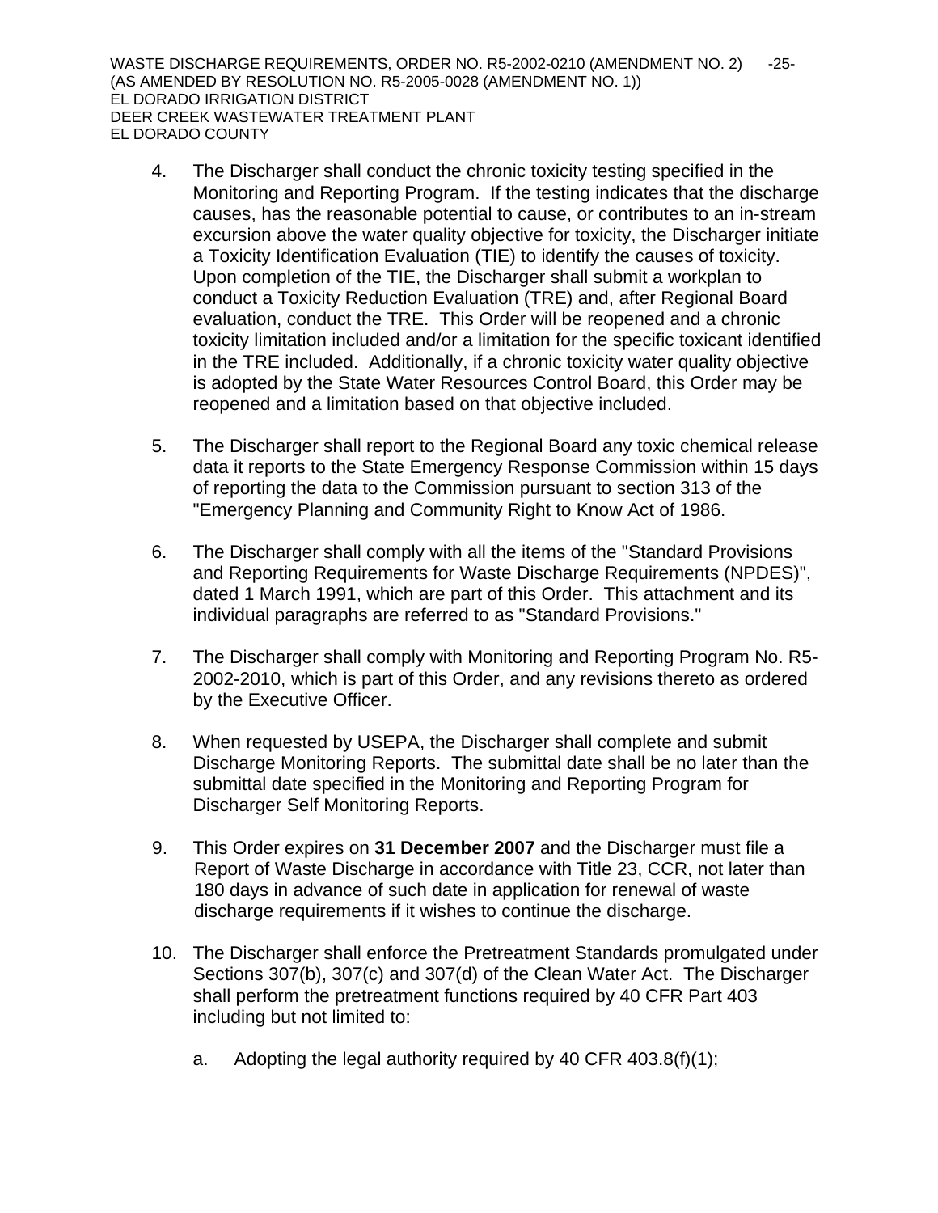4. The Discharger shall conduct the chronic toxicity testing specified in the Monitoring and Reporting Program. If the testing indicates that the discharge causes, has the reasonable potential to cause, or contributes to an in-stream excursion above the water quality objective for toxicity, the Discharger initiate a Toxicity Identification Evaluation (TIE) to identify the causes of toxicity. Upon completion of the TIE, the Discharger shall submit a workplan to conduct a Toxicity Reduction Evaluation (TRE) and, after Regional Board evaluation, conduct the TRE. This Order will be reopened and a chronic toxicity limitation included and/or a limitation for the specific toxicant identified in the TRE included. Additionally, if a chronic toxicity water quality objective is adopted by the State Water Resources Control Board, this Order may be reopened and a limitation based on that objective included.

5. The Discharger shall report to the Regional Board any toxic chemical release data it reports to the State Emergency Response Commission within 15 days of reporting the data to the Commission pursuant to section 313 of the "Emergency Planning and Community Right to Know Act of 1986.

6. The Discharger shall comply with all the items of the "Standard Provisions and Reporting Requirements for Waste Discharge Requirements (NPDES)", dated 1 March 1991, which are part of this Order. This attachment and its individual paragraphs are referred to as "Standard Provisions."

7. The Discharger shall comply with Monitoring and Reporting Program No. R5-2002-2010, which is part of this Order, and any revisions thereto as ordered by the Executive Officer.

8. When requested by USEPA, the Discharger shall complete and submit Discharge Monitoring Reports. The submittal date shall be no later than the submittal date specified in the Monitoring and Reporting Program for Discharger Self Monitoring Reports.

9. This Order expires on **31 December 2007** and the Discharger must file a Report of Waste Discharge in accordance with Title 23, CCR, not later than 180 days in advance of such date in application for renewal of waste discharge requirements if it wishes to continue the discharge.

10. The Discharger shall enforce the Pretreatment Standards promulgated under Sections 307(b), 307(c) and 307(d) of the Clean Water Act. The Discharger shall perform the pretreatment functions required by 40 CFR Part 403 including but not limited to:

    a. Adopting the legal authority required by 40 CFR 403.8(f)(1);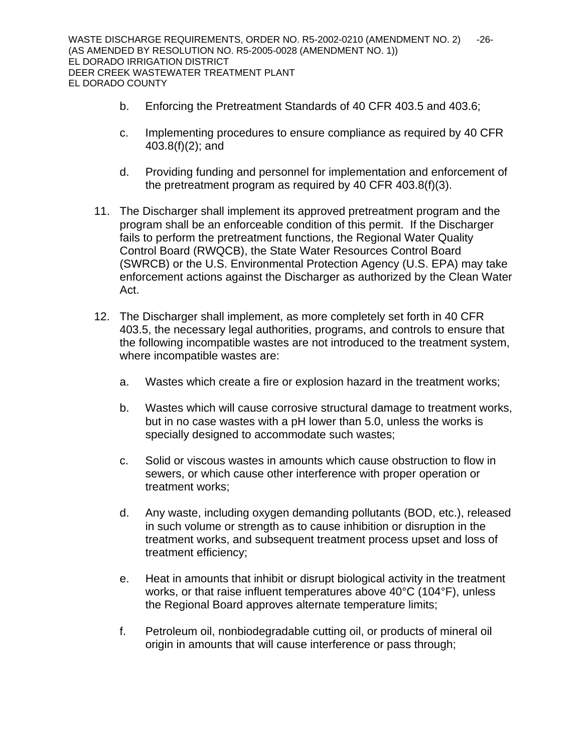b. Enforcing the Pretreatment Standards of 40 CFR 403.5 and 403.6;

   c. Implementing procedures to ensure compliance as required by 40 CFR 403.8(f)(2); and

   d. Providing funding and personnel for implementation and enforcement of the pretreatment program as required by 40 CFR 403.8(f)(3).

11. The Discharger shall implement its approved pretreatment program and the program shall be an enforceable condition of this permit. If the Discharger fails to perform the pretreatment functions, the Regional Water Quality Control Board (RWQCB), the State Water Resources Control Board (SWRCB) or the U.S. Environmental Protection Agency (U.S. EPA) may take enforcement actions against the Discharger as authorized by the Clean Water Act.

12. The Discharger shall implement, as more completely set forth in 40 CFR 403.5, the necessary legal authorities, programs, and controls to ensure that the following incompatible wastes are not introduced to the treatment system, where incompatible wastes are:

   a. Wastes which create a fire or explosion hazard in the treatment works;

   b. Wastes which will cause corrosive structural damage to treatment works, but in no case wastes with a pH lower than 5.0, unless the works is specially designed to accommodate such wastes;

   c. Solid or viscous wastes in amounts which cause obstruction to flow in sewers, or which cause other interference with proper operation or treatment works;

   d. Any waste, including oxygen demanding pollutants (BOD, etc.), released in such volume or strength as to cause inhibition or disruption in the treatment works, and subsequent treatment process upset and loss of treatment efficiency;

   e. Heat in amounts that inhibit or disrupt biological activity in the treatment works, or that raise influent temperatures above 40°C (104°F), unless the Regional Board approves alternate temperature limits;

   f. Petroleum oil, nonbiodegradable cutting oil, or products of mineral oil origin in amounts that will cause interference or pass through;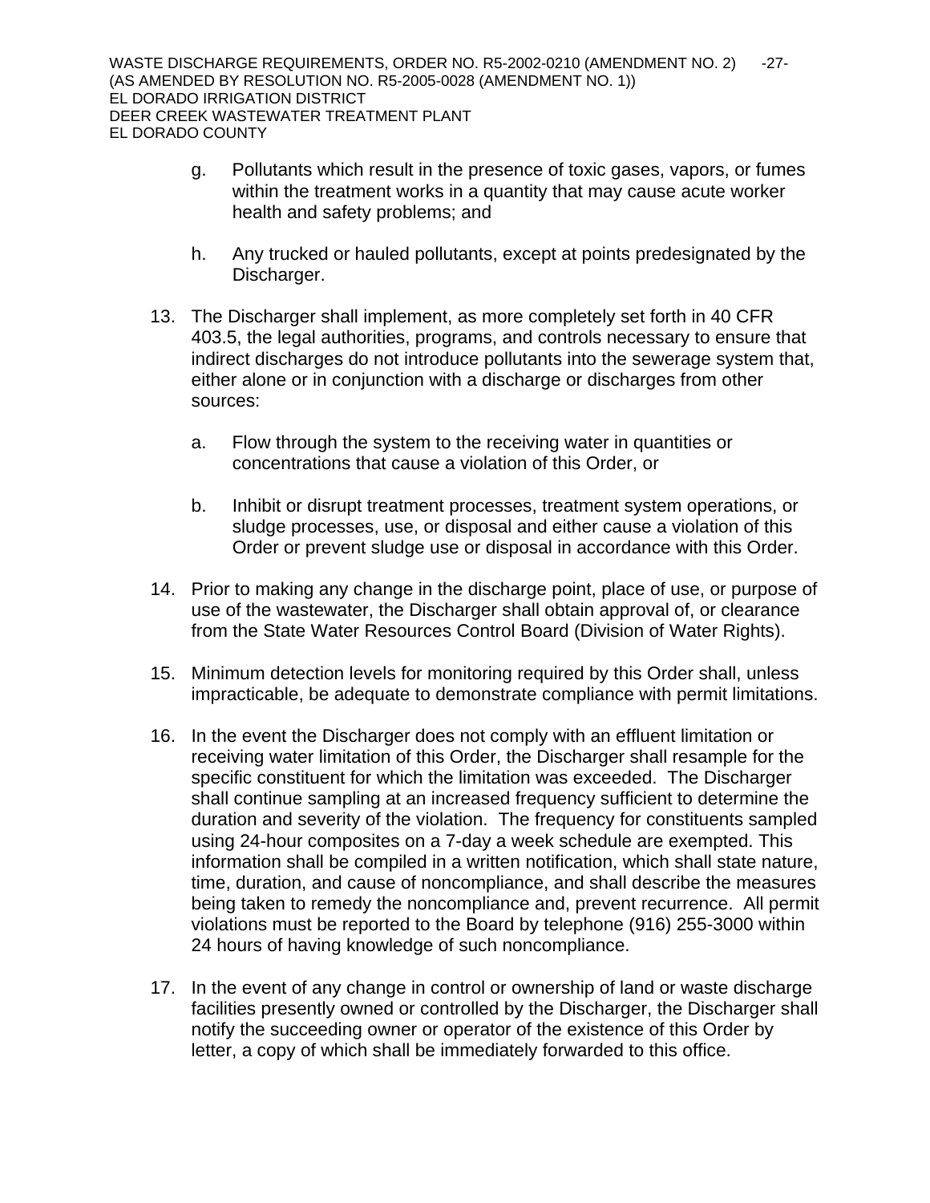g. Pollutants which result in the presence of toxic gases, vapors, or fumes within the treatment works in a quantity that may cause acute worker health and safety problems; and

h. Any trucked or hauled pollutants, except at points predesignated by the Discharger.

13. The Discharger shall implement, as more completely set forth in 40 CFR 403.5, the legal authorities, programs, and controls necessary to ensure that indirect discharges do not introduce pollutants into the sewerage system that, either alone or in conjunction with a discharge or discharges from other sources:

    a. Flow through the system to the receiving water in quantities or concentrations that cause a violation of this Order, or

    b. Inhibit or disrupt treatment processes, treatment system operations, or sludge processes, use, or disposal and either cause a violation of this Order or prevent sludge use or disposal in accordance with this Order.

14. Prior to making any change in the discharge point, place of use, or purpose of use of the wastewater, the Discharger shall obtain approval of, or clearance from the State Water Resources Control Board (Division of Water Rights).

15. Minimum detection levels for monitoring required by this Order shall, unless impracticable, be adequate to demonstrate compliance with permit limitations.

16. In the event the Discharger does not comply with an effluent limitation or receiving water limitation of this Order, the Discharger shall resample for the specific constituent for which the limitation was exceeded. The Discharger shall continue sampling at an increased frequency sufficient to determine the duration and severity of the violation. The frequency for constituents sampled using 24-hour composites on a 7-day a week schedule are exempted. This information shall be compiled in a written notification, which shall state nature, time, duration, and cause of noncompliance, and shall describe the measures being taken to remedy the noncompliance and, prevent recurrence. All permit violations must be reported to the Board by telephone (916) 255-3000 within 24 hours of having knowledge of such noncompliance.

17. In the event of any change in control or ownership of land or waste discharge facilities presently owned or controlled by the Discharger, the Discharger shall notify the succeeding owner or operator of the existence of this Order by letter, a copy of which shall be immediately forwarded to this office.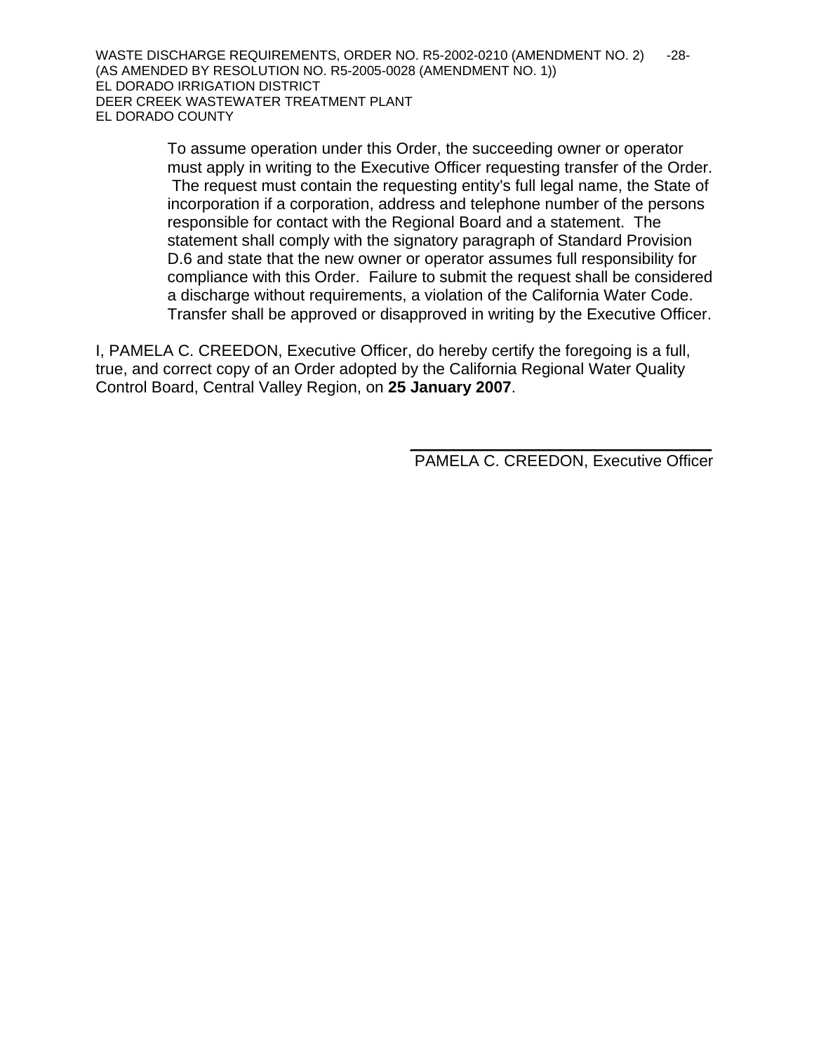To assume operation under this Order, the succeeding owner or operator must apply in writing to the Executive Officer requesting transfer of the Order. The request must contain the requesting entity's full legal name, the State of incorporation if a corporation, address and telephone number of the persons responsible for contact with the Regional Board and a statement. The statement shall comply with the signatory paragraph of Standard Provision D.6 and state that the new owner or operator assumes full responsibility for compliance with this Order. Failure to submit the request shall be considered a discharge without requirements, a violation of the California Water Code. Transfer shall be approved or disapproved in writing by the Executive Officer.

I, PAMELA C. CREEDON, Executive Officer, do hereby certify the foregoing is a full, true, and correct copy of an Order adopted by the California Regional Water Quality Control Board, Central Valley Region, on **25 January 2007**.

PAMELA C. CREEDON, Executive Officer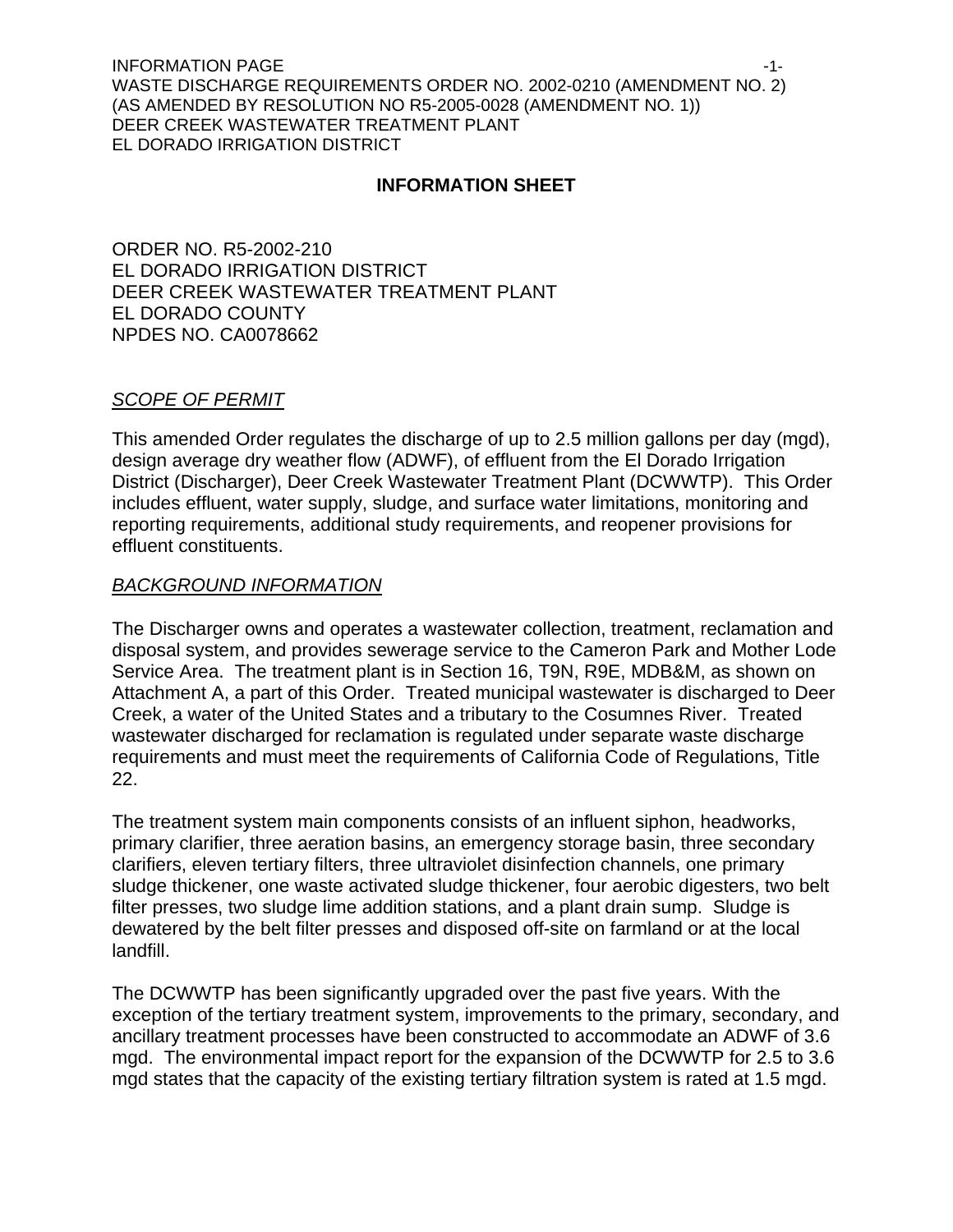## INFORMATION SHEET

ORDER NO. R5-2002-210
EL DORADO IRRIGATION DISTRICT
DEER CREEK WASTEWATER TREATMENT PLANT
EL DORADO COUNTY
NPDES NO. CA0078662

### *SCOPE OF PERMIT*

This amended Order regulates the discharge of up to 2.5 million gallons per day (mgd), design average dry weather flow (ADWF), of effluent from the El Dorado Irrigation District (Discharger), Deer Creek Wastewater Treatment Plant (DCWWTP). This Order includes effluent, water supply, sludge, and surface water limitations, monitoring and reporting requirements, additional study requirements, and reopener provisions for effluent constituents.

### *BACKGROUND INFORMATION*

The Discharger owns and operates a wastewater collection, treatment, reclamation and disposal system, and provides sewerage service to the Cameron Park and Mother Lode Service Area. The treatment plant is in Section 16, T9N, R9E, MDB&M, as shown on Attachment A, a part of this Order. Treated municipal wastewater is discharged to Deer Creek, a water of the United States and a tributary to the Cosumnes River. Treated wastewater discharged for reclamation is regulated under separate waste discharge requirements and must meet the requirements of California Code of Regulations, Title 22.

The treatment system main components consists of an influent siphon, headworks, primary clarifier, three aeration basins, an emergency storage basin, three secondary clarifiers, eleven tertiary filters, three ultraviolet disinfection channels, one primary sludge thickener, one waste activated sludge thickener, four aerobic digesters, two belt filter presses, two sludge lime addition stations, and a plant drain sump. Sludge is dewatered by the belt filter presses and disposed off-site on farmland or at the local landfill.

The DCWWTP has been significantly upgraded over the past five years. With the exception of the tertiary treatment system, improvements to the primary, secondary, and ancillary treatment processes have been constructed to accommodate an ADWF of 3.6 mgd. The environmental impact report for the expansion of the DCWWTP for 2.5 to 3.6 mgd states that the capacity of the existing tertiary filtration system is rated at 1.5 mgd.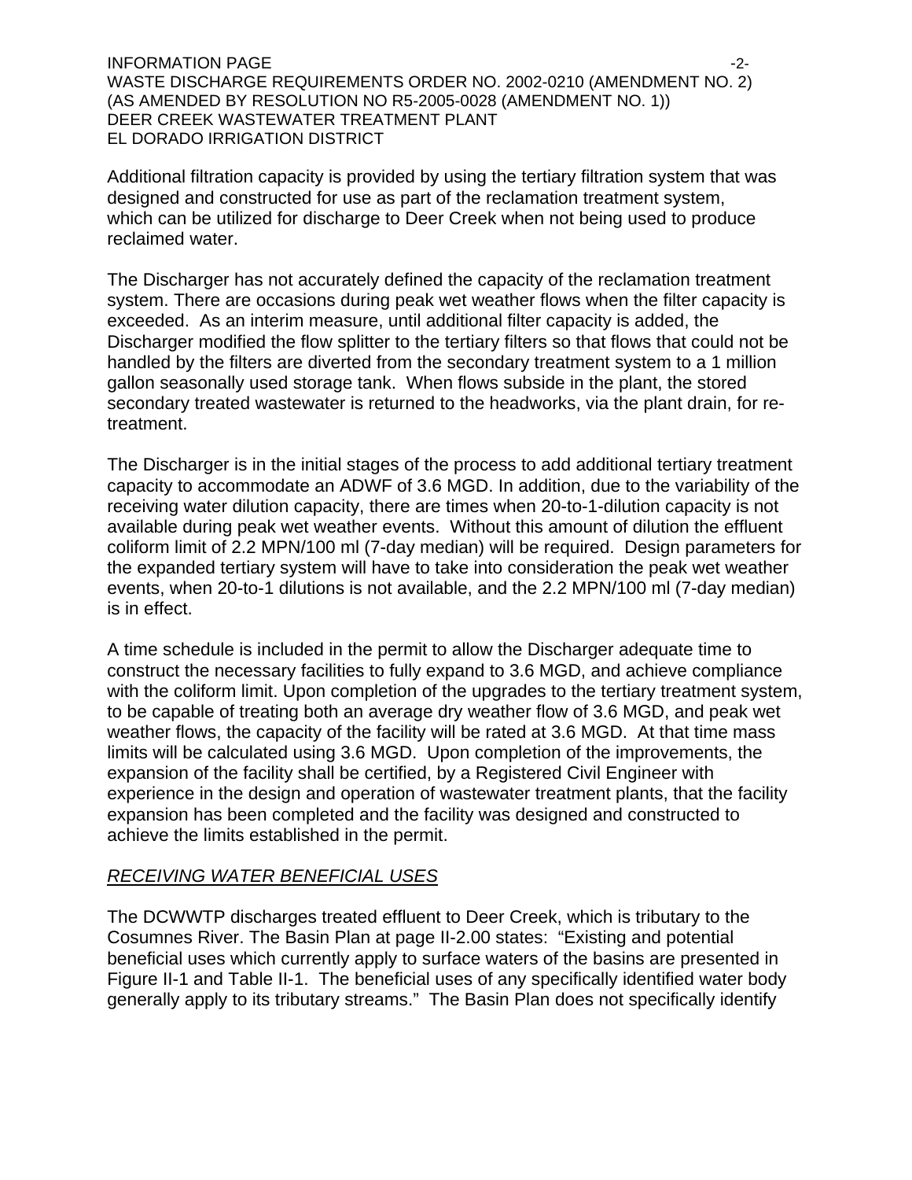Additional filtration capacity is provided by using the tertiary filtration system that was designed and constructed for use as part of the reclamation treatment system, which can be utilized for discharge to Deer Creek when not being used to produce reclaimed water.

The Discharger has not accurately defined the capacity of the reclamation treatment system. There are occasions during peak wet weather flows when the filter capacity is exceeded. As an interim measure, until additional filter capacity is added, the Discharger modified the flow splitter to the tertiary filters so that flows that could not be handled by the filters are diverted from the secondary treatment system to a 1 million gallon seasonally used storage tank. When flows subside in the plant, the stored secondary treated wastewater is returned to the headworks, via the plant drain, for re-treatment.

The Discharger is in the initial stages of the process to add additional tertiary treatment capacity to accommodate an ADWF of 3.6 MGD. In addition, due to the variability of the receiving water dilution capacity, there are times when 20-to-1-dilution capacity is not available during peak wet weather events. Without this amount of dilution the effluent coliform limit of 2.2 MPN/100 ml (7-day median) will be required. Design parameters for the expanded tertiary system will have to take into consideration the peak wet weather events, when 20-to-1 dilutions is not available, and the 2.2 MPN/100 ml (7-day median) is in effect.

A time schedule is included in the permit to allow the Discharger adequate time to construct the necessary facilities to fully expand to 3.6 MGD, and achieve compliance with the coliform limit. Upon completion of the upgrades to the tertiary treatment system, to be capable of treating both an average dry weather flow of 3.6 MGD, and peak wet weather flows, the capacity of the facility will be rated at 3.6 MGD. At that time mass limits will be calculated using 3.6 MGD. Upon completion of the improvements, the expansion of the facility shall be certified, by a Registered Civil Engineer with experience in the design and operation of wastewater treatment plants, that the facility expansion has been completed and the facility was designed and constructed to achieve the limits established in the permit.

*RECEIVING WATER BENEFICIAL USES*

The DCWWTP discharges treated effluent to Deer Creek, which is tributary to the Cosumnes River. The Basin Plan at page II-2.00 states: "Existing and potential beneficial uses which currently apply to surface waters of the basins are presented in Figure II-1 and Table II-1. The beneficial uses of any specifically identified water body generally apply to its tributary streams." The Basin Plan does not specifically identify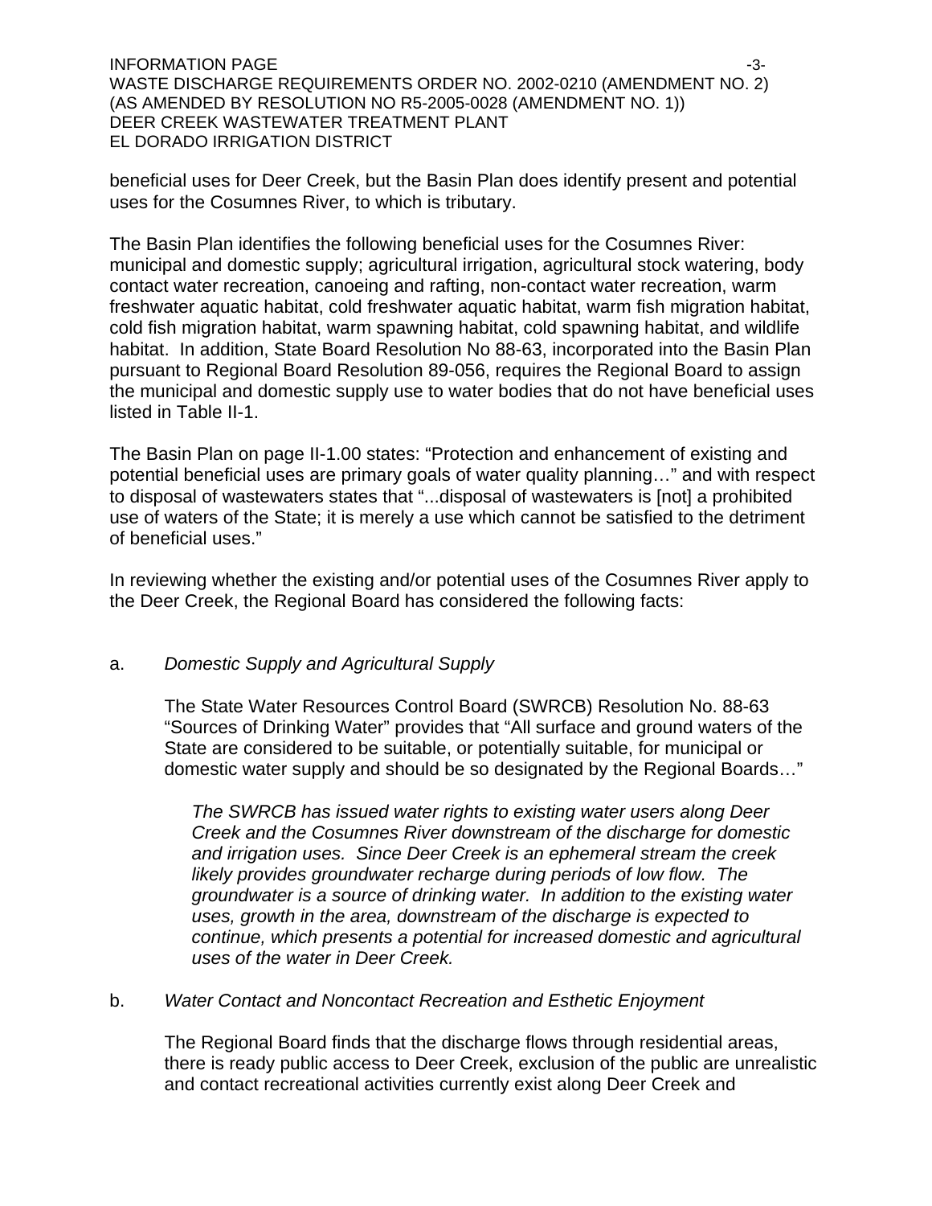beneficial uses for Deer Creek, but the Basin Plan does identify present and potential uses for the Cosumnes River, to which is tributary.

The Basin Plan identifies the following beneficial uses for the Cosumnes River: municipal and domestic supply; agricultural irrigation, agricultural stock watering, body contact water recreation, canoeing and rafting, non-contact water recreation, warm freshwater aquatic habitat, cold freshwater aquatic habitat, warm fish migration habitat, cold fish migration habitat, warm spawning habitat, cold spawning habitat, and wildlife habitat. In addition, State Board Resolution No 88-63, incorporated into the Basin Plan pursuant to Regional Board Resolution 89-056, requires the Regional Board to assign the municipal and domestic supply use to water bodies that do not have beneficial uses listed in Table II-1.

The Basin Plan on page II-1.00 states: "Protection and enhancement of existing and potential beneficial uses are primary goals of water quality planning…" and with respect to disposal of wastewaters states that "...disposal of wastewaters is [not] a prohibited use of waters of the State; it is merely a use which cannot be satisfied to the detriment of beneficial uses."

In reviewing whether the existing and/or potential uses of the Cosumnes River apply to the Deer Creek, the Regional Board has considered the following facts:

a. *Domestic Supply and Agricultural Supply*

The State Water Resources Control Board (SWRCB) Resolution No. 88-63 "Sources of Drinking Water" provides that "All surface and ground waters of the State are considered to be suitable, or potentially suitable, for municipal or domestic water supply and should be so designated by the Regional Boards…"

*The SWRCB has issued water rights to existing water users along Deer Creek and the Cosumnes River downstream of the discharge for domestic and irrigation uses. Since Deer Creek is an ephemeral stream the creek likely provides groundwater recharge during periods of low flow. The groundwater is a source of drinking water. In addition to the existing water uses, growth in the area, downstream of the discharge is expected to continue, which presents a potential for increased domestic and agricultural uses of the water in Deer Creek.*

b. *Water Contact and Noncontact Recreation and Esthetic Enjoyment*

The Regional Board finds that the discharge flows through residential areas, there is ready public access to Deer Creek, exclusion of the public are unrealistic and contact recreational activities currently exist along Deer Creek and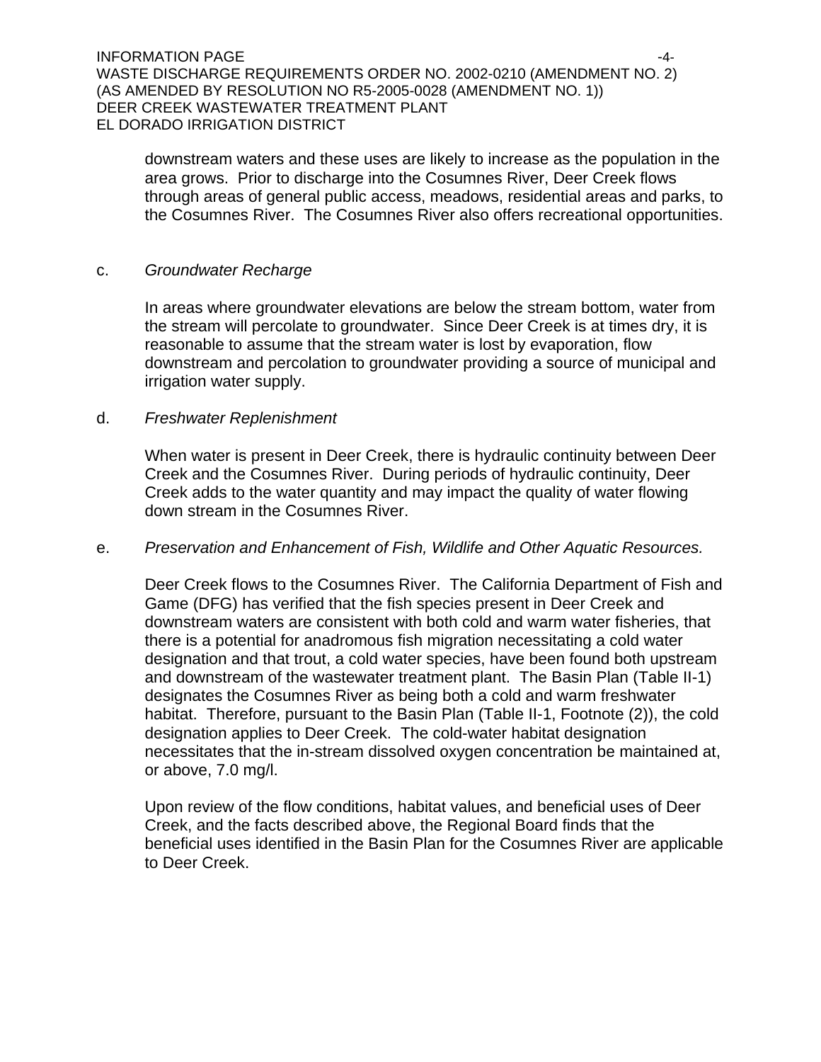downstream waters and these uses are likely to increase as the population in the area grows. Prior to discharge into the Cosumnes River, Deer Creek flows through areas of general public access, meadows, residential areas and parks, to the Cosumnes River. The Cosumnes River also offers recreational opportunities.

c. *Groundwater Recharge*

In areas where groundwater elevations are below the stream bottom, water from the stream will percolate to groundwater. Since Deer Creek is at times dry, it is reasonable to assume that the stream water is lost by evaporation, flow downstream and percolation to groundwater providing a source of municipal and irrigation water supply.

d. *Freshwater Replenishment*

When water is present in Deer Creek, there is hydraulic continuity between Deer Creek and the Cosumnes River. During periods of hydraulic continuity, Deer Creek adds to the water quantity and may impact the quality of water flowing down stream in the Cosumnes River.

e. *Preservation and Enhancement of Fish, Wildlife and Other Aquatic Resources.*

Deer Creek flows to the Cosumnes River. The California Department of Fish and Game (DFG) has verified that the fish species present in Deer Creek and downstream waters are consistent with both cold and warm water fisheries, that there is a potential for anadromous fish migration necessitating a cold water designation and that trout, a cold water species, have been found both upstream and downstream of the wastewater treatment plant. The Basin Plan (Table II-1) designates the Cosumnes River as being both a cold and warm freshwater habitat. Therefore, pursuant to the Basin Plan (Table II-1, Footnote (2)), the cold designation applies to Deer Creek. The cold-water habitat designation necessitates that the in-stream dissolved oxygen concentration be maintained at, or above, 7.0 mg/l.

Upon review of the flow conditions, habitat values, and beneficial uses of Deer Creek, and the facts described above, the Regional Board finds that the beneficial uses identified in the Basin Plan for the Cosumnes River are applicable to Deer Creek.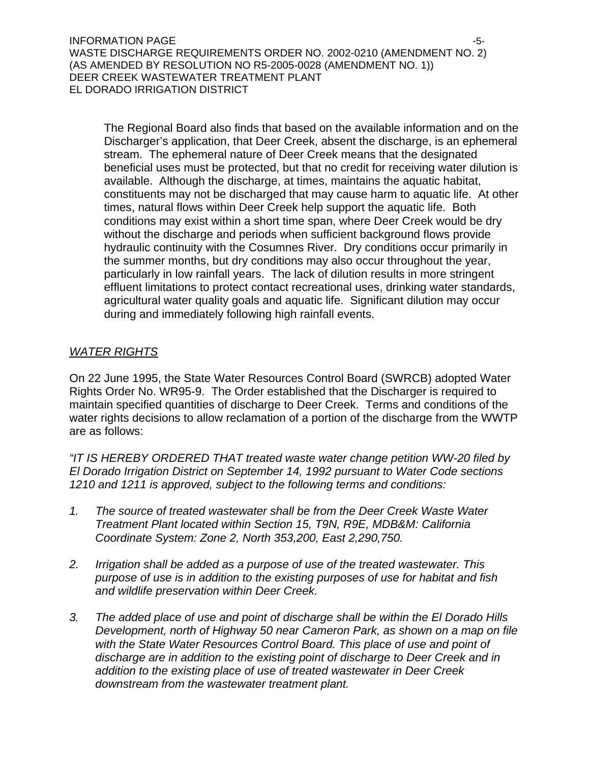The Regional Board also finds that based on the available information and on the Discharger's application, that Deer Creek, absent the discharge, is an ephemeral stream. The ephemeral nature of Deer Creek means that the designated beneficial uses must be protected, but that no credit for receiving water dilution is available. Although the discharge, at times, maintains the aquatic habitat, constituents may not be discharged that may cause harm to aquatic life. At other times, natural flows within Deer Creek help support the aquatic life. Both conditions may exist within a short time span, where Deer Creek would be dry without the discharge and periods when sufficient background flows provide hydraulic continuity with the Cosumnes River. Dry conditions occur primarily in the summer months, but dry conditions may also occur throughout the year, particularly in low rainfall years. The lack of dilution results in more stringent effluent limitations to protect contact recreational uses, drinking water standards, agricultural water quality goals and aquatic life. Significant dilution may occur during and immediately following high rainfall events.

## *WATER RIGHTS*

On 22 June 1995, the State Water Resources Control Board (SWRCB) adopted Water Rights Order No. WR95-9. The Order established that the Discharger is required to maintain specified quantities of discharge to Deer Creek. Terms and conditions of the water rights decisions to allow reclamation of a portion of the discharge from the WWTP are as follows:

*"IT IS HEREBY ORDERED THAT treated waste water change petition WW-20 filed by El Dorado Irrigation District on September 14, 1992 pursuant to Water Code sections 1210 and 1211 is approved, subject to the following terms and conditions:*

1. *The source of treated wastewater shall be from the Deer Creek Waste Water Treatment Plant located within Section 15, T9N, R9E, MDB&M: California Coordinate System: Zone 2, North 353,200, East 2,290,750.*

2. *Irrigation shall be added as a purpose of use of the treated wastewater. This purpose of use is in addition to the existing purposes of use for habitat and fish and wildlife preservation within Deer Creek.*

3. *The added place of use and point of discharge shall be within the El Dorado Hills Development, north of Highway 50 near Cameron Park, as shown on a map on file with the State Water Resources Control Board. This place of use and point of discharge are in addition to the existing point of discharge to Deer Creek and in addition to the existing place of use of treated wastewater in Deer Creek downstream from the wastewater treatment plant.*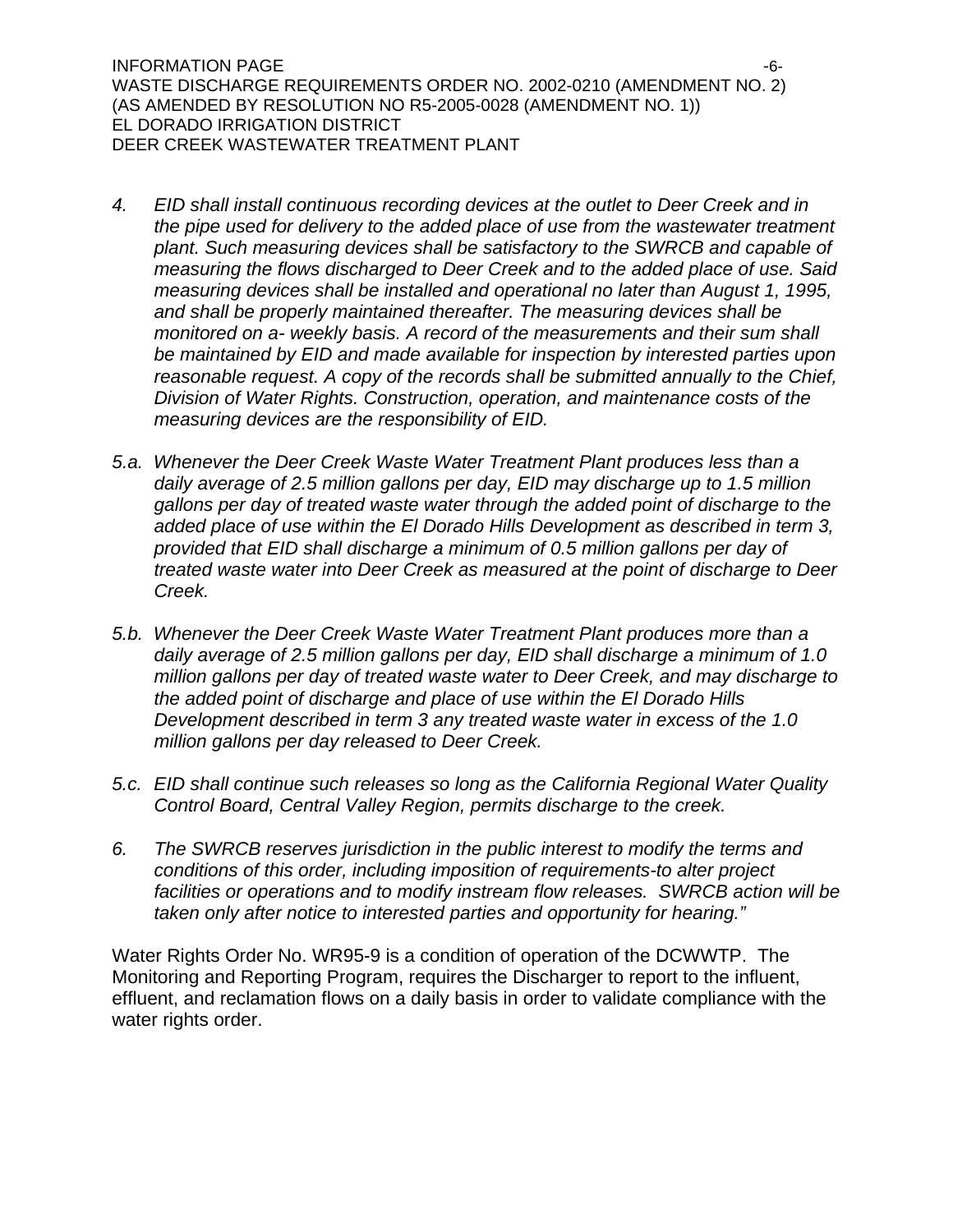*4. EID shall install continuous recording devices at the outlet to Deer Creek and in the pipe used for delivery to the added place of use from the wastewater treatment plant. Such measuring devices shall be satisfactory to the SWRCB and capable of measuring the flows discharged to Deer Creek and to the added place of use. Said measuring devices shall be installed and operational no later than August 1, 1995, and shall be properly maintained thereafter. The measuring devices shall be monitored on a- weekly basis. A record of the measurements and their sum shall be maintained by EID and made available for inspection by interested parties upon reasonable request. A copy of the records shall be submitted annually to the Chief, Division of Water Rights. Construction, operation, and maintenance costs of the measuring devices are the responsibility of EID.*

*5.a. Whenever the Deer Creek Waste Water Treatment Plant produces less than a daily average of 2.5 million gallons per day, EID may discharge up to 1.5 million gallons per day of treated waste water through the added point of discharge to the added place of use within the El Dorado Hills Development as described in term 3, provided that EID shall discharge a minimum of 0.5 million gallons per day of treated waste water into Deer Creek as measured at the point of discharge to Deer Creek.*

*5.b. Whenever the Deer Creek Waste Water Treatment Plant produces more than a daily average of 2.5 million gallons per day, EID shall discharge a minimum of 1.0 million gallons per day of treated waste water to Deer Creek, and may discharge to the added point of discharge and place of use within the El Dorado Hills Development described in term 3 any treated waste water in excess of the 1.0 million gallons per day released to Deer Creek.*

*5.c. EID shall continue such releases so long as the California Regional Water Quality Control Board, Central Valley Region, permits discharge to the creek.*

*6. The SWRCB reserves jurisdiction in the public interest to modify the terms and conditions of this order, including imposition of requirements-to alter project facilities or operations and to modify instream flow releases. SWRCB action will be taken only after notice to interested parties and opportunity for hearing."*

Water Rights Order No. WR95-9 is a condition of operation of the DCWWTP. The Monitoring and Reporting Program, requires the Discharger to report to the influent, effluent, and reclamation flows on a daily basis in order to validate compliance with the water rights order.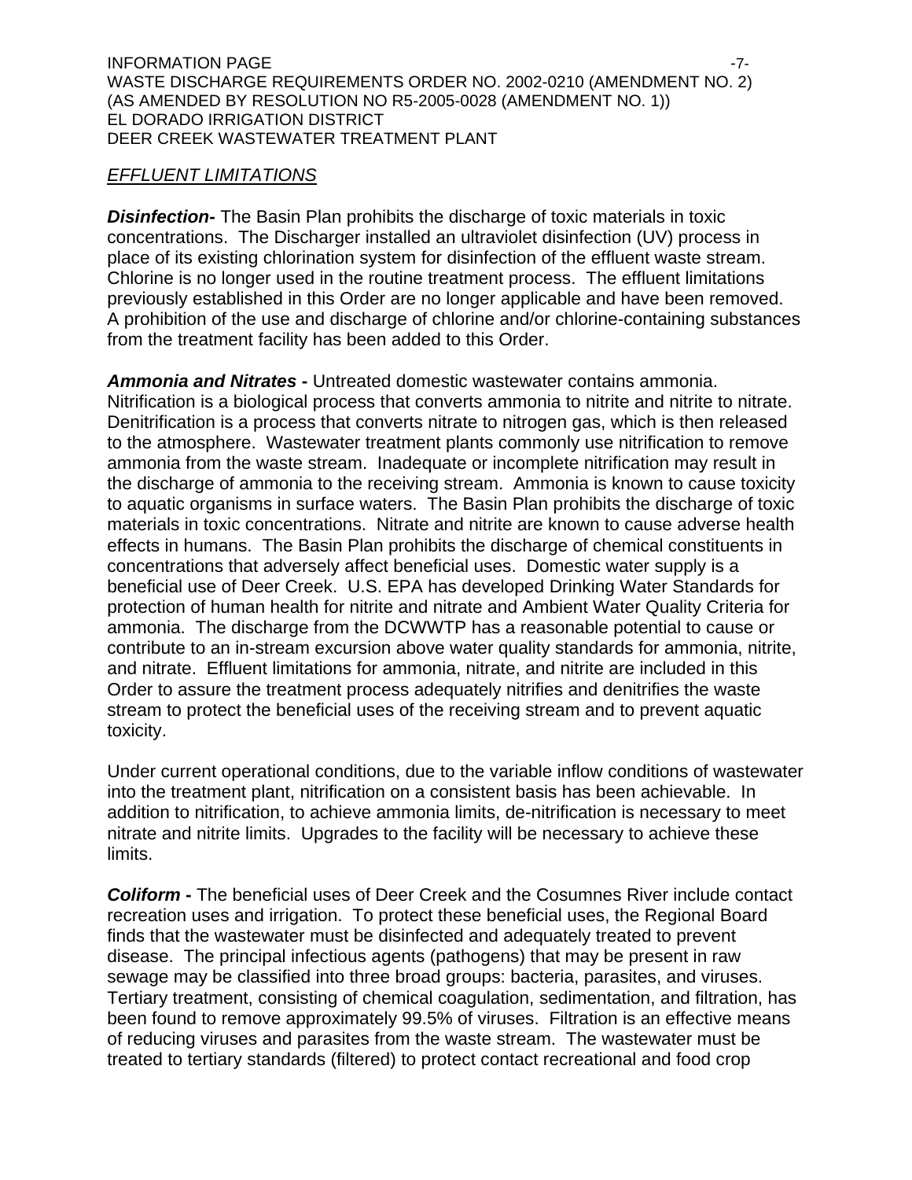## *EFFLUENT LIMITATIONS*

***Disinfection-*** The Basin Plan prohibits the discharge of toxic materials in toxic concentrations. The Discharger installed an ultraviolet disinfection (UV) process in place of its existing chlorination system for disinfection of the effluent waste stream. Chlorine is no longer used in the routine treatment process. The effluent limitations previously established in this Order are no longer applicable and have been removed. A prohibition of the use and discharge of chlorine and/or chlorine-containing substances from the treatment facility has been added to this Order.

***Ammonia and Nitrates* -** Untreated domestic wastewater contains ammonia. Nitrification is a biological process that converts ammonia to nitrite and nitrite to nitrate. Denitrification is a process that converts nitrate to nitrogen gas, which is then released to the atmosphere. Wastewater treatment plants commonly use nitrification to remove ammonia from the waste stream. Inadequate or incomplete nitrification may result in the discharge of ammonia to the receiving stream. Ammonia is known to cause toxicity to aquatic organisms in surface waters. The Basin Plan prohibits the discharge of toxic materials in toxic concentrations. Nitrate and nitrite are known to cause adverse health effects in humans. The Basin Plan prohibits the discharge of chemical constituents in concentrations that adversely affect beneficial uses. Domestic water supply is a beneficial use of Deer Creek. U.S. EPA has developed Drinking Water Standards for protection of human health for nitrite and nitrate and Ambient Water Quality Criteria for ammonia. The discharge from the DCWWTP has a reasonable potential to cause or contribute to an in-stream excursion above water quality standards for ammonia, nitrite, and nitrate. Effluent limitations for ammonia, nitrate, and nitrite are included in this Order to assure the treatment process adequately nitrifies and denitrifies the waste stream to protect the beneficial uses of the receiving stream and to prevent aquatic toxicity.

Under current operational conditions, due to the variable inflow conditions of wastewater into the treatment plant, nitrification on a consistent basis has been achievable. In addition to nitrification, to achieve ammonia limits, de-nitrification is necessary to meet nitrate and nitrite limits. Upgrades to the facility will be necessary to achieve these limits.

***Coliform* -** The beneficial uses of Deer Creek and the Cosumnes River include contact recreation uses and irrigation. To protect these beneficial uses, the Regional Board finds that the wastewater must be disinfected and adequately treated to prevent disease. The principal infectious agents (pathogens) that may be present in raw sewage may be classified into three broad groups: bacteria, parasites, and viruses. Tertiary treatment, consisting of chemical coagulation, sedimentation, and filtration, has been found to remove approximately 99.5% of viruses. Filtration is an effective means of reducing viruses and parasites from the waste stream. The wastewater must be treated to tertiary standards (filtered) to protect contact recreational and food crop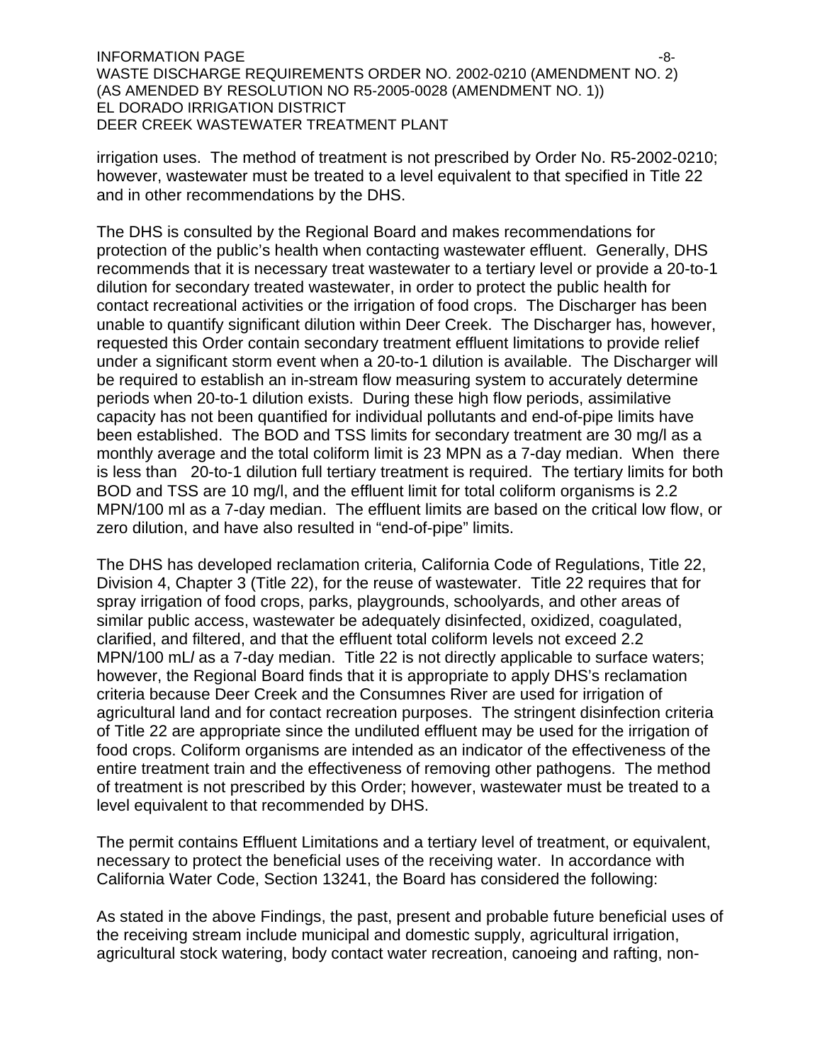irrigation uses. The method of treatment is not prescribed by Order No. R5-2002-0210; however, wastewater must be treated to a level equivalent to that specified in Title 22 and in other recommendations by the DHS.

The DHS is consulted by the Regional Board and makes recommendations for protection of the public's health when contacting wastewater effluent. Generally, DHS recommends that it is necessary treat wastewater to a tertiary level or provide a 20-to-1 dilution for secondary treated wastewater, in order to protect the public health for contact recreational activities or the irrigation of food crops. The Discharger has been unable to quantify significant dilution within Deer Creek. The Discharger has, however, requested this Order contain secondary treatment effluent limitations to provide relief under a significant storm event when a 20-to-1 dilution is available. The Discharger will be required to establish an in-stream flow measuring system to accurately determine periods when 20-to-1 dilution exists. During these high flow periods, assimilative capacity has not been quantified for individual pollutants and end-of-pipe limits have been established. The BOD and TSS limits for secondary treatment are 30 mg/l as a monthly average and the total coliform limit is 23 MPN as a 7-day median. When there is less than 20-to-1 dilution full tertiary treatment is required. The tertiary limits for both BOD and TSS are 10 mg/l, and the effluent limit for total coliform organisms is 2.2 MPN/100 ml as a 7-day median. The effluent limits are based on the critical low flow, or zero dilution, and have also resulted in "end-of-pipe" limits.

The DHS has developed reclamation criteria, California Code of Regulations, Title 22, Division 4, Chapter 3 (Title 22), for the reuse of wastewater. Title 22 requires that for spray irrigation of food crops, parks, playgrounds, schoolyards, and other areas of similar public access, wastewater be adequately disinfected, oxidized, coagulated, clarified, and filtered, and that the effluent total coliform levels not exceed 2.2 MPN/100 mL/ as a 7-day median. Title 22 is not directly applicable to surface waters; however, the Regional Board finds that it is appropriate to apply DHS's reclamation criteria because Deer Creek and the Consumnes River are used for irrigation of agricultural land and for contact recreation purposes. The stringent disinfection criteria of Title 22 are appropriate since the undiluted effluent may be used for the irrigation of food crops. Coliform organisms are intended as an indicator of the effectiveness of the entire treatment train and the effectiveness of removing other pathogens. The method of treatment is not prescribed by this Order; however, wastewater must be treated to a level equivalent to that recommended by DHS.

The permit contains Effluent Limitations and a tertiary level of treatment, or equivalent, necessary to protect the beneficial uses of the receiving water. In accordance with California Water Code, Section 13241, the Board has considered the following:

As stated in the above Findings, the past, present and probable future beneficial uses of the receiving stream include municipal and domestic supply, agricultural irrigation, agricultural stock watering, body contact water recreation, canoeing and rafting, non-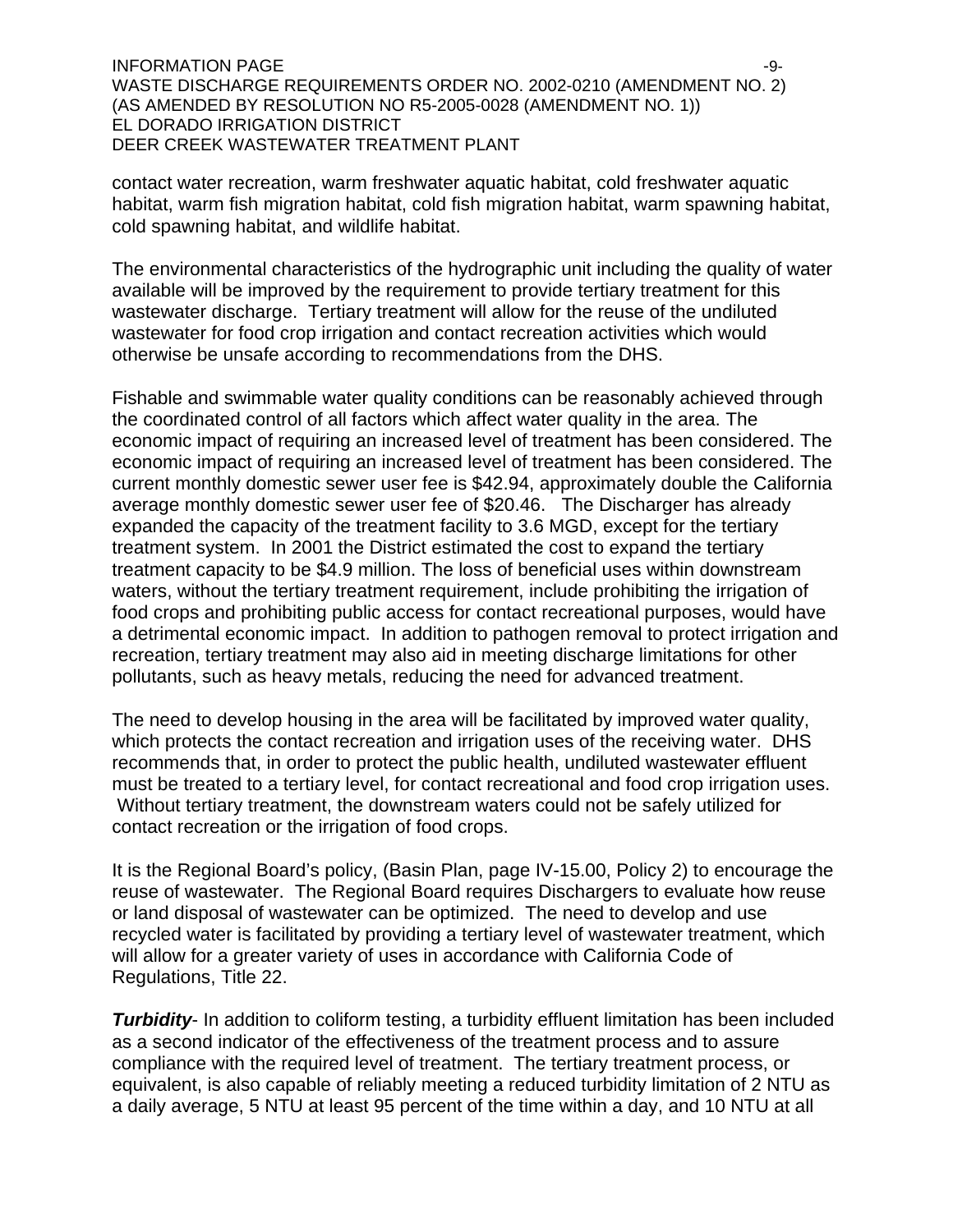contact water recreation, warm freshwater aquatic habitat, cold freshwater aquatic habitat, warm fish migration habitat, cold fish migration habitat, warm spawning habitat, cold spawning habitat, and wildlife habitat.

The environmental characteristics of the hydrographic unit including the quality of water available will be improved by the requirement to provide tertiary treatment for this wastewater discharge. Tertiary treatment will allow for the reuse of the undiluted wastewater for food crop irrigation and contact recreation activities which would otherwise be unsafe according to recommendations from the DHS.

Fishable and swimmable water quality conditions can be reasonably achieved through the coordinated control of all factors which affect water quality in the area. The economic impact of requiring an increased level of treatment has been considered. The economic impact of requiring an increased level of treatment has been considered. The current monthly domestic sewer user fee is $42.94, approximately double the California average monthly domestic sewer user fee of $20.46. The Discharger has already expanded the capacity of the treatment facility to 3.6 MGD, except for the tertiary treatment system. In 2001 the District estimated the cost to expand the tertiary treatment capacity to be $4.9 million. The loss of beneficial uses within downstream waters, without the tertiary treatment requirement, include prohibiting the irrigation of food crops and prohibiting public access for contact recreational purposes, would have a detrimental economic impact. In addition to pathogen removal to protect irrigation and recreation, tertiary treatment may also aid in meeting discharge limitations for other pollutants, such as heavy metals, reducing the need for advanced treatment.

The need to develop housing in the area will be facilitated by improved water quality, which protects the contact recreation and irrigation uses of the receiving water. DHS recommends that, in order to protect the public health, undiluted wastewater effluent must be treated to a tertiary level, for contact recreational and food crop irrigation uses. Without tertiary treatment, the downstream waters could not be safely utilized for contact recreation or the irrigation of food crops.

It is the Regional Board's policy, (Basin Plan, page IV-15.00, Policy 2) to encourage the reuse of wastewater. The Regional Board requires Dischargers to evaluate how reuse or land disposal of wastewater can be optimized. The need to develop and use recycled water is facilitated by providing a tertiary level of wastewater treatment, which will allow for a greater variety of uses in accordance with California Code of Regulations, Title 22.

***Turbidity***- In addition to coliform testing, a turbidity effluent limitation has been included as a second indicator of the effectiveness of the treatment process and to assure compliance with the required level of treatment. The tertiary treatment process, or equivalent, is also capable of reliably meeting a reduced turbidity limitation of 2 NTU as a daily average, 5 NTU at least 95 percent of the time within a day, and 10 NTU at all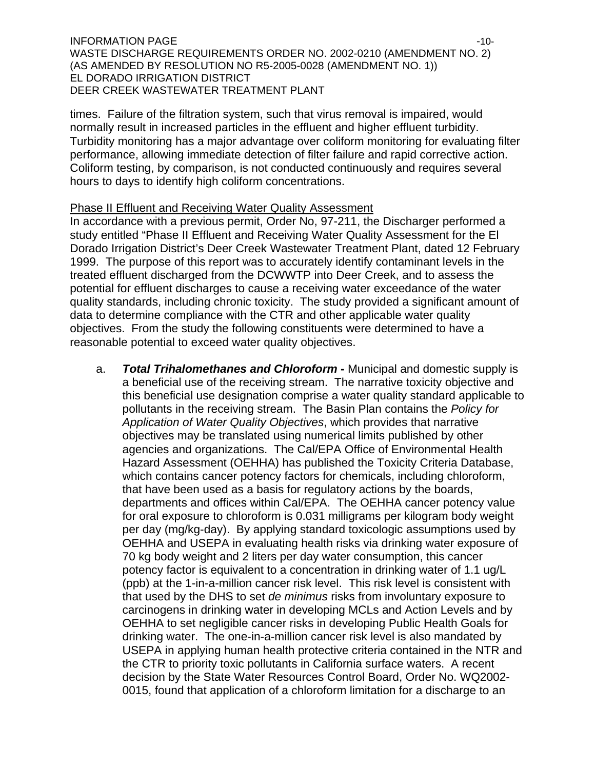times. Failure of the filtration system, such that virus removal is impaired, would normally result in increased particles in the effluent and higher effluent turbidity. Turbidity monitoring has a major advantage over coliform monitoring for evaluating filter performance, allowing immediate detection of filter failure and rapid corrective action. Coliform testing, by comparison, is not conducted continuously and requires several hours to days to identify high coliform concentrations.

<u>Phase II Effluent and Receiving Water Quality Assessment</u>
In accordance with a previous permit, Order No, 97-211, the Discharger performed a study entitled "Phase II Effluent and Receiving Water Quality Assessment for the El Dorado Irrigation District's Deer Creek Wastewater Treatment Plant, dated 12 February 1999. The purpose of this report was to accurately identify contaminant levels in the treated effluent discharged from the DCWWTP into Deer Creek, and to assess the potential for effluent discharges to cause a receiving water exceedance of the water quality standards, including chronic toxicity. The study provided a significant amount of data to determine compliance with the CTR and other applicable water quality objectives. From the study the following constituents were determined to have a reasonable potential to exceed water quality objectives.

a. ***Total Trihalomethanes and Chloroform*** **-** Municipal and domestic supply is a beneficial use of the receiving stream. The narrative toxicity objective and this beneficial use designation comprise a water quality standard applicable to pollutants in the receiving stream. The Basin Plan contains the *Policy for Application of Water Quality Objectives*, which provides that narrative objectives may be translated using numerical limits published by other agencies and organizations. The Cal/EPA Office of Environmental Health Hazard Assessment (OEHHA) has published the Toxicity Criteria Database, which contains cancer potency factors for chemicals, including chloroform, that have been used as a basis for regulatory actions by the boards, departments and offices within Cal/EPA. The OEHHA cancer potency value for oral exposure to chloroform is 0.031 milligrams per kilogram body weight per day (mg/kg-day). By applying standard toxicologic assumptions used by OEHHA and USEPA in evaluating health risks via drinking water exposure of 70 kg body weight and 2 liters per day water consumption, this cancer potency factor is equivalent to a concentration in drinking water of 1.1 ug/L (ppb) at the 1-in-a-million cancer risk level. This risk level is consistent with that used by the DHS to set *de minimus* risks from involuntary exposure to carcinogens in drinking water in developing MCLs and Action Levels and by OEHHA to set negligible cancer risks in developing Public Health Goals for drinking water. The one-in-a-million cancer risk level is also mandated by USEPA in applying human health protective criteria contained in the NTR and the CTR to priority toxic pollutants in California surface waters. A recent decision by the State Water Resources Control Board, Order No. WQ2002-0015, found that application of a chloroform limitation for a discharge to an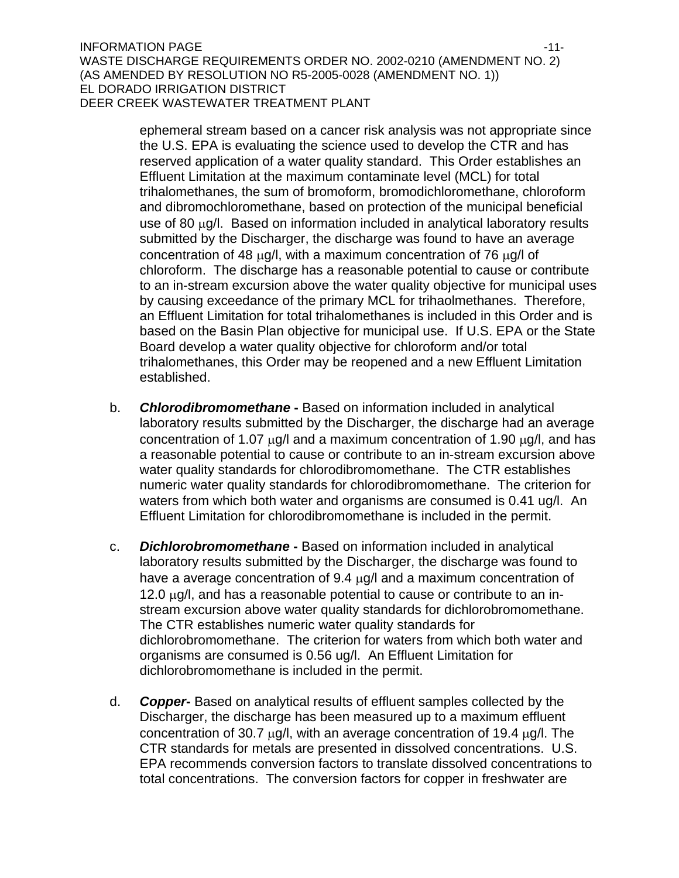ephemeral stream based on a cancer risk analysis was not appropriate since the U.S. EPA is evaluating the science used to develop the CTR and has reserved application of a water quality standard. This Order establishes an Effluent Limitation at the maximum contaminate level (MCL) for total trihalomethanes, the sum of bromoform, bromodichloromethane, chloroform and dibromochloromethane, based on protection of the municipal beneficial use of 80 μg/l. Based on information included in analytical laboratory results submitted by the Discharger, the discharge was found to have an average concentration of 48 μg/l, with a maximum concentration of 76 μg/l of chloroform. The discharge has a reasonable potential to cause or contribute to an in-stream excursion above the water quality objective for municipal uses by causing exceedance of the primary MCL for trihaolmethanes. Therefore, an Effluent Limitation for total trihalomethanes is included in this Order and is based on the Basin Plan objective for municipal use. If U.S. EPA or the State Board develop a water quality objective for chloroform and/or total trihalomethanes, this Order may be reopened and a new Effluent Limitation established.

b. ***Chlorodibromomethane -*** Based on information included in analytical laboratory results submitted by the Discharger, the discharge had an average concentration of 1.07 μg/l and a maximum concentration of 1.90 μg/l, and has a reasonable potential to cause or contribute to an in-stream excursion above water quality standards for chlorodibromomethane. The CTR establishes numeric water quality standards for chlorodibromomethane. The criterion for waters from which both water and organisms are consumed is 0.41 ug/l. An Effluent Limitation for chlorodibromomethane is included in the permit.

c. ***Dichlorobromomethane -*** Based on information included in analytical laboratory results submitted by the Discharger, the discharge was found to have a average concentration of 9.4 μg/l and a maximum concentration of 12.0 μg/l, and has a reasonable potential to cause or contribute to an in-stream excursion above water quality standards for dichlorobromomethane. The CTR establishes numeric water quality standards for dichlorobromomethane. The criterion for waters from which both water and organisms are consumed is 0.56 ug/l. An Effluent Limitation for dichlorobromomethane is included in the permit.

d. ***Copper-*** Based on analytical results of effluent samples collected by the Discharger, the discharge has been measured up to a maximum effluent concentration of 30.7 μg/l, with an average concentration of 19.4 μg/l. The CTR standards for metals are presented in dissolved concentrations. U.S. EPA recommends conversion factors to translate dissolved concentrations to total concentrations. The conversion factors for copper in freshwater are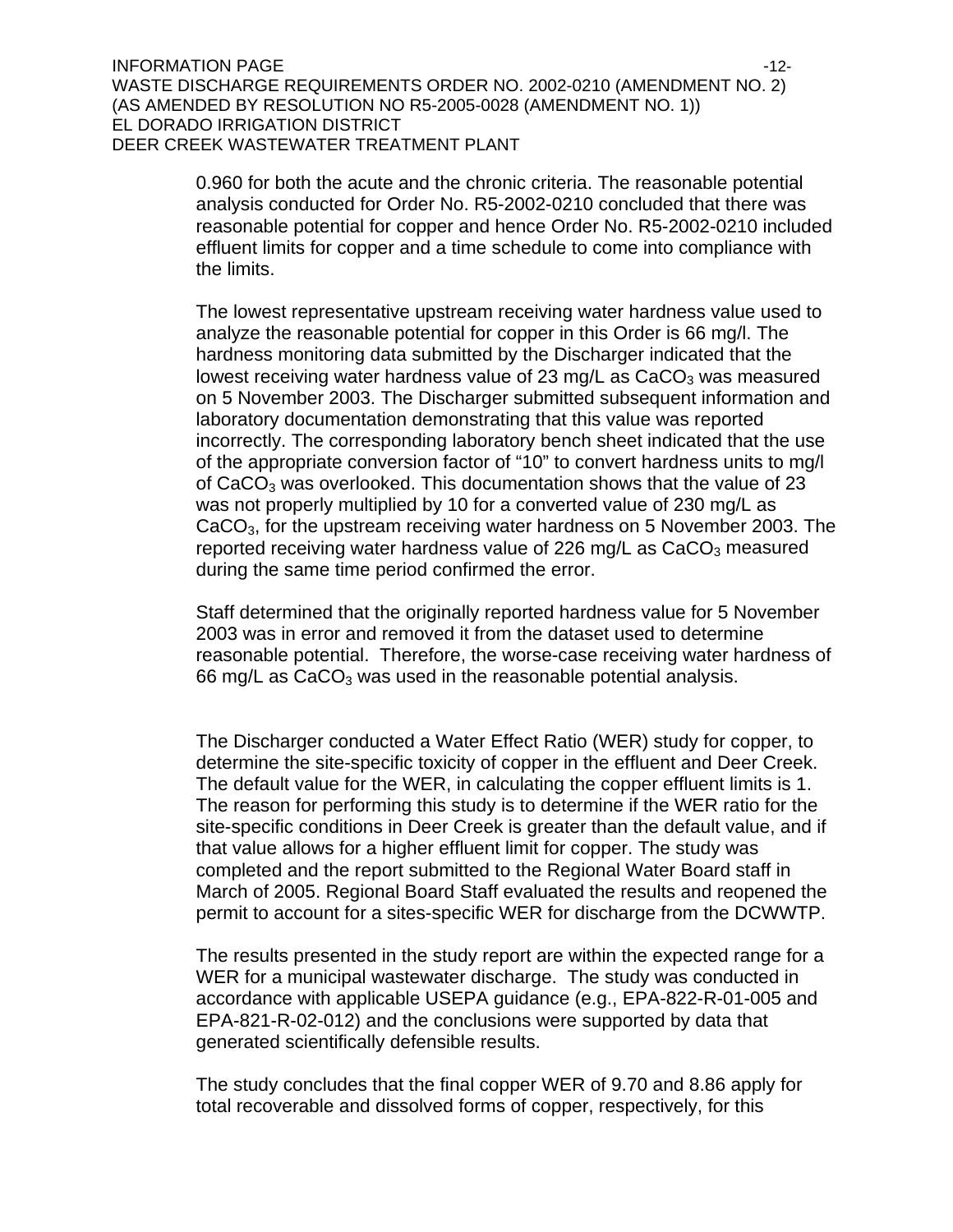0.960 for both the acute and the chronic criteria. The reasonable potential analysis conducted for Order No. R5-2002-0210 concluded that there was reasonable potential for copper and hence Order No. R5-2002-0210 included effluent limits for copper and a time schedule to come into compliance with the limits.

The lowest representative upstream receiving water hardness value used to analyze the reasonable potential for copper in this Order is 66 mg/l. The hardness monitoring data submitted by the Discharger indicated that the lowest receiving water hardness value of 23 mg/L as $CaCO_3$ was measured on 5 November 2003. The Discharger submitted subsequent information and laboratory documentation demonstrating that this value was reported incorrectly. The corresponding laboratory bench sheet indicated that the use of the appropriate conversion factor of "10" to convert hardness units to mg/l of $CaCO_3$ was overlooked. This documentation shows that the value of 23 was not properly multiplied by 10 for a converted value of 230 mg/L as $CaCO_3$, for the upstream receiving water hardness on 5 November 2003. The reported receiving water hardness value of 226 mg/L as $CaCO_3$ measured during the same time period confirmed the error.

Staff determined that the originally reported hardness value for 5 November 2003 was in error and removed it from the dataset used to determine reasonable potential. Therefore, the worse-case receiving water hardness of 66 mg/L as $CaCO_3$ was used in the reasonable potential analysis.

The Discharger conducted a Water Effect Ratio (WER) study for copper, to determine the site-specific toxicity of copper in the effluent and Deer Creek. The default value for the WER, in calculating the copper effluent limits is 1. The reason for performing this study is to determine if the WER ratio for the site-specific conditions in Deer Creek is greater than the default value, and if that value allows for a higher effluent limit for copper. The study was completed and the report submitted to the Regional Water Board staff in March of 2005. Regional Board Staff evaluated the results and reopened the permit to account for a sites-specific WER for discharge from the DCWWTP.

The results presented in the study report are within the expected range for a WER for a municipal wastewater discharge. The study was conducted in accordance with applicable USEPA guidance (e.g., EPA-822-R-01-005 and EPA-821-R-02-012) and the conclusions were supported by data that generated scientifically defensible results.

The study concludes that the final copper WER of 9.70 and 8.86 apply for total recoverable and dissolved forms of copper, respectively, for this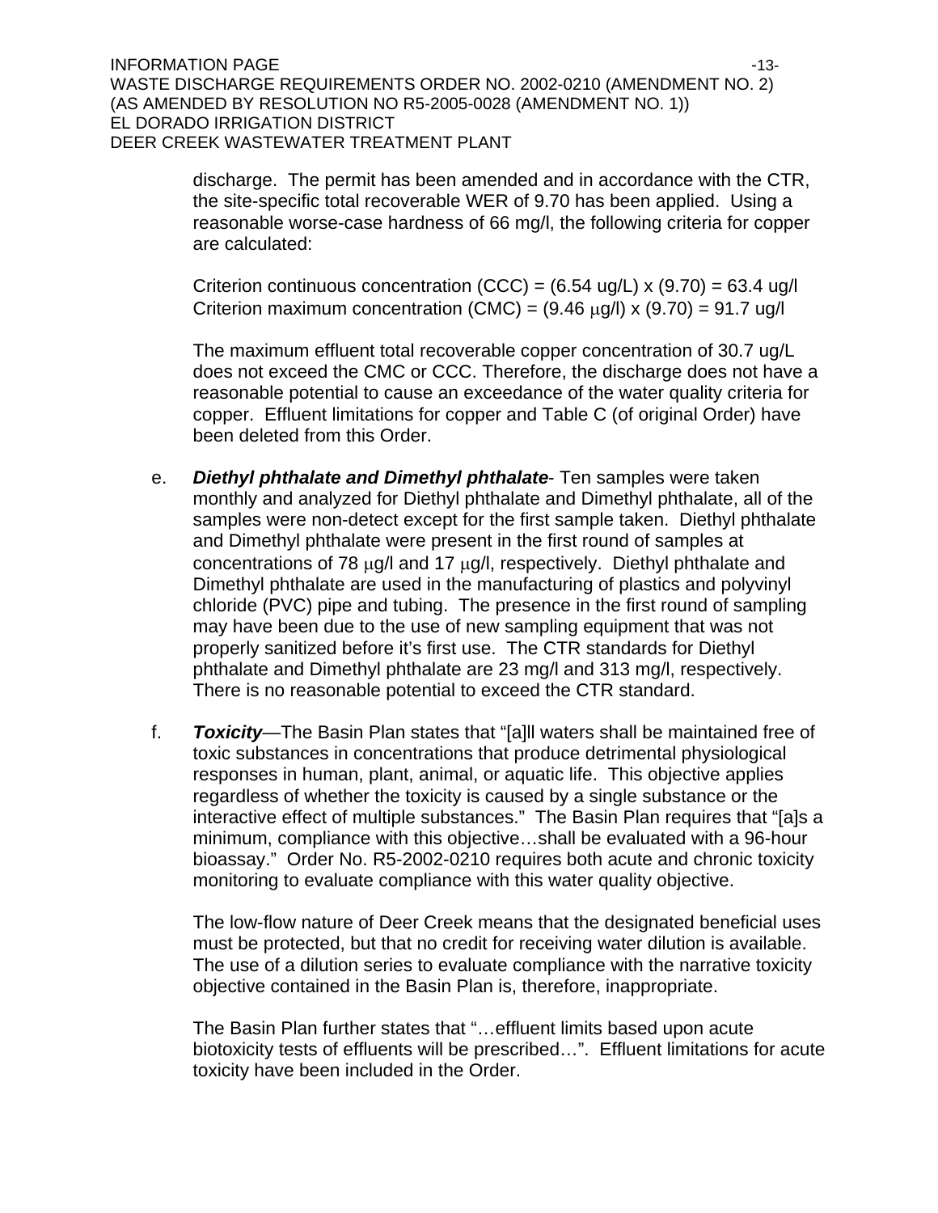discharge. The permit has been amended and in accordance with the CTR, the site-specific total recoverable WER of 9.70 has been applied. Using a reasonable worse-case hardness of 66 mg/l, the following criteria for copper are calculated:

Criterion continuous concentration (CCC) = (6.54 ug/L) x (9.70) = 63.4 ug/l
Criterion maximum concentration (CMC) = (9.46 μg/l) x (9.70) = 91.7 ug/l

The maximum effluent total recoverable copper concentration of 30.7 ug/L does not exceed the CMC or CCC. Therefore, the discharge does not have a reasonable potential to cause an exceedance of the water quality criteria for copper. Effluent limitations for copper and Table C (of original Order) have been deleted from this Order.

e. ***Diethyl phthalate and Dimethyl phthalate***- Ten samples were taken monthly and analyzed for Diethyl phthalate and Dimethyl phthalate, all of the samples were non-detect except for the first sample taken. Diethyl phthalate and Dimethyl phthalate were present in the first round of samples at concentrations of 78 μg/l and 17 μg/l, respectively. Diethyl phthalate and Dimethyl phthalate are used in the manufacturing of plastics and polyvinyl chloride (PVC) pipe and tubing. The presence in the first round of sampling may have been due to the use of new sampling equipment that was not properly sanitized before it's first use. The CTR standards for Diethyl phthalate and Dimethyl phthalate are 23 mg/l and 313 mg/l, respectively. There is no reasonable potential to exceed the CTR standard.

f. ***Toxicity***—The Basin Plan states that "[a]ll waters shall be maintained free of toxic substances in concentrations that produce detrimental physiological responses in human, plant, animal, or aquatic life. This objective applies regardless of whether the toxicity is caused by a single substance or the interactive effect of multiple substances." The Basin Plan requires that "[a]s a minimum, compliance with this objective…shall be evaluated with a 96-hour bioassay." Order No. R5-2002-0210 requires both acute and chronic toxicity monitoring to evaluate compliance with this water quality objective.

The low-flow nature of Deer Creek means that the designated beneficial uses must be protected, but that no credit for receiving water dilution is available. The use of a dilution series to evaluate compliance with the narrative toxicity objective contained in the Basin Plan is, therefore, inappropriate.

The Basin Plan further states that "…effluent limits based upon acute biotoxicity tests of effluents will be prescribed…". Effluent limitations for acute toxicity have been included in the Order.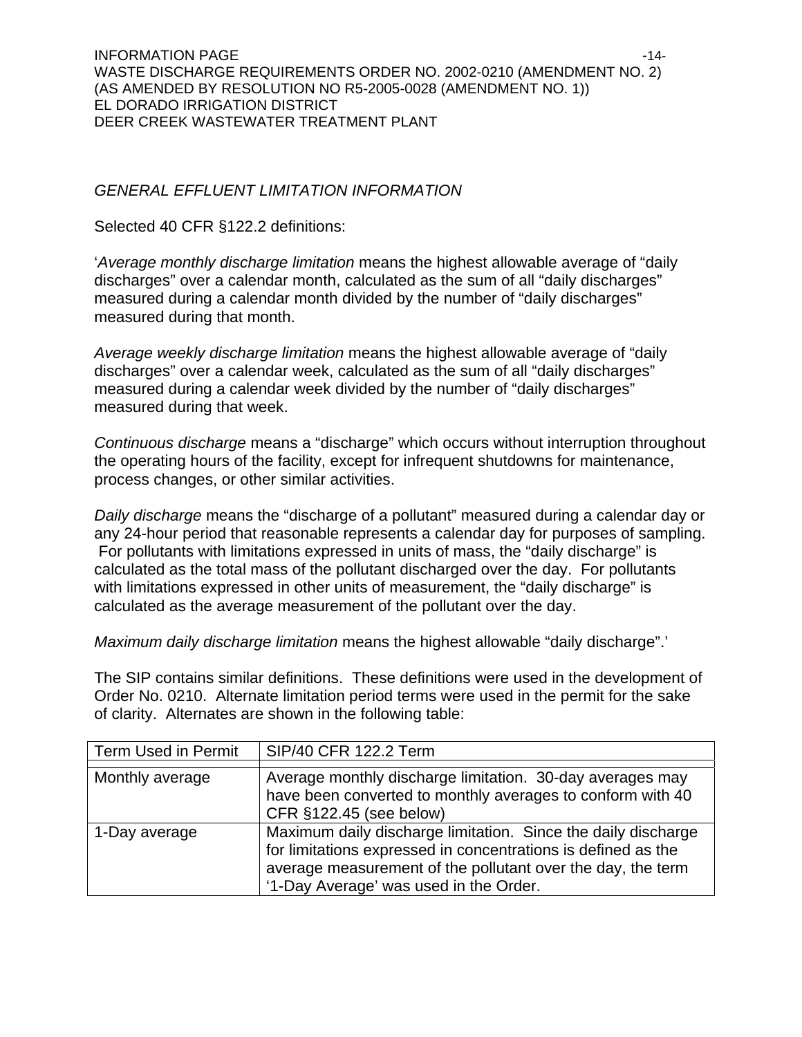*GENERAL EFFLUENT LIMITATION INFORMATION*

Selected 40 CFR §122.2 definitions:

'*Average monthly discharge limitation* means the highest allowable average of "daily discharges" over a calendar month, calculated as the sum of all "daily discharges" measured during a calendar month divided by the number of "daily discharges" measured during that month.

*Average weekly discharge limitation* means the highest allowable average of "daily discharges" over a calendar week, calculated as the sum of all "daily discharges" measured during a calendar week divided by the number of "daily discharges" measured during that week.

*Continuous discharge* means a "discharge" which occurs without interruption throughout the operating hours of the facility, except for infrequent shutdowns for maintenance, process changes, or other similar activities.

*Daily discharge* means the "discharge of a pollutant" measured during a calendar day or any 24-hour period that reasonable represents a calendar day for purposes of sampling. For pollutants with limitations expressed in units of mass, the "daily discharge" is calculated as the total mass of the pollutant discharged over the day. For pollutants with limitations expressed in other units of measurement, the "daily discharge" is calculated as the average measurement of the pollutant over the day.

*Maximum daily discharge limitation* means the highest allowable "daily discharge".'

The SIP contains similar definitions. These definitions were used in the development of Order No. 0210. Alternate limitation period terms were used in the permit for the sake of clarity. Alternates are shown in the following table:

| Term Used in Permit | SIP/40 CFR 122.2 Term |
|---|---|
| Monthly average | Average monthly discharge limitation. 30-day averages may have been converted to monthly averages to conform with 40 CFR §122.45 (see below) |
| 1-Day average | Maximum daily discharge limitation. Since the daily discharge for limitations expressed in concentrations is defined as the average measurement of the pollutant over the day, the term '1-Day Average' was used in the Order. |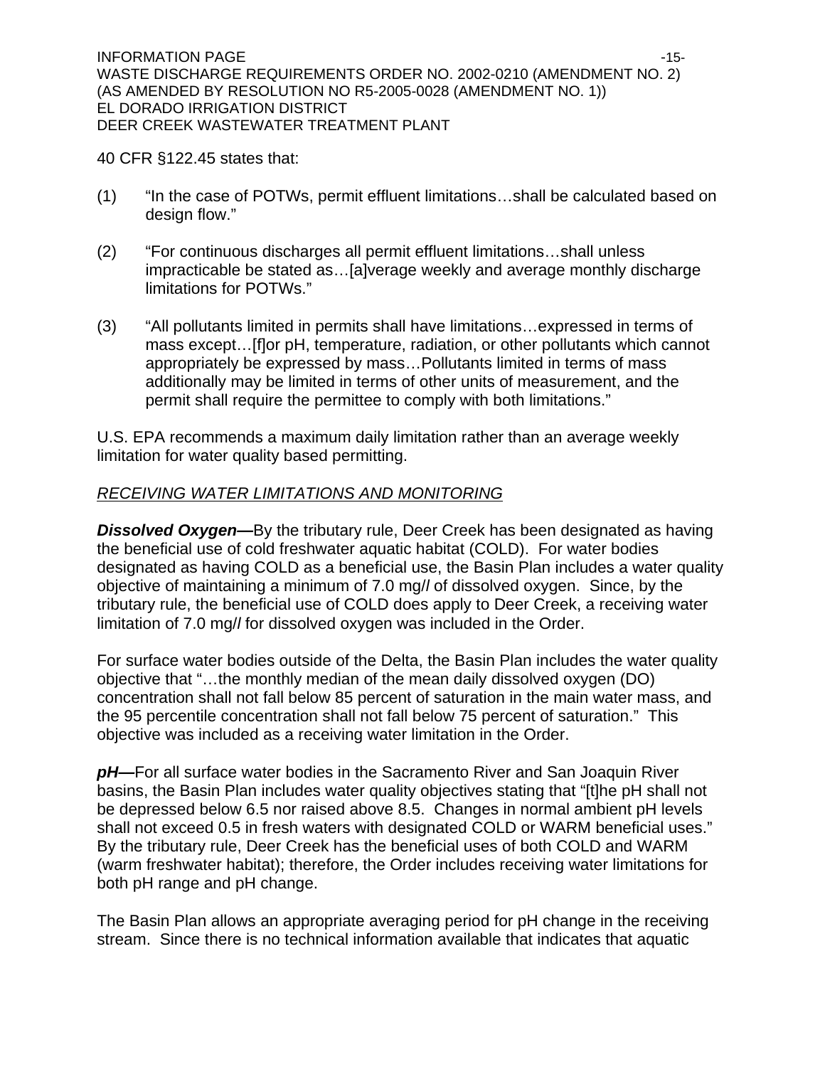40 CFR §122.45 states that:

(1) "In the case of POTWs, permit effluent limitations…shall be calculated based on design flow."

(2) "For continuous discharges all permit effluent limitations…shall unless impracticable be stated as…[a]verage weekly and average monthly discharge limitations for POTWs."

(3) "All pollutants limited in permits shall have limitations…expressed in terms of mass except…[f]or pH, temperature, radiation, or other pollutants which cannot appropriately be expressed by mass…Pollutants limited in terms of mass additionally may be limited in terms of other units of measurement, and the permit shall require the permittee to comply with both limitations."

U.S. EPA recommends a maximum daily limitation rather than an average weekly limitation for water quality based permitting.

*RECEIVING WATER LIMITATIONS AND MONITORING*

***Dissolved Oxygen—***By the tributary rule, Deer Creek has been designated as having the beneficial use of cold freshwater aquatic habitat (COLD). For water bodies designated as having COLD as a beneficial use, the Basin Plan includes a water quality objective of maintaining a minimum of 7.0 mg/*l* of dissolved oxygen. Since, by the tributary rule, the beneficial use of COLD does apply to Deer Creek, a receiving water limitation of 7.0 mg/*l* for dissolved oxygen was included in the Order.

For surface water bodies outside of the Delta, the Basin Plan includes the water quality objective that "…the monthly median of the mean daily dissolved oxygen (DO) concentration shall not fall below 85 percent of saturation in the main water mass, and the 95 percentile concentration shall not fall below 75 percent of saturation." This objective was included as a receiving water limitation in the Order.

***pH—***For all surface water bodies in the Sacramento River and San Joaquin River basins, the Basin Plan includes water quality objectives stating that "[t]he pH shall not be depressed below 6.5 nor raised above 8.5. Changes in normal ambient pH levels shall not exceed 0.5 in fresh waters with designated COLD or WARM beneficial uses." By the tributary rule, Deer Creek has the beneficial uses of both COLD and WARM (warm freshwater habitat); therefore, the Order includes receiving water limitations for both pH range and pH change.

The Basin Plan allows an appropriate averaging period for pH change in the receiving stream. Since there is no technical information available that indicates that aquatic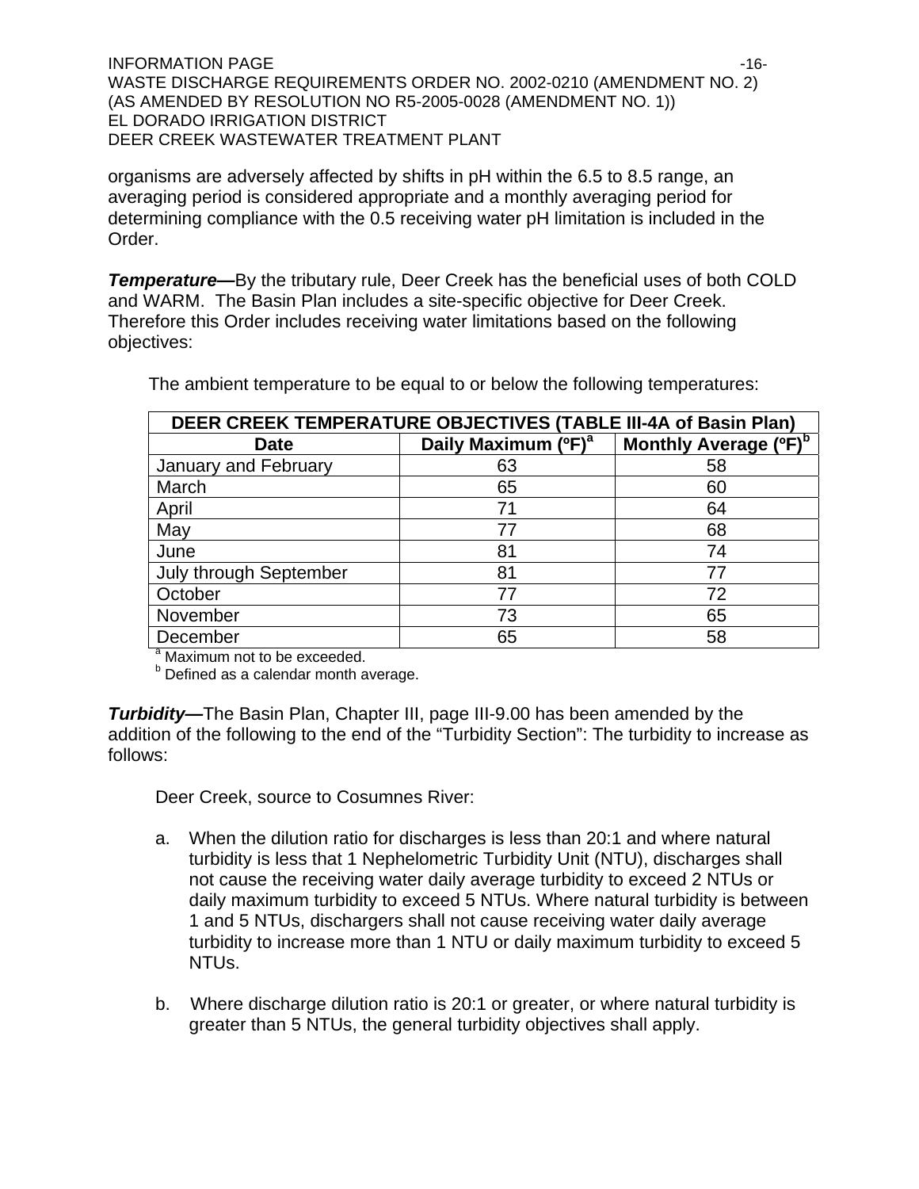organisms are adversely affected by shifts in pH within the 6.5 to 8.5 range, an averaging period is considered appropriate and a monthly averaging period for determining compliance with the 0.5 receiving water pH limitation is included in the Order.

***Temperature—***By the tributary rule, Deer Creek has the beneficial uses of both COLD and WARM. The Basin Plan includes a site-specific objective for Deer Creek. Therefore this Order includes receiving water limitations based on the following objectives:

The ambient temperature to be equal to or below the following temperatures:

| DEER CREEK TEMPERATURE OBJECTIVES (TABLE III-4A of Basin Plan) | | |
|---|---|---|
| **Date** | **Daily Maximum (ºF)[a]** | **Monthly Average (ºF)[b]** |
| January and February | 63 | 58 |
| March | 65 | 60 |
| April | 71 | 64 |
| May | 77 | 68 |
| June | 81 | 74 |
| July through September | 81 | 77 |
| October | 77 | 72 |
| November | 73 | 65 |
| December | 65 | 58 |

[a] Maximum not to be exceeded.
[b] Defined as a calendar month average.

***Turbidity—***The Basin Plan, Chapter III, page III-9.00 has been amended by the addition of the following to the end of the "Turbidity Section": The turbidity to increase as follows:

Deer Creek, source to Cosumnes River:

a. When the dilution ratio for discharges is less than 20:1 and where natural turbidity is less that 1 Nephelometric Turbidity Unit (NTU), discharges shall not cause the receiving water daily average turbidity to exceed 2 NTUs or daily maximum turbidity to exceed 5 NTUs. Where natural turbidity is between 1 and 5 NTUs, dischargers shall not cause receiving water daily average turbidity to increase more than 1 NTU or daily maximum turbidity to exceed 5 NTUs.

b. Where discharge dilution ratio is 20:1 or greater, or where natural turbidity is greater than 5 NTUs, the general turbidity objectives shall apply.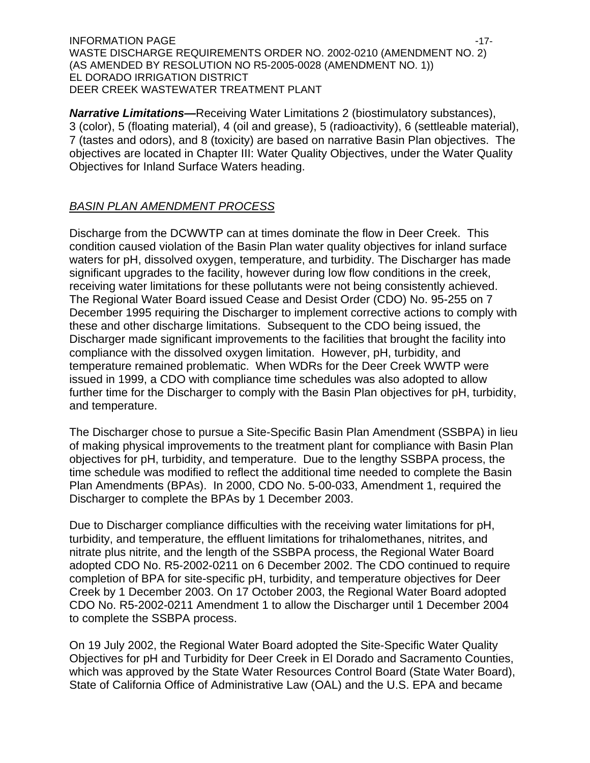***Narrative Limitations—***Receiving Water Limitations 2 (biostimulatory substances), 3 (color), 5 (floating material), 4 (oil and grease), 5 (radioactivity), 6 (settleable material), 7 (tastes and odors), and 8 (toxicity) are based on narrative Basin Plan objectives. The objectives are located in Chapter III: Water Quality Objectives, under the Water Quality Objectives for Inland Surface Waters heading.

*BASIN PLAN AMENDMENT PROCESS*

Discharge from the DCWWTP can at times dominate the flow in Deer Creek. This condition caused violation of the Basin Plan water quality objectives for inland surface waters for pH, dissolved oxygen, temperature, and turbidity. The Discharger has made significant upgrades to the facility, however during low flow conditions in the creek, receiving water limitations for these pollutants were not being consistently achieved. The Regional Water Board issued Cease and Desist Order (CDO) No. 95-255 on 7 December 1995 requiring the Discharger to implement corrective actions to comply with these and other discharge limitations. Subsequent to the CDO being issued, the Discharger made significant improvements to the facilities that brought the facility into compliance with the dissolved oxygen limitation. However, pH, turbidity, and temperature remained problematic. When WDRs for the Deer Creek WWTP were issued in 1999, a CDO with compliance time schedules was also adopted to allow further time for the Discharger to comply with the Basin Plan objectives for pH, turbidity, and temperature.

The Discharger chose to pursue a Site-Specific Basin Plan Amendment (SSBPA) in lieu of making physical improvements to the treatment plant for compliance with Basin Plan objectives for pH, turbidity, and temperature. Due to the lengthy SSBPA process, the time schedule was modified to reflect the additional time needed to complete the Basin Plan Amendments (BPAs). In 2000, CDO No. 5-00-033, Amendment 1, required the Discharger to complete the BPAs by 1 December 2003.

Due to Discharger compliance difficulties with the receiving water limitations for pH, turbidity, and temperature, the effluent limitations for trihalomethanes, nitrites, and nitrate plus nitrite, and the length of the SSBPA process, the Regional Water Board adopted CDO No. R5-2002-0211 on 6 December 2002. The CDO continued to require completion of BPA for site-specific pH, turbidity, and temperature objectives for Deer Creek by 1 December 2003. On 17 October 2003, the Regional Water Board adopted CDO No. R5-2002-0211 Amendment 1 to allow the Discharger until 1 December 2004 to complete the SSBPA process.

On 19 July 2002, the Regional Water Board adopted the Site-Specific Water Quality Objectives for pH and Turbidity for Deer Creek in El Dorado and Sacramento Counties, which was approved by the State Water Resources Control Board (State Water Board), State of California Office of Administrative Law (OAL) and the U.S. EPA and became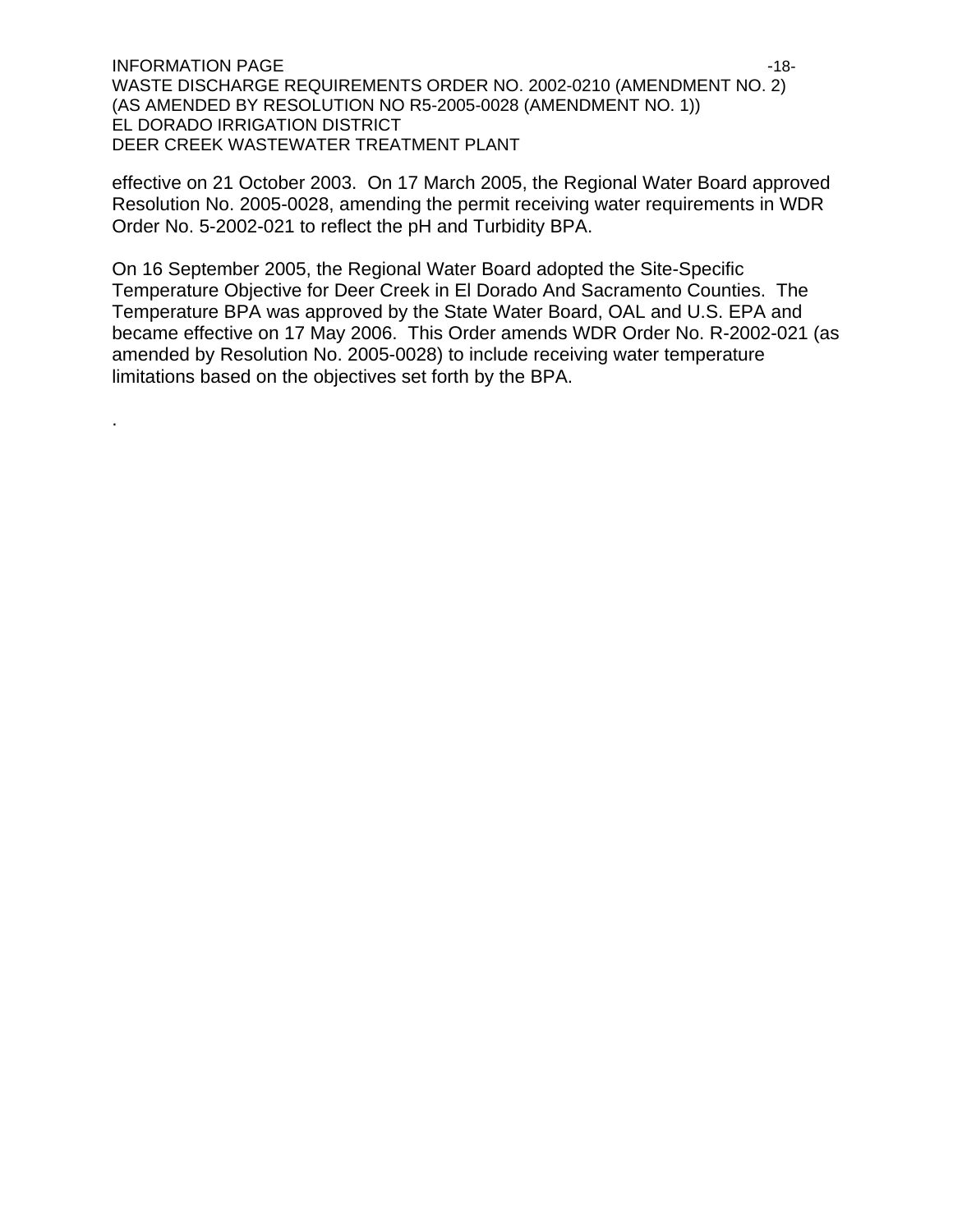effective on 21 October 2003. On 17 March 2005, the Regional Water Board approved Resolution No. 2005-0028, amending the permit receiving water requirements in WDR Order No. 5-2002-021 to reflect the pH and Turbidity BPA.

On 16 September 2005, the Regional Water Board adopted the Site-Specific Temperature Objective for Deer Creek in El Dorado And Sacramento Counties. The Temperature BPA was approved by the State Water Board, OAL and U.S. EPA and became effective on 17 May 2006. This Order amends WDR Order No. R-2002-021 (as amended by Resolution No. 2005-0028) to include receiving water temperature limitations based on the objectives set forth by the BPA.

.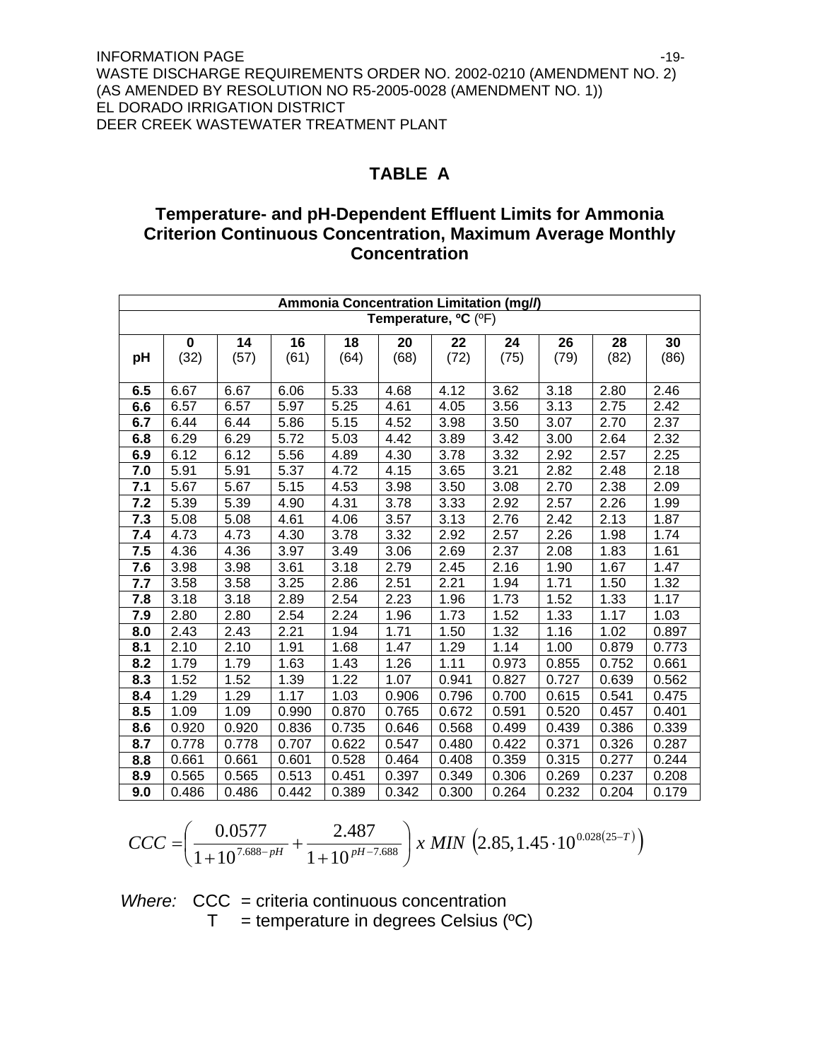## TABLE A

### Temperature- and pH-Dependent Effluent Limits for Ammonia Criterion Continuous Concentration, Maximum Average Monthly Concentration

| Ammonia Concentration Limitation (mg/l) | | | | | | | | | | |
|---|---|---|---|---|---|---|---|---|---|---|
| | Temperature, ºC (ºF) | | | | | | | | | |
| **pH** | **0** (32) | **14** (57) | **16** (61) | **18** (64) | **20** (68) | **22** (72) | **24** (75) | **26** (79) | **28** (82) | **30** (86) |
| **6.5** | 6.67 | 6.67 | 6.06 | 5.33 | 4.68 | 4.12 | 3.62 | 3.18 | 2.80 | 2.46 |
| **6.6** | 6.57 | 6.57 | 5.97 | 5.25 | 4.61 | 4.05 | 3.56 | 3.13 | 2.75 | 2.42 |
| **6.7** | 6.44 | 6.44 | 5.86 | 5.15 | 4.52 | 3.98 | 3.50 | 3.07 | 2.70 | 2.37 |
| **6.8** | 6.29 | 6.29 | 5.72 | 5.03 | 4.42 | 3.89 | 3.42 | 3.00 | 2.64 | 2.32 |
| **6.9** | 6.12 | 6.12 | 5.56 | 4.89 | 4.30 | 3.78 | 3.32 | 2.92 | 2.57 | 2.25 |
| **7.0** | 5.91 | 5.91 | 5.37 | 4.72 | 4.15 | 3.65 | 3.21 | 2.82 | 2.48 | 2.18 |
| **7.1** | 5.67 | 5.67 | 5.15 | 4.53 | 3.98 | 3.50 | 3.08 | 2.70 | 2.38 | 2.09 |
| **7.2** | 5.39 | 5.39 | 4.90 | 4.31 | 3.78 | 3.33 | 2.92 | 2.57 | 2.26 | 1.99 |
| **7.3** | 5.08 | 5.08 | 4.61 | 4.06 | 3.57 | 3.13 | 2.76 | 2.42 | 2.13 | 1.87 |
| **7.4** | 4.73 | 4.73 | 4.30 | 3.78 | 3.32 | 2.92 | 2.57 | 2.26 | 1.98 | 1.74 |
| **7.5** | 4.36 | 4.36 | 3.97 | 3.49 | 3.06 | 2.69 | 2.37 | 2.08 | 1.83 | 1.61 |
| **7.6** | 3.98 | 3.98 | 3.61 | 3.18 | 2.79 | 2.45 | 2.16 | 1.90 | 1.67 | 1.47 |
| **7.7** | 3.58 | 3.58 | 3.25 | 2.86 | 2.51 | 2.21 | 1.94 | 1.71 | 1.50 | 1.32 |
| **7.8** | 3.18 | 3.18 | 2.89 | 2.54 | 2.23 | 1.96 | 1.73 | 1.52 | 1.33 | 1.17 |
| **7.9** | 2.80 | 2.80 | 2.54 | 2.24 | 1.96 | 1.73 | 1.52 | 1.33 | 1.17 | 1.03 |
| **8.0** | 2.43 | 2.43 | 2.21 | 1.94 | 1.71 | 1.50 | 1.32 | 1.16 | 1.02 | 0.897 |
| **8.1** | 2.10 | 2.10 | 1.91 | 1.68 | 1.47 | 1.29 | 1.14 | 1.00 | 0.879 | 0.773 |
| **8.2** | 1.79 | 1.79 | 1.63 | 1.43 | 1.26 | 1.11 | 0.973 | 0.855 | 0.752 | 0.661 |
| **8.3** | 1.52 | 1.52 | 1.39 | 1.22 | 1.07 | 0.941 | 0.827 | 0.727 | 0.639 | 0.562 |
| **8.4** | 1.29 | 1.29 | 1.17 | 1.03 | 0.906 | 0.796 | 0.700 | 0.615 | 0.541 | 0.475 |
| **8.5** | 1.09 | 1.09 | 0.990 | 0.870 | 0.765 | 0.672 | 0.591 | 0.520 | 0.457 | 0.401 |
| **8.6** | 0.920 | 0.920 | 0.836 | 0.735 | 0.646 | 0.568 | 0.499 | 0.439 | 0.386 | 0.339 |
| **8.7** | 0.778 | 0.778 | 0.707 | 0.622 | 0.547 | 0.480 | 0.422 | 0.371 | 0.326 | 0.287 |
| **8.8** | 0.661 | 0.661 | 0.601 | 0.528 | 0.464 | 0.408 | 0.359 | 0.315 | 0.277 | 0.244 |
| **8.9** | 0.565 | 0.565 | 0.513 | 0.451 | 0.397 | 0.349 | 0.306 | 0.269 | 0.237 | 0.208 |
| **9.0** | 0.486 | 0.486 | 0.442 | 0.389 | 0.342 | 0.300 | 0.264 | 0.232 | 0.204 | 0.179 |

$$CCC = \left( \frac{0.0577}{1 + 10^{7.688 - pH}} + \frac{2.487}{1 + 10^{pH - 7.688}} \right) x \; MIN \; \left( 2.85, 1.45 \cdot 10^{0.028(25-T)} \right)$$

*Where:* CCC = criteria continuous concentration
T = temperature in degrees Celsius (ºC)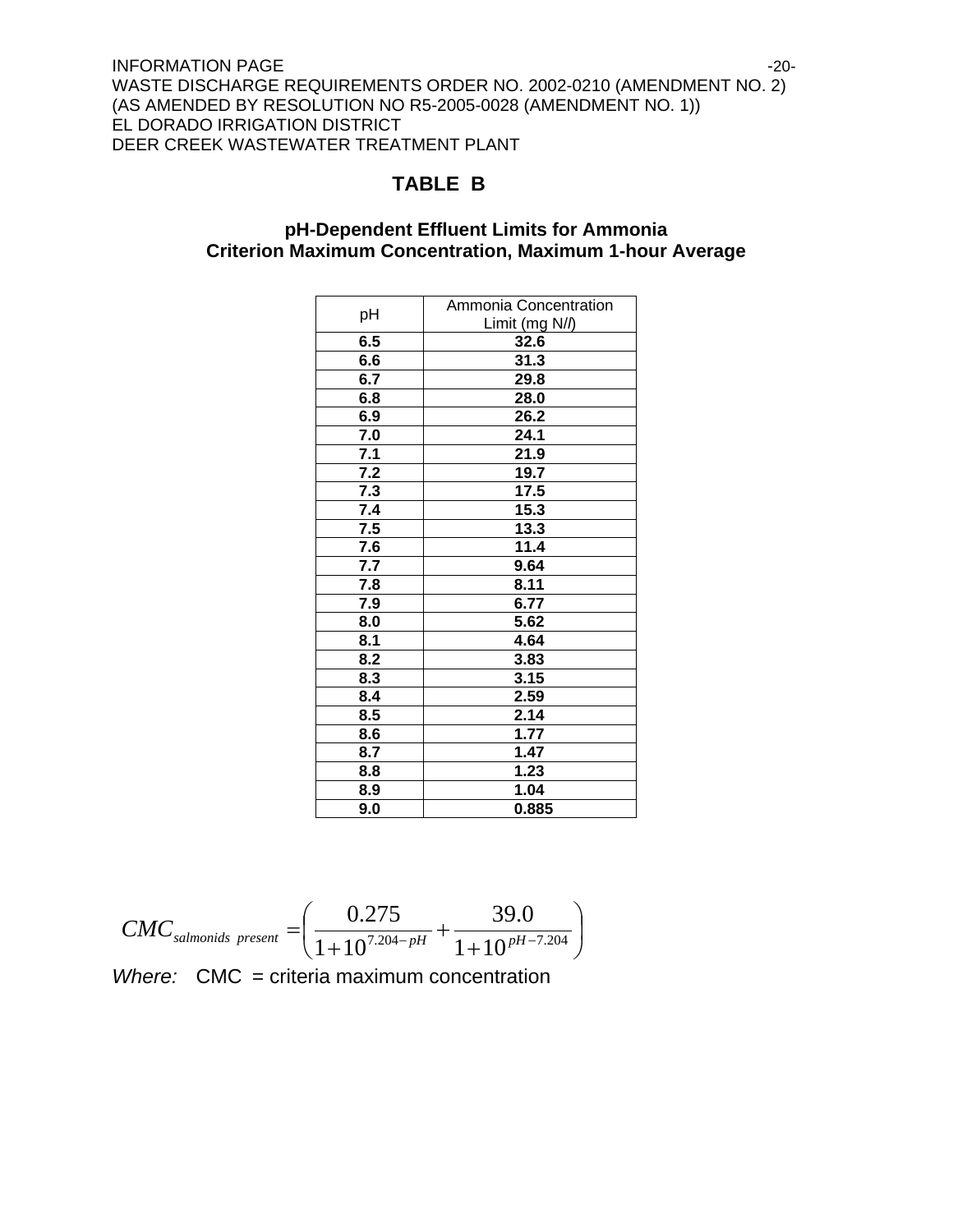## TABLE B

### pH-Dependent Effluent Limits for Ammonia
### Criterion Maximum Concentration, Maximum 1-hour Average

| pH | Ammonia Concentration Limit (mg N/*l*) |
|---|---|
| **6.5** | **32.6** |
| **6.6** | **31.3** |
| **6.7** | **29.8** |
| **6.8** | **28.0** |
| **6.9** | **26.2** |
| **7.0** | **24.1** |
| **7.1** | **21.9** |
| **7.2** | **19.7** |
| **7.3** | **17.5** |
| **7.4** | **15.3** |
| **7.5** | **13.3** |
| **7.6** | **11.4** |
| **7.7** | **9.64** |
| **7.8** | **8.11** |
| **7.9** | **6.77** |
| **8.0** | **5.62** |
| **8.1** | **4.64** |
| **8.2** | **3.83** |
| **8.3** | **3.15** |
| **8.4** | **2.59** |
| **8.5** | **2.14** |
| **8.6** | **1.77** |
| **8.7** | **1.47** |
| **8.8** | **1.23** |
| **8.9** | **1.04** |
| **9.0** | **0.885** |

$$CMC_{salmonids\ present} = \left( \frac{0.275}{1+10^{7.204-pH}} + \frac{39.0}{1+10^{pH-7.204}} \right)$$

*Where:* CMC = criteria maximum concentration